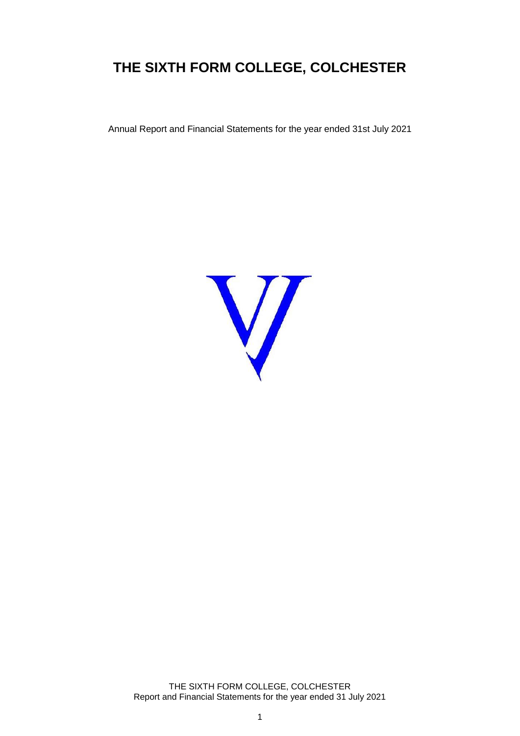# THE SIXTH FORM COLLEGE, COLCHESTER

Annual Report and Financial Statements for the year ended 31st July 2021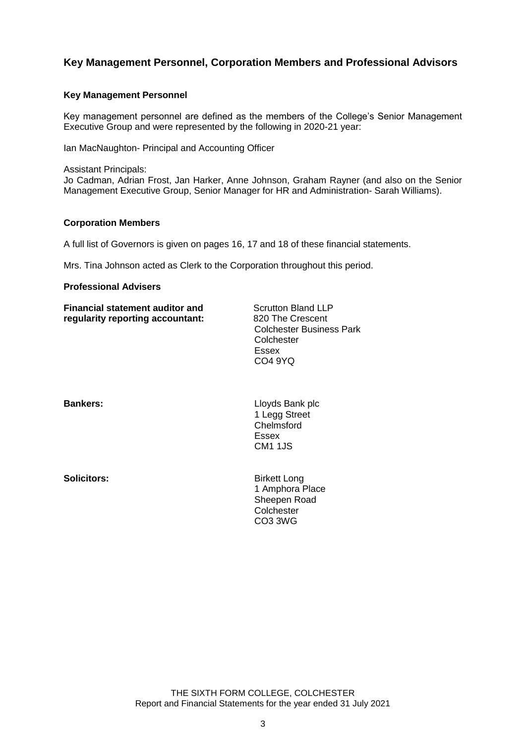## Key Management Personnel, Corporation Members and Professional Advisors

### Key Management Personnel

Key management personnel are defined as the members of the College's Senior Management Executive Group and were represented by the following in 2020-21 year:

Ian MacNaughton- Principal and Accounting Officer

Assistant Principals:
Jo Cadman, Adrian Frost, Jan Harker, Anne Johnson, Graham Rayner (and also on the Senior Management Executive Group, Senior Manager for HR and Administration- Sarah Williams).

### Corporation Members

A full list of Governors is given on pages 16, 17 and 18 of these financial statements.

Mrs. Tina Johnson acted as Clerk to the Corporation throughout this period.

### Professional Advisers

| | |
|---|---|
| **Financial statement auditor and regularity reporting accountant:** | Scrutton Bland LLP<br>820 The Crescent<br>Colchester Business Park<br>Colchester<br>Essex<br>CO4 9YQ |
| **Bankers:** | Lloyds Bank plc<br>1 Legg Street<br>Chelmsford<br>Essex<br>CM1 1JS |
| **Solicitors:** | Birkett Long<br>1 Amphora Place<br>Sheepen Road<br>Colchester<br>CO3 3WG |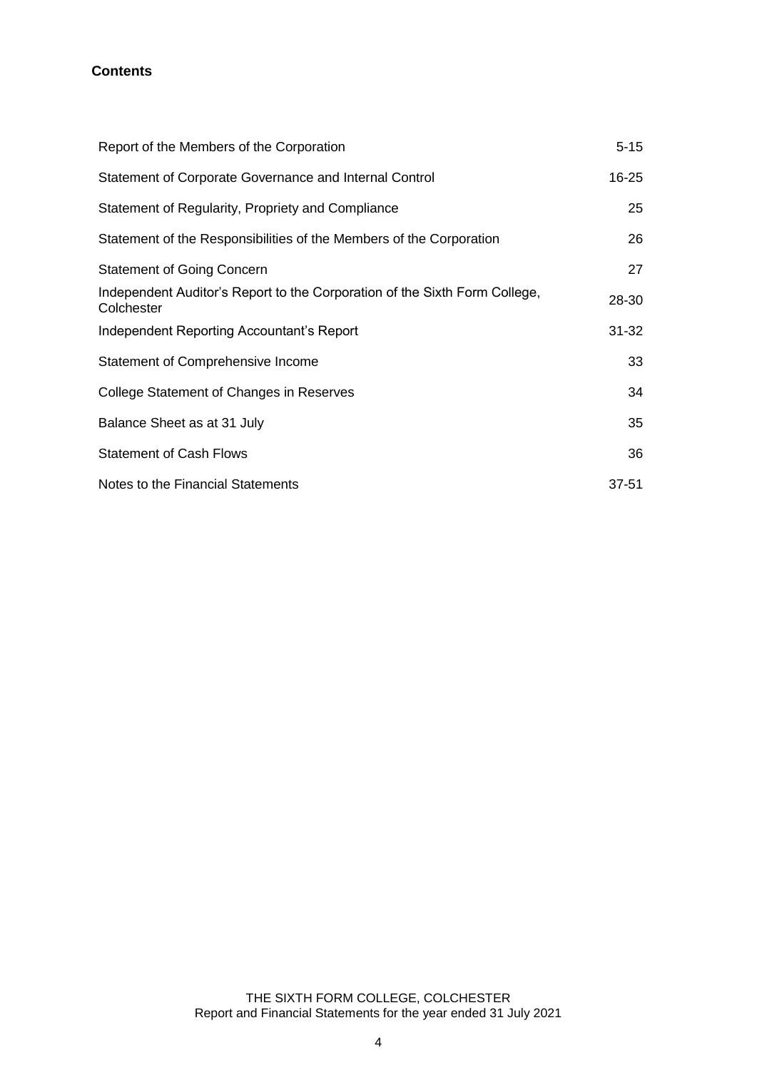**Contents**

| | |
|---|---|
| Report of the Members of the Corporation | 5-15 |
| Statement of Corporate Governance and Internal Control | 16-25 |
| Statement of Regularity, Propriety and Compliance | 25 |
| Statement of the Responsibilities of the Members of the Corporation | 26 |
| Statement of Going Concern | 27 |
| Independent Auditor's Report to the Corporation of the Sixth Form College, Colchester | 28-30 |
| Independent Reporting Accountant's Report | 31-32 |
| Statement of Comprehensive Income | 33 |
| College Statement of Changes in Reserves | 34 |
| Balance Sheet as at 31 July | 35 |
| Statement of Cash Flows | 36 |
| Notes to the Financial Statements | 37-51 |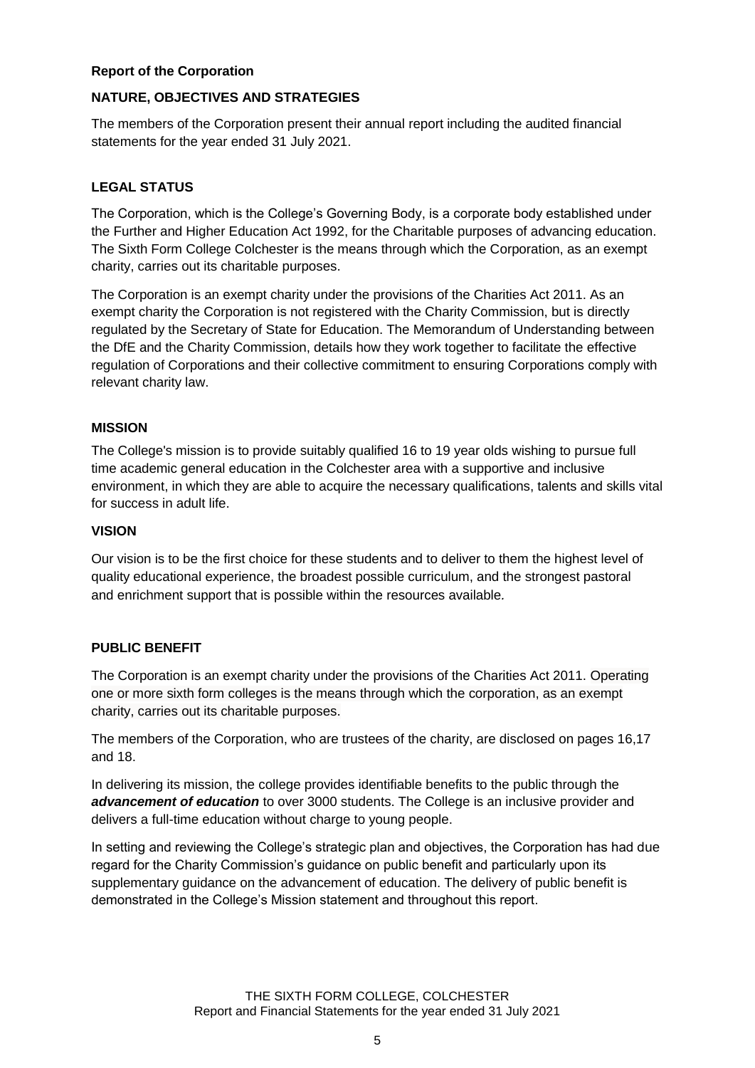**Report of the Corporation**

**NATURE, OBJECTIVES AND STRATEGIES**

The members of the Corporation present their annual report including the audited financial statements for the year ended 31 July 2021.

**LEGAL STATUS**

The Corporation, which is the College's Governing Body, is a corporate body established under the Further and Higher Education Act 1992, for the Charitable purposes of advancing education. The Sixth Form College Colchester is the means through which the Corporation, as an exempt charity, carries out its charitable purposes.

The Corporation is an exempt charity under the provisions of the Charities Act 2011. As an exempt charity the Corporation is not registered with the Charity Commission, but is directly regulated by the Secretary of State for Education. The Memorandum of Understanding between the DfE and the Charity Commission, details how they work together to facilitate the effective regulation of Corporations and their collective commitment to ensuring Corporations comply with relevant charity law.

**MISSION**

The College's mission is to provide suitably qualified 16 to 19 year olds wishing to pursue full time academic general education in the Colchester area with a supportive and inclusive environment, in which they are able to acquire the necessary qualifications, talents and skills vital for success in adult life.

**VISION**

Our vision is to be the first choice for these students and to deliver to them the highest level of quality educational experience, the broadest possible curriculum, and the strongest pastoral and enrichment support that is possible within the resources available.

**PUBLIC BENEFIT**

The Corporation is an exempt charity under the provisions of the Charities Act 2011. Operating one or more sixth form colleges is the means through which the corporation, as an exempt charity, carries out its charitable purposes.

The members of the Corporation, who are trustees of the charity, are disclosed on pages 16,17 and 18.

In delivering its mission, the college provides identifiable benefits to the public through the ***advancement of education*** to over 3000 students. The College is an inclusive provider and delivers a full-time education without charge to young people.

In setting and reviewing the College's strategic plan and objectives, the Corporation has had due regard for the Charity Commission's guidance on public benefit and particularly upon its supplementary guidance on the advancement of education. The delivery of public benefit is demonstrated in the College's Mission statement and throughout this report.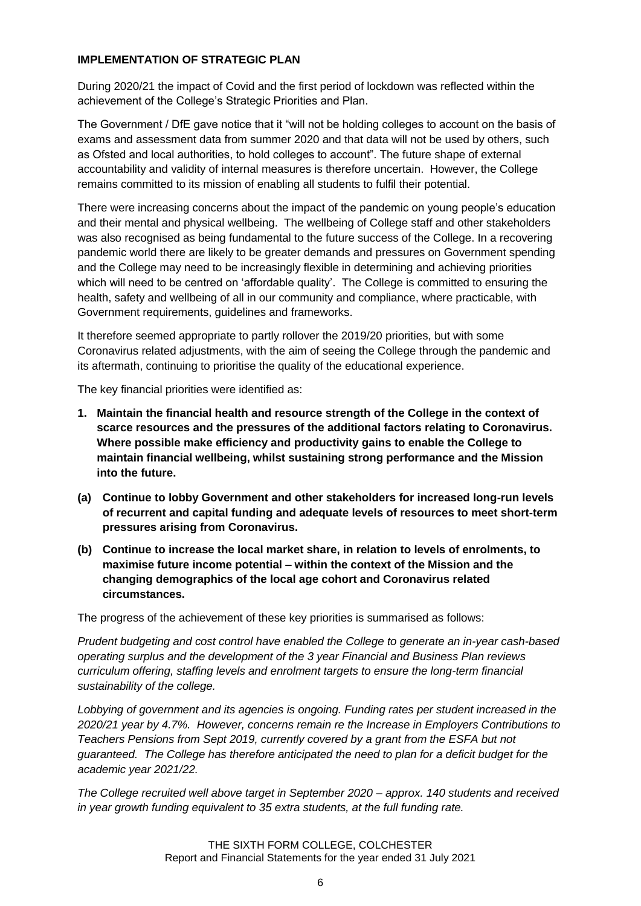**IMPLEMENTATION OF STRATEGIC PLAN**

During 2020/21 the impact of Covid and the first period of lockdown was reflected within the achievement of the College's Strategic Priorities and Plan.

The Government / DfE gave notice that it "will not be holding colleges to account on the basis of exams and assessment data from summer 2020 and that data will not be used by others, such as Ofsted and local authorities, to hold colleges to account". The future shape of external accountability and validity of internal measures is therefore uncertain. However, the College remains committed to its mission of enabling all students to fulfil their potential.

There were increasing concerns about the impact of the pandemic on young people's education and their mental and physical wellbeing. The wellbeing of College staff and other stakeholders was also recognised as being fundamental to the future success of the College. In a recovering pandemic world there are likely to be greater demands and pressures on Government spending and the College may need to be increasingly flexible in determining and achieving priorities which will need to be centred on 'affordable quality'. The College is committed to ensuring the health, safety and wellbeing of all in our community and compliance, where practicable, with Government requirements, guidelines and frameworks.

It therefore seemed appropriate to partly rollover the 2019/20 priorities, but with some Coronavirus related adjustments, with the aim of seeing the College through the pandemic and its aftermath, continuing to prioritise the quality of the educational experience.

The key financial priorities were identified as:

**1. Maintain the financial health and resource strength of the College in the context of scarce resources and the pressures of the additional factors relating to Coronavirus. Where possible make efficiency and productivity gains to enable the College to maintain financial wellbeing, whilst sustaining strong performance and the Mission into the future.**

**(a) Continue to lobby Government and other stakeholders for increased long-run levels of recurrent and capital funding and adequate levels of resources to meet short-term pressures arising from Coronavirus.**

**(b) Continue to increase the local market share, in relation to levels of enrolments, to maximise future income potential – within the context of the Mission and the changing demographics of the local age cohort and Coronavirus related circumstances.**

The progress of the achievement of these key priorities is summarised as follows:

*Prudent budgeting and cost control have enabled the College to generate an in-year cash-based operating surplus and the development of the 3 year Financial and Business Plan reviews curriculum offering, staffing levels and enrolment targets to ensure the long-term financial sustainability of the college.*

*Lobbying of government and its agencies is ongoing. Funding rates per student increased in the 2020/21 year by 4.7%. However, concerns remain re the Increase in Employers Contributions to Teachers Pensions from Sept 2019, currently covered by a grant from the ESFA but not guaranteed. The College has therefore anticipated the need to plan for a deficit budget for the academic year 2021/22.*

*The College recruited well above target in September 2020 – approx. 140 students and received in year growth funding equivalent to 35 extra students, at the full funding rate.*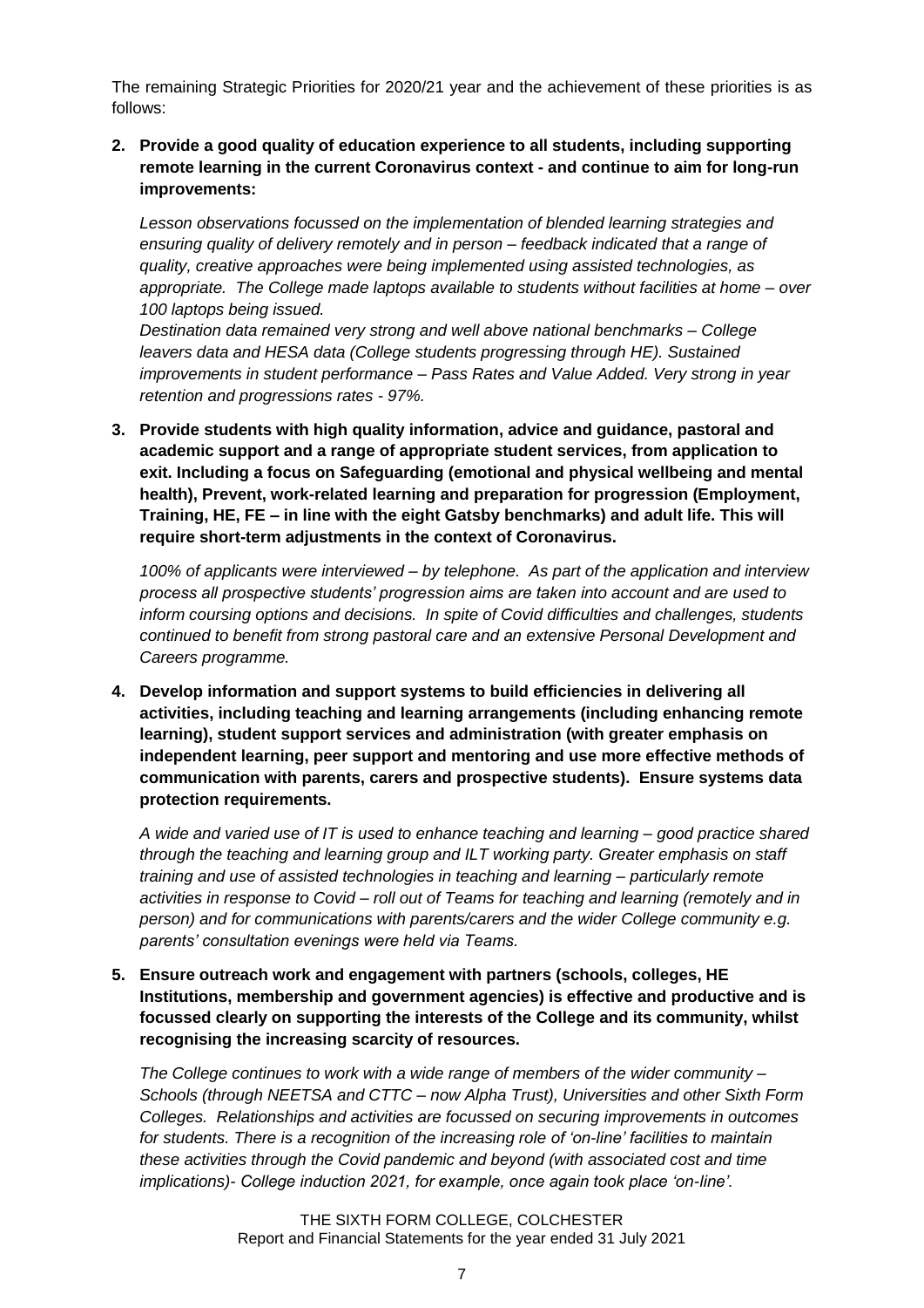The remaining Strategic Priorities for 2020/21 year and the achievement of these priorities is as follows:

2. **Provide a good quality of education experience to all students, including supporting remote learning in the current Coronavirus context - and continue to aim for long-run improvements:**

   *Lesson observations focussed on the implementation of blended learning strategies and ensuring quality of delivery remotely and in person – feedback indicated that a range of quality, creative approaches were being implemented using assisted technologies, as appropriate. The College made laptops available to students without facilities at home – over 100 laptops being issued.*

   *Destination data remained very strong and well above national benchmarks – College leavers data and HESA data (College students progressing through HE). Sustained improvements in student performance – Pass Rates and Value Added. Very strong in year retention and progressions rates - 97%.*

3. **Provide students with high quality information, advice and guidance, pastoral and academic support and a range of appropriate student services, from application to exit. Including a focus on Safeguarding (emotional and physical wellbeing and mental health), Prevent, work-related learning and preparation for progression (Employment, Training, HE, FE – in line with the eight Gatsby benchmarks) and adult life. This will require short-term adjustments in the context of Coronavirus.**

   *100% of applicants were interviewed – by telephone. As part of the application and interview process all prospective students' progression aims are taken into account and are used to inform coursing options and decisions. In spite of Covid difficulties and challenges, students continued to benefit from strong pastoral care and an extensive Personal Development and Careers programme.*

4. **Develop information and support systems to build efficiencies in delivering all activities, including teaching and learning arrangements (including enhancing remote learning), student support services and administration (with greater emphasis on independent learning, peer support and mentoring and use more effective methods of communication with parents, carers and prospective students). Ensure systems data protection requirements.**

   *A wide and varied use of IT is used to enhance teaching and learning – good practice shared through the teaching and learning group and ILT working party. Greater emphasis on staff training and use of assisted technologies in teaching and learning – particularly remote activities in response to Covid – roll out of Teams for teaching and learning (remotely and in person) and for communications with parents/carers and the wider College community e.g. parents' consultation evenings were held via Teams.*

5. **Ensure outreach work and engagement with partners (schools, colleges, HE Institutions, membership and government agencies) is effective and productive and is focussed clearly on supporting the interests of the College and its community, whilst recognising the increasing scarcity of resources.**

   *The College continues to work with a wide range of members of the wider community – Schools (through NEETSA and CTTC – now Alpha Trust), Universities and other Sixth Form Colleges. Relationships and activities are focussed on securing improvements in outcomes for students. There is a recognition of the increasing role of 'on-line' facilities to maintain these activities through the Covid pandemic and beyond (with associated cost and time implications)- College induction 2021, for example, once again took place 'on-line'.*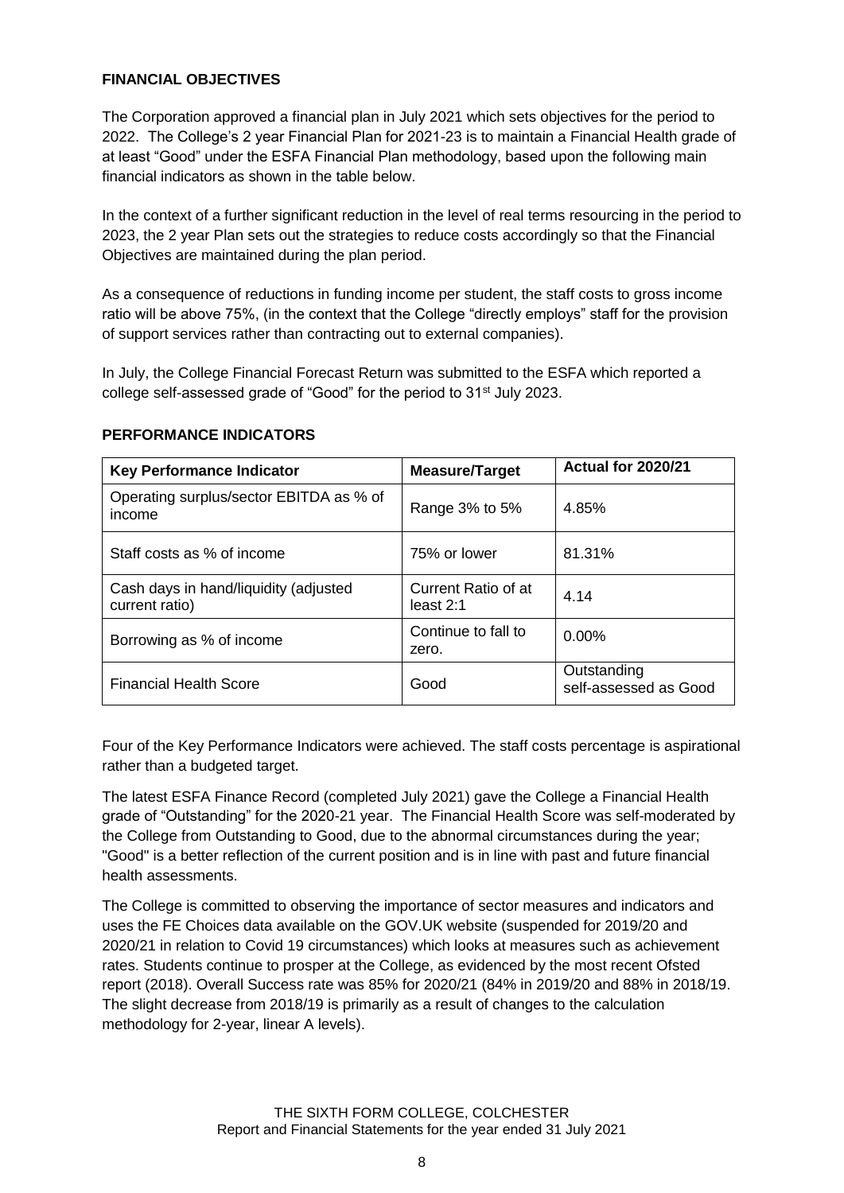**FINANCIAL OBJECTIVES**

The Corporation approved a financial plan in July 2021 which sets objectives for the period to 2022. The College's 2 year Financial Plan for 2021-23 is to maintain a Financial Health grade of at least "Good" under the ESFA Financial Plan methodology, based upon the following main financial indicators as shown in the table below.

In the context of a further significant reduction in the level of real terms resourcing in the period to 2023, the 2 year Plan sets out the strategies to reduce costs accordingly so that the Financial Objectives are maintained during the plan period.

As a consequence of reductions in funding income per student, the staff costs to gross income ratio will be above 75%, (in the context that the College "directly employs" staff for the provision of support services rather than contracting out to external companies).

In July, the College Financial Forecast Return was submitted to the ESFA which reported a college self-assessed grade of "Good" for the period to 31st July 2023.

**PERFORMANCE INDICATORS**

| Key Performance Indicator | Measure/Target | Actual for 2020/21 |
|---|---|---|
| Operating surplus/sector EBITDA as % of income | Range 3% to 5% | 4.85% |
| Staff costs as % of income | 75% or lower | 81.31% |
| Cash days in hand/liquidity (adjusted current ratio) | Current Ratio of at least 2:1 | 4.14 |
| Borrowing as % of income | Continue to fall to zero. | 0.00% |
| Financial Health Score | Good | Outstanding self-assessed as Good |

Four of the Key Performance Indicators were achieved. The staff costs percentage is aspirational rather than a budgeted target.

The latest ESFA Finance Record (completed July 2021) gave the College a Financial Health grade of "Outstanding" for the 2020-21 year. The Financial Health Score was self-moderated by the College from Outstanding to Good, due to the abnormal circumstances during the year; "Good" is a better reflection of the current position and is in line with past and future financial health assessments.

The College is committed to observing the importance of sector measures and indicators and uses the FE Choices data available on the GOV.UK website (suspended for 2019/20 and 2020/21 in relation to Covid 19 circumstances) which looks at measures such as achievement rates. Students continue to prosper at the College, as evidenced by the most recent Ofsted report (2018). Overall Success rate was 85% for 2020/21 (84% in 2019/20 and 88% in 2018/19. The slight decrease from 2018/19 is primarily as a result of changes to the calculation methodology for 2-year, linear A levels).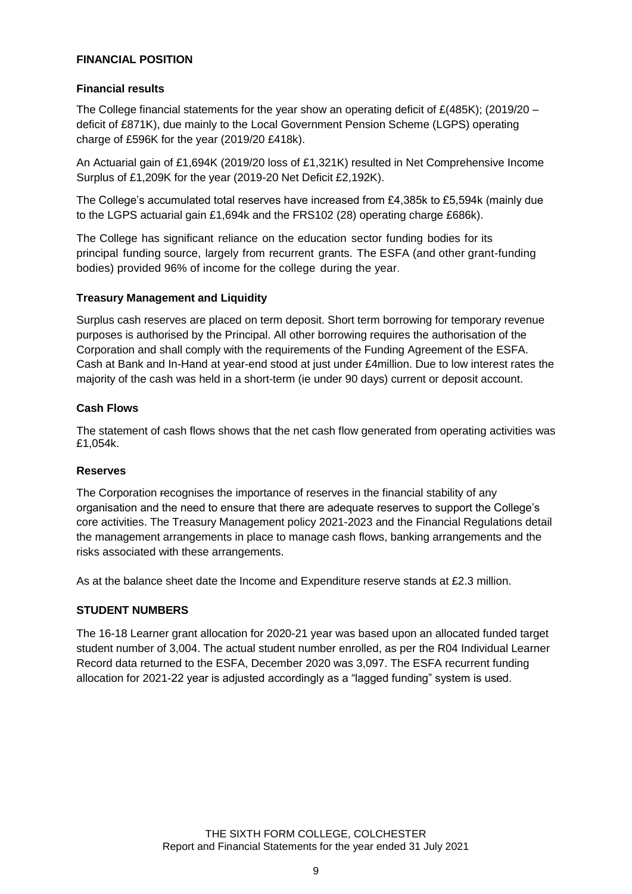## FINANCIAL POSITION

### Financial results

The College financial statements for the year show an operating deficit of £(485K); (2019/20 – deficit of £871K), due mainly to the Local Government Pension Scheme (LGPS) operating charge of £596K for the year (2019/20 £418k).

An Actuarial gain of £1,694K (2019/20 loss of £1,321K) resulted in Net Comprehensive Income Surplus of £1,209K for the year (2019-20 Net Deficit £2,192K).

The College's accumulated total reserves have increased from £4,385k to £5,594k (mainly due to the LGPS actuarial gain £1,694k and the FRS102 (28) operating charge £686k).

The College has significant reliance on the education sector funding bodies for its principal funding source, largely from recurrent grants. The ESFA (and other grant-funding bodies) provided 96% of income for the college during the year.

### Treasury Management and Liquidity

Surplus cash reserves are placed on term deposit. Short term borrowing for temporary revenue purposes is authorised by the Principal. All other borrowing requires the authorisation of the Corporation and shall comply with the requirements of the Funding Agreement of the ESFA. Cash at Bank and In-Hand at year-end stood at just under £4million. Due to low interest rates the majority of the cash was held in a short-term (ie under 90 days) current or deposit account.

### Cash Flows

The statement of cash flows shows that the net cash flow generated from operating activities was £1,054k.

### Reserves

The Corporation recognises the importance of reserves in the financial stability of any organisation and the need to ensure that there are adequate reserves to support the College's core activities. The Treasury Management policy 2021-2023 and the Financial Regulations detail the management arrangements in place to manage cash flows, banking arrangements and the risks associated with these arrangements.

As at the balance sheet date the Income and Expenditure reserve stands at £2.3 million.

## STUDENT NUMBERS

The 16-18 Learner grant allocation for 2020-21 year was based upon an allocated funded target student number of 3,004. The actual student number enrolled, as per the R04 Individual Learner Record data returned to the ESFA, December 2020 was 3,097. The ESFA recurrent funding allocation for 2021-22 year is adjusted accordingly as a "lagged funding" system is used.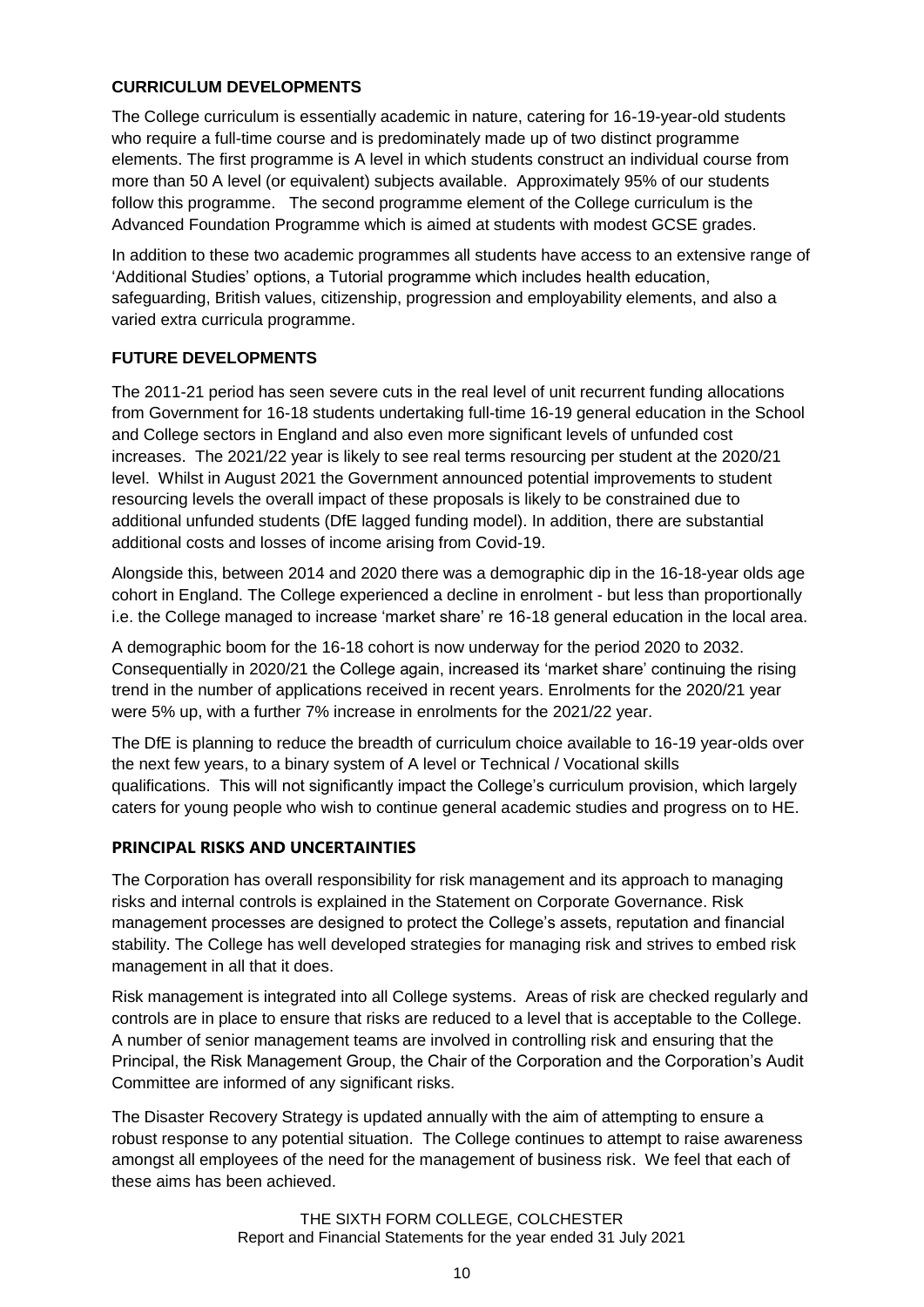## CURRICULUM DEVELOPMENTS

The College curriculum is essentially academic in nature, catering for 16-19-year-old students who require a full-time course and is predominately made up of two distinct programme elements. The first programme is A level in which students construct an individual course from more than 50 A level (or equivalent) subjects available. Approximately 95% of our students follow this programme. The second programme element of the College curriculum is the Advanced Foundation Programme which is aimed at students with modest GCSE grades.

In addition to these two academic programmes all students have access to an extensive range of 'Additional Studies' options, a Tutorial programme which includes health education, safeguarding, British values, citizenship, progression and employability elements, and also a varied extra curricula programme.

## FUTURE DEVELOPMENTS

The 2011-21 period has seen severe cuts in the real level of unit recurrent funding allocations from Government for 16-18 students undertaking full-time 16-19 general education in the School and College sectors in England and also even more significant levels of unfunded cost increases. The 2021/22 year is likely to see real terms resourcing per student at the 2020/21 level. Whilst in August 2021 the Government announced potential improvements to student resourcing levels the overall impact of these proposals is likely to be constrained due to additional unfunded students (DfE lagged funding model). In addition, there are substantial additional costs and losses of income arising from Covid-19.

Alongside this, between 2014 and 2020 there was a demographic dip in the 16-18-year olds age cohort in England. The College experienced a decline in enrolment - but less than proportionally i.e. the College managed to increase 'market share' re 16-18 general education in the local area.

A demographic boom for the 16-18 cohort is now underway for the period 2020 to 2032. Consequentially in 2020/21 the College again, increased its 'market share' continuing the rising trend in the number of applications received in recent years. Enrolments for the 2020/21 year were 5% up, with a further 7% increase in enrolments for the 2021/22 year.

The DfE is planning to reduce the breadth of curriculum choice available to 16-19 year-olds over the next few years, to a binary system of A level or Technical / Vocational skills qualifications. This will not significantly impact the College's curriculum provision, which largely caters for young people who wish to continue general academic studies and progress on to HE.

## PRINCIPAL RISKS AND UNCERTAINTIES

The Corporation has overall responsibility for risk management and its approach to managing risks and internal controls is explained in the Statement on Corporate Governance. Risk management processes are designed to protect the College's assets, reputation and financial stability. The College has well developed strategies for managing risk and strives to embed risk management in all that it does.

Risk management is integrated into all College systems. Areas of risk are checked regularly and controls are in place to ensure that risks are reduced to a level that is acceptable to the College. A number of senior management teams are involved in controlling risk and ensuring that the Principal, the Risk Management Group, the Chair of the Corporation and the Corporation's Audit Committee are informed of any significant risks.

The Disaster Recovery Strategy is updated annually with the aim of attempting to ensure a robust response to any potential situation. The College continues to attempt to raise awareness amongst all employees of the need for the management of business risk. We feel that each of these aims has been achieved.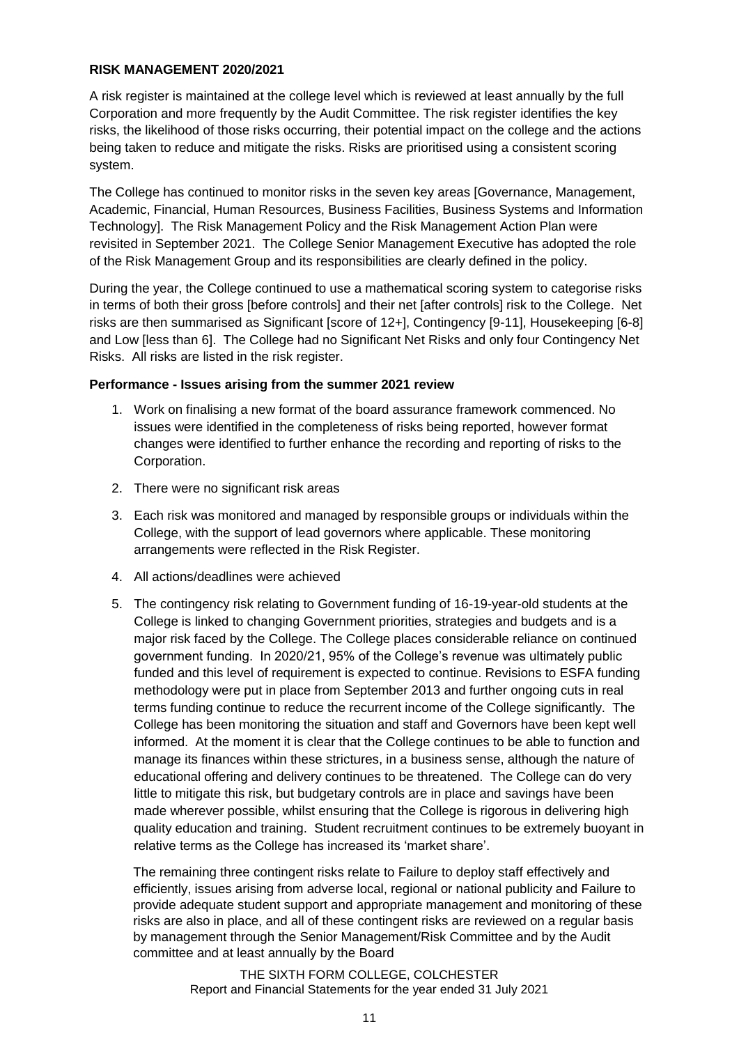**RISK MANAGEMENT 2020/2021**

A risk register is maintained at the college level which is reviewed at least annually by the full Corporation and more frequently by the Audit Committee. The risk register identifies the key risks, the likelihood of those risks occurring, their potential impact on the college and the actions being taken to reduce and mitigate the risks. Risks are prioritised using a consistent scoring system.

The College has continued to monitor risks in the seven key areas [Governance, Management, Academic, Financial, Human Resources, Business Facilities, Business Systems and Information Technology]. The Risk Management Policy and the Risk Management Action Plan were revisited in September 2021. The College Senior Management Executive has adopted the role of the Risk Management Group and its responsibilities are clearly defined in the policy.

During the year, the College continued to use a mathematical scoring system to categorise risks in terms of both their gross [before controls] and their net [after controls] risk to the College. Net risks are then summarised as Significant [score of 12+], Contingency [9-11], Housekeeping [6-8] and Low [less than 6]. The College had no Significant Net Risks and only four Contingency Net Risks. All risks are listed in the risk register.

**Performance - Issues arising from the summer 2021 review**

1. Work on finalising a new format of the board assurance framework commenced. No issues were identified in the completeness of risks being reported, however format changes were identified to further enhance the recording and reporting of risks to the Corporation.
2. There were no significant risk areas
3. Each risk was monitored and managed by responsible groups or individuals within the College, with the support of lead governors where applicable. These monitoring arrangements were reflected in the Risk Register.
4. All actions/deadlines were achieved
5. The contingency risk relating to Government funding of 16-19-year-old students at the College is linked to changing Government priorities, strategies and budgets and is a major risk faced by the College. The College places considerable reliance on continued government funding. In 2020/21, 95% of the College's revenue was ultimately public funded and this level of requirement is expected to continue. Revisions to ESFA funding methodology were put in place from September 2013 and further ongoing cuts in real terms funding continue to reduce the recurrent income of the College significantly. The College has been monitoring the situation and staff and Governors have been kept well informed. At the moment it is clear that the College continues to be able to function and manage its finances within these strictures, in a business sense, although the nature of educational offering and delivery continues to be threatened. The College can do very little to mitigate this risk, but budgetary controls are in place and savings have been made wherever possible, whilst ensuring that the College is rigorous in delivering high quality education and training. Student recruitment continues to be extremely buoyant in relative terms as the College has increased its 'market share'.

   The remaining three contingent risks relate to Failure to deploy staff effectively and efficiently, issues arising from adverse local, regional or national publicity and Failure to provide adequate student support and appropriate management and monitoring of these risks are also in place, and all of these contingent risks are reviewed on a regular basis by management through the Senior Management/Risk Committee and by the Audit committee and at least annually by the Board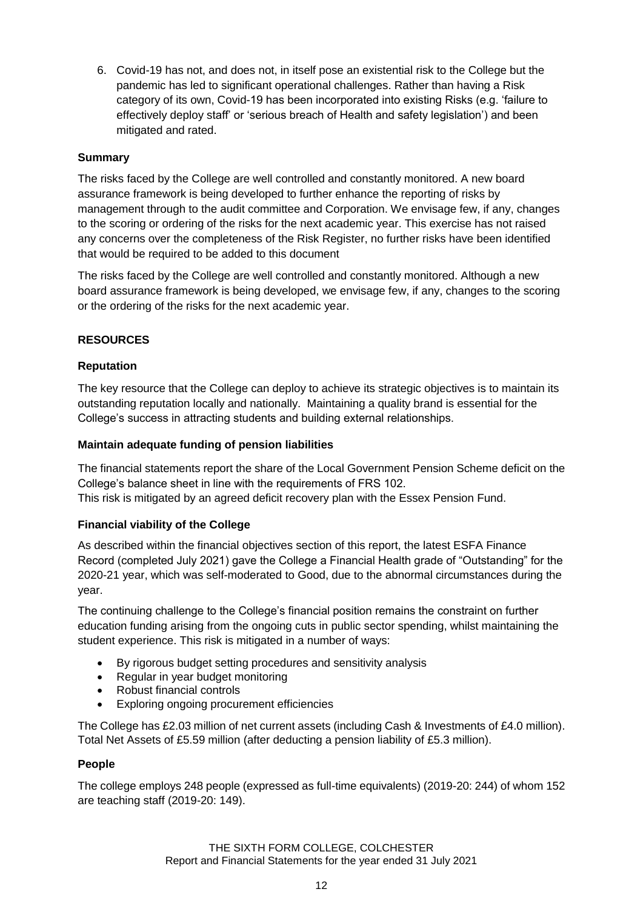6. Covid-19 has not, and does not, in itself pose an existential risk to the College but the pandemic has led to significant operational challenges. Rather than having a Risk category of its own, Covid-19 has been incorporated into existing Risks (e.g. 'failure to effectively deploy staff' or 'serious breach of Health and safety legislation') and been mitigated and rated.

### Summary

The risks faced by the College are well controlled and constantly monitored. A new board assurance framework is being developed to further enhance the reporting of risks by management through to the audit committee and Corporation. We envisage few, if any, changes to the scoring or ordering of the risks for the next academic year. This exercise has not raised any concerns over the completeness of the Risk Register, no further risks have been identified that would be required to be added to this document

The risks faced by the College are well controlled and constantly monitored. Although a new board assurance framework is being developed, we envisage few, if any, changes to the scoring or the ordering of the risks for the next academic year.

## RESOURCES

### Reputation

The key resource that the College can deploy to achieve its strategic objectives is to maintain its outstanding reputation locally and nationally. Maintaining a quality brand is essential for the College's success in attracting students and building external relationships.

### Maintain adequate funding of pension liabilities

The financial statements report the share of the Local Government Pension Scheme deficit on the College's balance sheet in line with the requirements of FRS 102.
This risk is mitigated by an agreed deficit recovery plan with the Essex Pension Fund.

### Financial viability of the College

As described within the financial objectives section of this report, the latest ESFA Finance Record (completed July 2021) gave the College a Financial Health grade of "Outstanding" for the 2020-21 year, which was self-moderated to Good, due to the abnormal circumstances during the year.

The continuing challenge to the College's financial position remains the constraint on further education funding arising from the ongoing cuts in public sector spending, whilst maintaining the student experience. This risk is mitigated in a number of ways:

- By rigorous budget setting procedures and sensitivity analysis
- Regular in year budget monitoring
- Robust financial controls
- Exploring ongoing procurement efficiencies

The College has £2.03 million of net current assets (including Cash & Investments of £4.0 million). Total Net Assets of £5.59 million (after deducting a pension liability of £5.3 million).

### People

The college employs 248 people (expressed as full-time equivalents) (2019-20: 244) of whom 152 are teaching staff (2019-20: 149).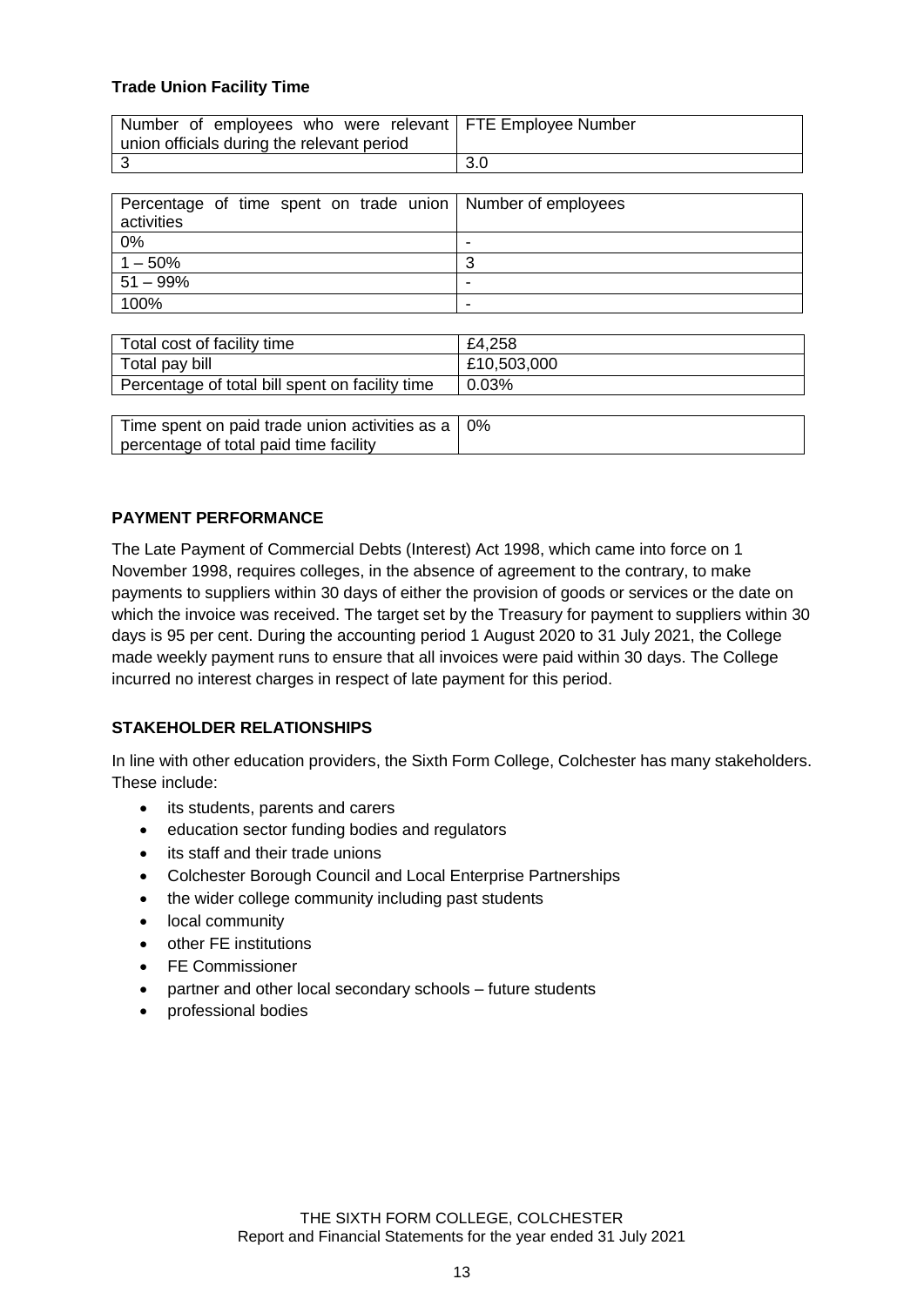**Trade Union Facility Time**

| Number of employees who were relevant union officials during the relevant period | FTE Employee Number |
|---|---|
| 3 | 3.0 |

| Percentage of time spent on trade union activities | Number of employees |
|---|---|
| 0% | - |
| 1 – 50% | 3 |
| 51 – 99% | - |
| 100% | - |

| | |
|---|---|
| Total cost of facility time | £4,258 |
| Total pay bill | £10,503,000 |
| Percentage of total bill spent on facility time | 0.03% |

| | |
|---|---|
| Time spent on paid trade union activities as a percentage of total paid time facility | 0% |

## PAYMENT PERFORMANCE

The Late Payment of Commercial Debts (Interest) Act 1998, which came into force on 1 November 1998, requires colleges, in the absence of agreement to the contrary, to make payments to suppliers within 30 days of either the provision of goods or services or the date on which the invoice was received. The target set by the Treasury for payment to suppliers within 30 days is 95 per cent. During the accounting period 1 August 2020 to 31 July 2021, the College made weekly payment runs to ensure that all invoices were paid within 30 days. The College incurred no interest charges in respect of late payment for this period.

## STAKEHOLDER RELATIONSHIPS

In line with other education providers, the Sixth Form College, Colchester has many stakeholders. These include:

- its students, parents and carers
- education sector funding bodies and regulators
- its staff and their trade unions
- Colchester Borough Council and Local Enterprise Partnerships
- the wider college community including past students
- local community
- other FE institutions
- FE Commissioner
- partner and other local secondary schools – future students
- professional bodies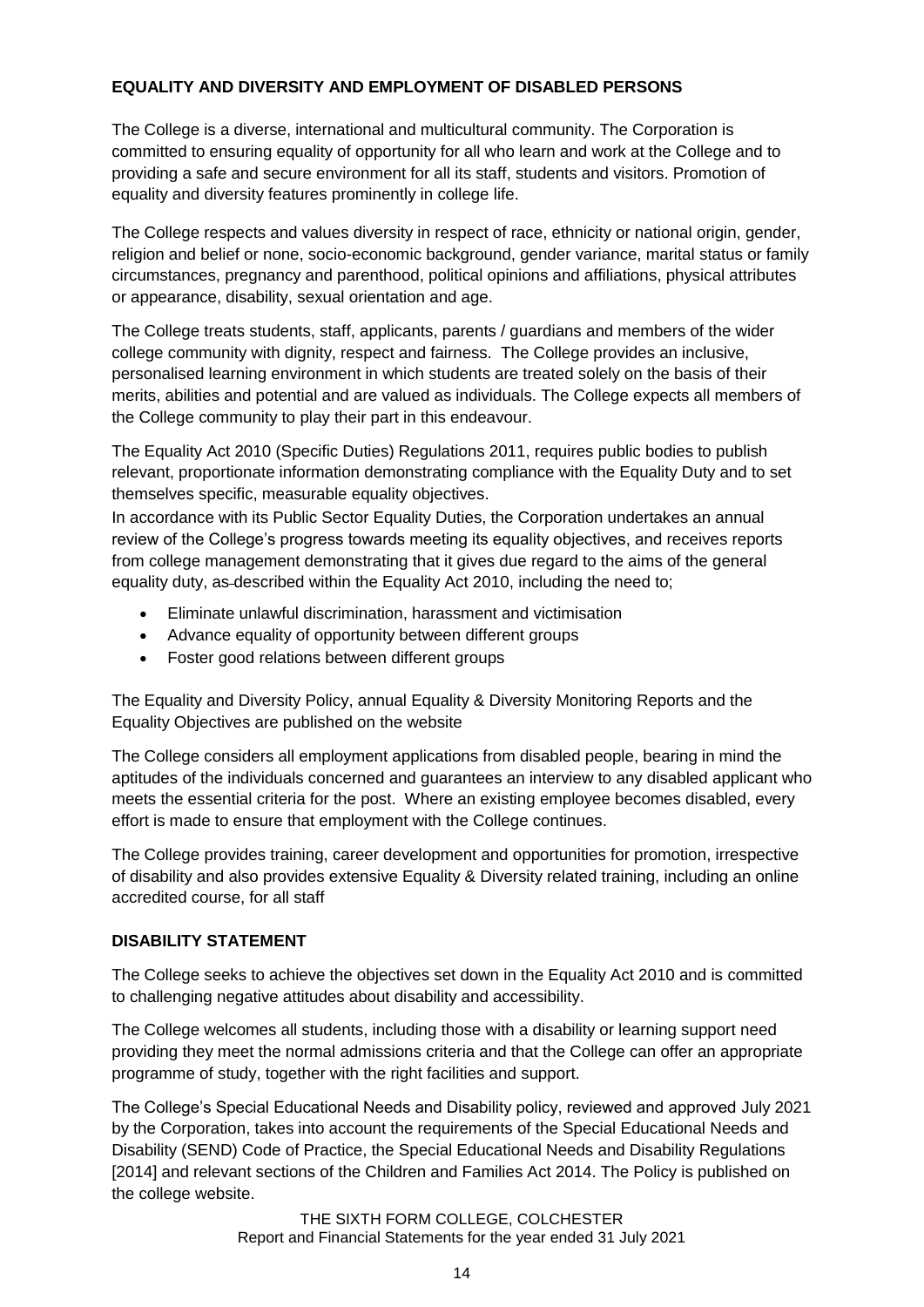## EQUALITY AND DIVERSITY AND EMPLOYMENT OF DISABLED PERSONS

The College is a diverse, international and multicultural community. The Corporation is committed to ensuring equality of opportunity for all who learn and work at the College and to providing a safe and secure environment for all its staff, students and visitors. Promotion of equality and diversity features prominently in college life.

The College respects and values diversity in respect of race, ethnicity or national origin, gender, religion and belief or none, socio-economic background, gender variance, marital status or family circumstances, pregnancy and parenthood, political opinions and affiliations, physical attributes or appearance, disability, sexual orientation and age.

The College treats students, staff, applicants, parents / guardians and members of the wider college community with dignity, respect and fairness. The College provides an inclusive, personalised learning environment in which students are treated solely on the basis of their merits, abilities and potential and are valued as individuals. The College expects all members of the College community to play their part in this endeavour.

The Equality Act 2010 (Specific Duties) Regulations 2011, requires public bodies to publish relevant, proportionate information demonstrating compliance with the Equality Duty and to set themselves specific, measurable equality objectives.

In accordance with its Public Sector Equality Duties, the Corporation undertakes an annual review of the College's progress towards meeting its equality objectives, and receives reports from college management demonstrating that it gives due regard to the aims of the general equality duty, as described within the Equality Act 2010, including the need to;

- Eliminate unlawful discrimination, harassment and victimisation
- Advance equality of opportunity between different groups
- Foster good relations between different groups

The Equality and Diversity Policy, annual Equality & Diversity Monitoring Reports and the Equality Objectives are published on the website

The College considers all employment applications from disabled people, bearing in mind the aptitudes of the individuals concerned and guarantees an interview to any disabled applicant who meets the essential criteria for the post. Where an existing employee becomes disabled, every effort is made to ensure that employment with the College continues.

The College provides training, career development and opportunities for promotion, irrespective of disability and also provides extensive Equality & Diversity related training, including an online accredited course, for all staff

## DISABILITY STATEMENT

The College seeks to achieve the objectives set down in the Equality Act 2010 and is committed to challenging negative attitudes about disability and accessibility.

The College welcomes all students, including those with a disability or learning support need providing they meet the normal admissions criteria and that the College can offer an appropriate programme of study, together with the right facilities and support.

The College's Special Educational Needs and Disability policy, reviewed and approved July 2021 by the Corporation, takes into account the requirements of the Special Educational Needs and Disability (SEND) Code of Practice, the Special Educational Needs and Disability Regulations [2014] and relevant sections of the Children and Families Act 2014. The Policy is published on the college website.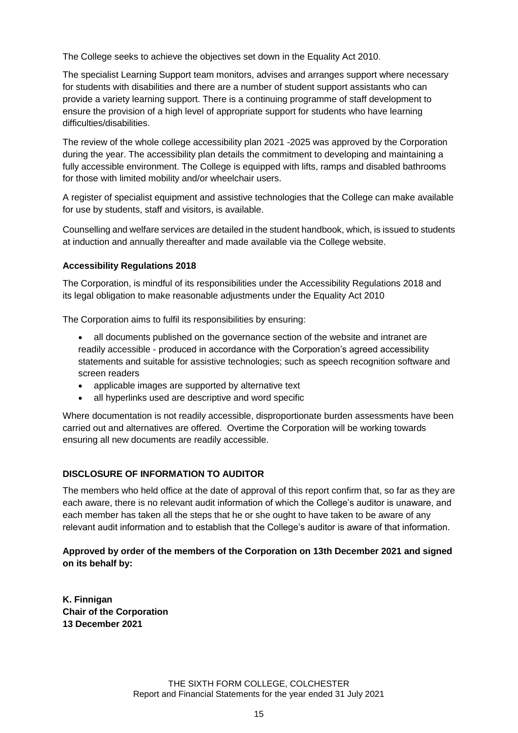The College seeks to achieve the objectives set down in the Equality Act 2010.

The specialist Learning Support team monitors, advises and arranges support where necessary for students with disabilities and there are a number of student support assistants who can provide a variety learning support. There is a continuing programme of staff development to ensure the provision of a high level of appropriate support for students who have learning difficulties/disabilities.

The review of the whole college accessibility plan 2021 -2025 was approved by the Corporation during the year. The accessibility plan details the commitment to developing and maintaining a fully accessible environment. The College is equipped with lifts, ramps and disabled bathrooms for those with limited mobility and/or wheelchair users.

A register of specialist equipment and assistive technologies that the College can make available for use by students, staff and visitors, is available.

Counselling and welfare services are detailed in the student handbook, which, is issued to students at induction and annually thereafter and made available via the College website.

**Accessibility Regulations 2018**

The Corporation, is mindful of its responsibilities under the Accessibility Regulations 2018 and its legal obligation to make reasonable adjustments under the Equality Act 2010

The Corporation aims to fulfil its responsibilities by ensuring:

- all documents published on the governance section of the website and intranet are readily accessible - produced in accordance with the Corporation's agreed accessibility statements and suitable for assistive technologies; such as speech recognition software and screen readers
- applicable images are supported by alternative text
- all hyperlinks used are descriptive and word specific

Where documentation is not readily accessible, disproportionate burden assessments have been carried out and alternatives are offered. Overtime the Corporation will be working towards ensuring all new documents are readily accessible.

## DISCLOSURE OF INFORMATION TO AUDITOR

The members who held office at the date of approval of this report confirm that, so far as they are each aware, there is no relevant audit information of which the College's auditor is unaware, and each member has taken all the steps that he or she ought to have taken to be aware of any relevant audit information and to establish that the College's auditor is aware of that information.

**Approved by order of the members of the Corporation on 13th December 2021 and signed on its behalf by:**

**K. Finnigan**
**Chair of the Corporation**
**13 December 2021**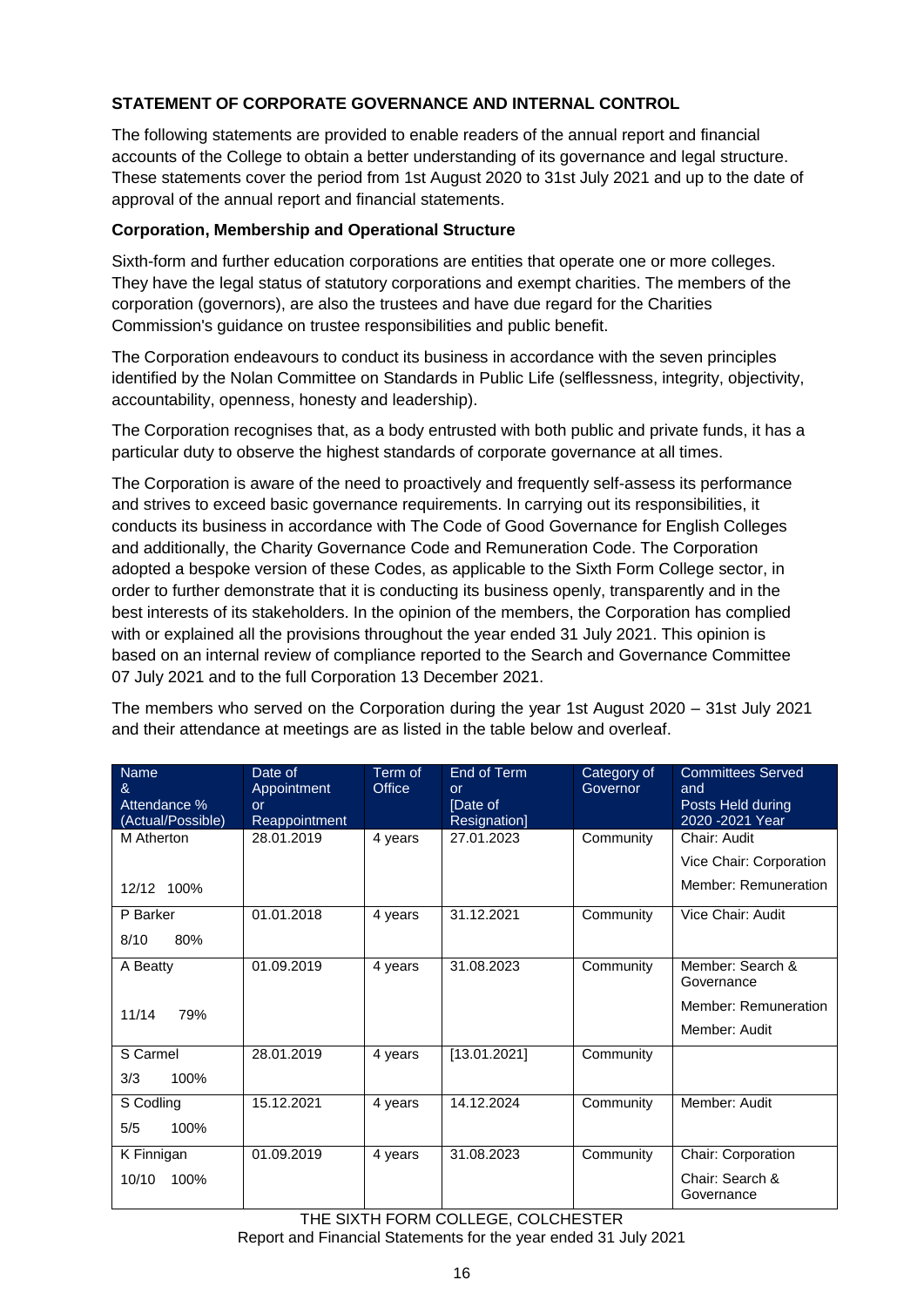**STATEMENT OF CORPORATE GOVERNANCE AND INTERNAL CONTROL**

The following statements are provided to enable readers of the annual report and financial accounts of the College to obtain a better understanding of its governance and legal structure. These statements cover the period from 1st August 2020 to 31st July 2021 and up to the date of approval of the annual report and financial statements.

**Corporation, Membership and Operational Structure**

Sixth-form and further education corporations are entities that operate one or more colleges. They have the legal status of statutory corporations and exempt charities. The members of the corporation (governors), are also the trustees and have due regard for the Charities Commission's guidance on trustee responsibilities and public benefit.

The Corporation endeavours to conduct its business in accordance with the seven principles identified by the Nolan Committee on Standards in Public Life (selflessness, integrity, objectivity, accountability, openness, honesty and leadership).

The Corporation recognises that, as a body entrusted with both public and private funds, it has a particular duty to observe the highest standards of corporate governance at all times.

The Corporation is aware of the need to proactively and frequently self-assess its performance and strives to exceed basic governance requirements. In carrying out its responsibilities, it conducts its business in accordance with The Code of Good Governance for English Colleges and additionally, the Charity Governance Code and Remuneration Code. The Corporation adopted a bespoke version of these Codes, as applicable to the Sixth Form College sector, in order to further demonstrate that it is conducting its business openly, transparently and in the best interests of its stakeholders. In the opinion of the members, the Corporation has complied with or explained all the provisions throughout the year ended 31 July 2021. This opinion is based on an internal review of compliance reported to the Search and Governance Committee 07 July 2021 and to the full Corporation 13 December 2021.

The members who served on the Corporation during the year 1st August 2020 – 31st July 2021 and their attendance at meetings are as listed in the table below and overleaf.

| Name & Attendance % (Actual/Possible) | Date of Appointment or Reappointment | Term of Office | End of Term or [Date of Resignation] | Category of Governor | Committees Served and Posts Held during 2020 -2021 Year |
|---|---|---|---|---|---|
| M Atherton<br>12/12 100% | 28.01.2019 | 4 years | 27.01.2023 | Community | Chair: Audit<br>Vice Chair: Corporation<br>Member: Remuneration |
| P Barker<br>8/10 80% | 01.01.2018 | 4 years | 31.12.2021 | Community | Vice Chair: Audit |
| A Beatty<br>11/14 79% | 01.09.2019 | 4 years | 31.08.2023 | Community | Member: Search & Governance<br>Member: Remuneration<br>Member: Audit |
| S Carmel<br>3/3 100% | 28.01.2019 | 4 years | [13.01.2021] | Community | |
| S Codling<br>5/5 100% | 15.12.2021 | 4 years | 14.12.2024 | Community | Member: Audit |
| K Finnigan<br>10/10 100% | 01.09.2019 | 4 years | 31.08.2023 | Community | Chair: Corporation<br>Chair: Search & Governance |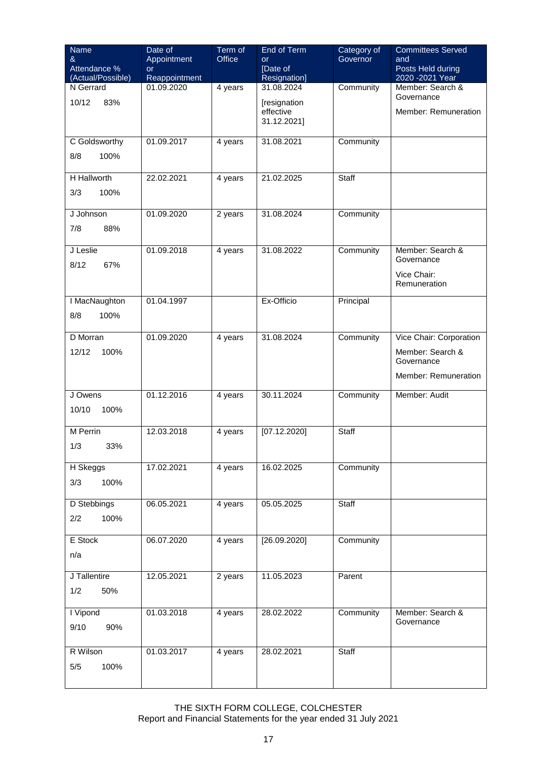| Name & Attendance % (Actual/Possible) | Date of Appointment or Reappointment | Term of Office | End of Term or [Date of Resignation] | Category of Governor | Committees Served and Posts Held during 2020 -2021 Year |
|---|---|---|---|---|---|
| N Gerrard<br>10/12 83% | 01.09.2020 | 4 years | 31.08.2024<br>[resignation effective 31.12.2021] | Community | Member: Search & Governance<br>Member: Remuneration |
| C Goldsworthy<br>8/8 100% | 01.09.2017 | 4 years | 31.08.2021 | Community | |
| H Hallworth<br>3/3 100% | 22.02.2021 | 4 years | 21.02.2025 | Staff | |
| J Johnson<br>7/8 88% | 01.09.2020 | 2 years | 31.08.2024 | Community | |
| J Leslie<br>8/12 67% | 01.09.2018 | 4 years | 31.08.2022 | Community | Member: Search & Governance<br>Vice Chair: Remuneration |
| I MacNaughton<br>8/8 100% | 01.04.1997 | | Ex-Officio | Principal | |
| D Morran<br>12/12 100% | 01.09.2020 | 4 years | 31.08.2024 | Community | Vice Chair: Corporation<br>Member: Search & Governance<br>Member: Remuneration |
| J Owens<br>10/10 100% | 01.12.2016 | 4 years | 30.11.2024 | Community | Member: Audit |
| M Perrin<br>1/3 33% | 12.03.2018 | 4 years | [07.12.2020] | Staff | |
| H Skeggs<br>3/3 100% | 17.02.2021 | 4 years | 16.02.2025 | Community | |
| D Stebbings<br>2/2 100% | 06.05.2021 | 4 years | 05.05.2025 | Staff | |
| E Stock<br>n/a | 06.07.2020 | 4 years | [26.09.2020] | Community | |
| J Tallentire<br>1/2 50% | 12.05.2021 | 2 years | 11.05.2023 | Parent | |
| I Vipond<br>9/10 90% | 01.03.2018 | 4 years | 28.02.2022 | Community | Member: Search & Governance |
| R Wilson<br>5/5 100% | 01.03.2017 | 4 years | 28.02.2021 | Staff | |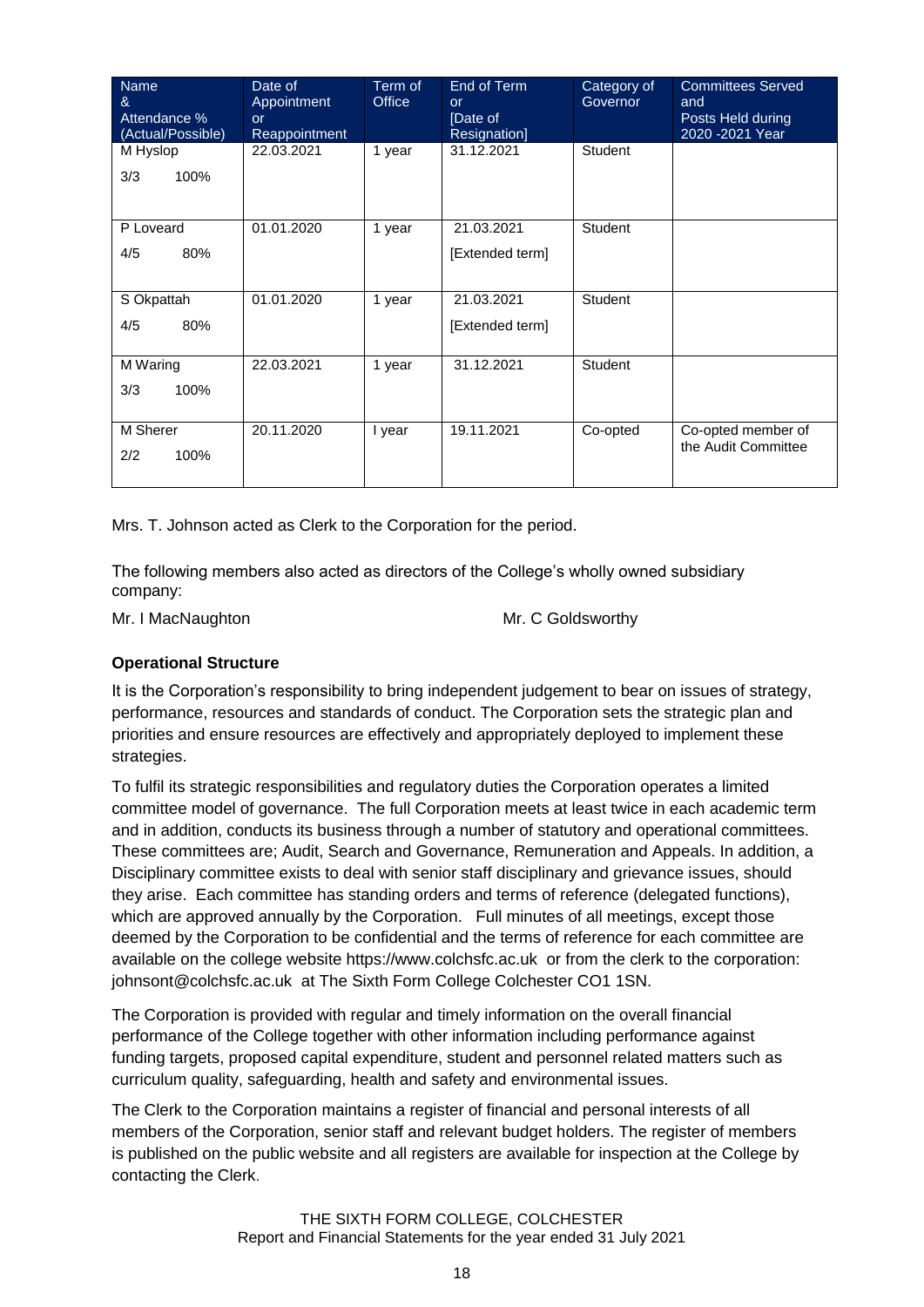| Name & Attendance % (Actual/Possible) | Date of Appointment or Reappointment | Term of Office | End of Term or [Date of Resignation] | Category of Governor | Committees Served and Posts Held during 2020 -2021 Year |
|---|---|---|---|---|---|
| M Hyslop<br>3/3 100% | 22.03.2021 | 1 year | 31.12.2021 | Student | |
| P Loveard<br>4/5 80% | 01.01.2020 | 1 year | 21.03.2021<br>[Extended term] | Student | |
| S Okpattah<br>4/5 80% | 01.01.2020 | 1 year | 21.03.2021<br>[Extended term] | Student | |
| M Waring<br>3/3 100% | 22.03.2021 | 1 year | 31.12.2021 | Student | |
| M Sherer<br>2/2 100% | 20.11.2020 | I year | 19.11.2021 | Co-opted | Co-opted member of the Audit Committee |

Mrs. T. Johnson acted as Clerk to the Corporation for the period.

The following members also acted as directors of the College's wholly owned subsidiary company:

Mr. I MacNaughton

Mr. C Goldsworthy

**Operational Structure**

It is the Corporation's responsibility to bring independent judgement to bear on issues of strategy, performance, resources and standards of conduct. The Corporation sets the strategic plan and priorities and ensure resources are effectively and appropriately deployed to implement these strategies.

To fulfil its strategic responsibilities and regulatory duties the Corporation operates a limited committee model of governance. The full Corporation meets at least twice in each academic term and in addition, conducts its business through a number of statutory and operational committees. These committees are; Audit, Search and Governance, Remuneration and Appeals. In addition, a Disciplinary committee exists to deal with senior staff disciplinary and grievance issues, should they arise. Each committee has standing orders and terms of reference (delegated functions), which are approved annually by the Corporation. Full minutes of all meetings, except those deemed by the Corporation to be confidential and the terms of reference for each committee are available on the college website https://www.colchsfc.ac.uk or from the clerk to the corporation: johnsont@colchsfc.ac.uk at The Sixth Form College Colchester CO1 1SN.

The Corporation is provided with regular and timely information on the overall financial performance of the College together with other information including performance against funding targets, proposed capital expenditure, student and personnel related matters such as curriculum quality, safeguarding, health and safety and environmental issues.

The Clerk to the Corporation maintains a register of financial and personal interests of all members of the Corporation, senior staff and relevant budget holders. The register of members is published on the public website and all registers are available for inspection at the College by contacting the Clerk.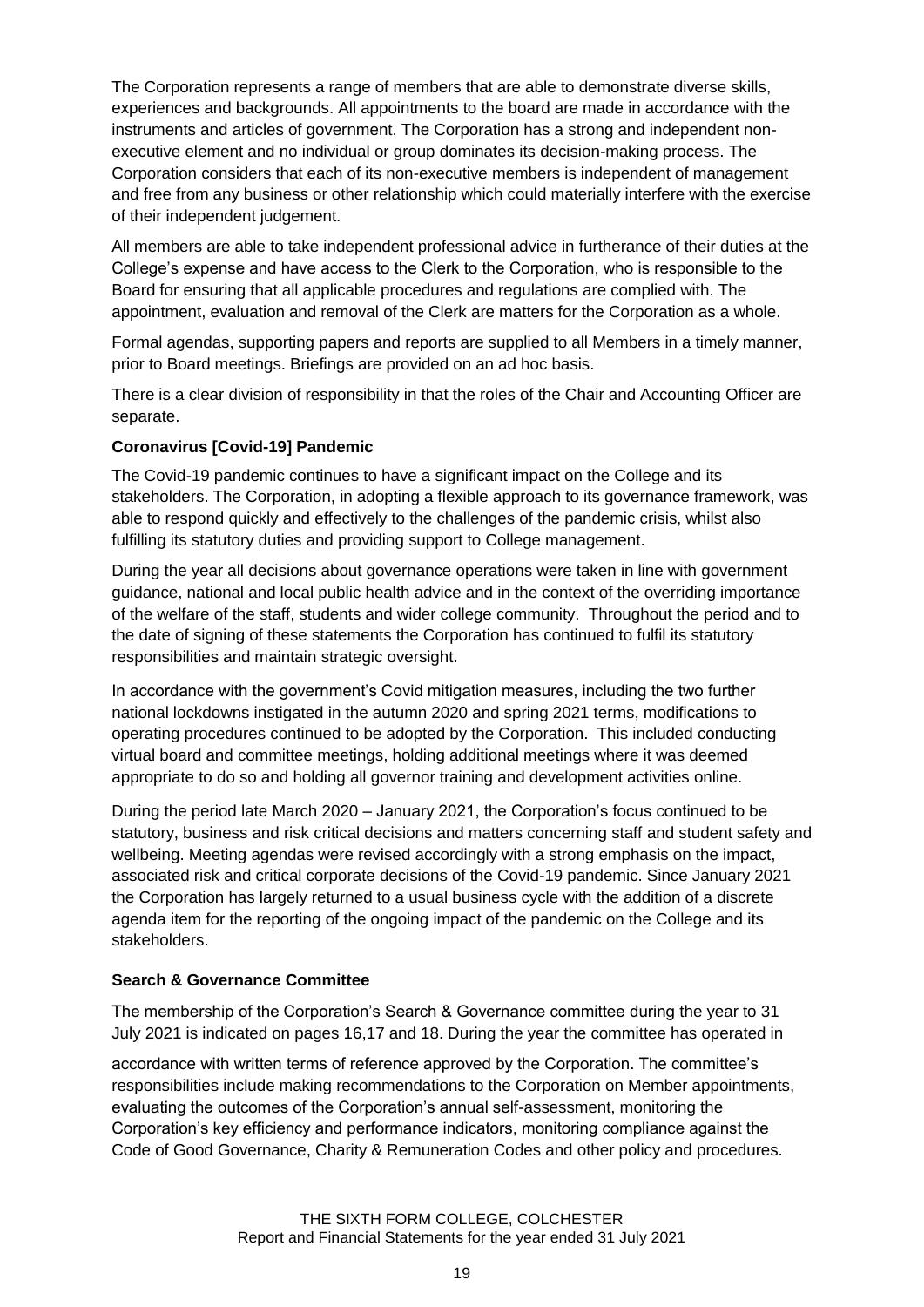The Corporation represents a range of members that are able to demonstrate diverse skills, experiences and backgrounds. All appointments to the board are made in accordance with the instruments and articles of government. The Corporation has a strong and independent non-executive element and no individual or group dominates its decision-making process. The Corporation considers that each of its non-executive members is independent of management and free from any business or other relationship which could materially interfere with the exercise of their independent judgement.

All members are able to take independent professional advice in furtherance of their duties at the College's expense and have access to the Clerk to the Corporation, who is responsible to the Board for ensuring that all applicable procedures and regulations are complied with. The appointment, evaluation and removal of the Clerk are matters for the Corporation as a whole.

Formal agendas, supporting papers and reports are supplied to all Members in a timely manner, prior to Board meetings. Briefings are provided on an ad hoc basis.

There is a clear division of responsibility in that the roles of the Chair and Accounting Officer are separate.

**Coronavirus [Covid-19] Pandemic**

The Covid-19 pandemic continues to have a significant impact on the College and its stakeholders. The Corporation, in adopting a flexible approach to its governance framework, was able to respond quickly and effectively to the challenges of the pandemic crisis, whilst also fulfilling its statutory duties and providing support to College management.

During the year all decisions about governance operations were taken in line with government guidance, national and local public health advice and in the context of the overriding importance of the welfare of the staff, students and wider college community. Throughout the period and to the date of signing of these statements the Corporation has continued to fulfil its statutory responsibilities and maintain strategic oversight.

In accordance with the government's Covid mitigation measures, including the two further national lockdowns instigated in the autumn 2020 and spring 2021 terms, modifications to operating procedures continued to be adopted by the Corporation. This included conducting virtual board and committee meetings, holding additional meetings where it was deemed appropriate to do so and holding all governor training and development activities online.

During the period late March 2020 – January 2021, the Corporation's focus continued to be statutory, business and risk critical decisions and matters concerning staff and student safety and wellbeing. Meeting agendas were revised accordingly with a strong emphasis on the impact, associated risk and critical corporate decisions of the Covid-19 pandemic. Since January 2021 the Corporation has largely returned to a usual business cycle with the addition of a discrete agenda item for the reporting of the ongoing impact of the pandemic on the College and its stakeholders.

**Search & Governance Committee**

The membership of the Corporation's Search & Governance committee during the year to 31 July 2021 is indicated on pages 16,17 and 18. During the year the committee has operated in accordance with written terms of reference approved by the Corporation. The committee's responsibilities include making recommendations to the Corporation on Member appointments, evaluating the outcomes of the Corporation's annual self-assessment, monitoring the Corporation's key efficiency and performance indicators, monitoring compliance against the Code of Good Governance, Charity & Remuneration Codes and other policy and procedures.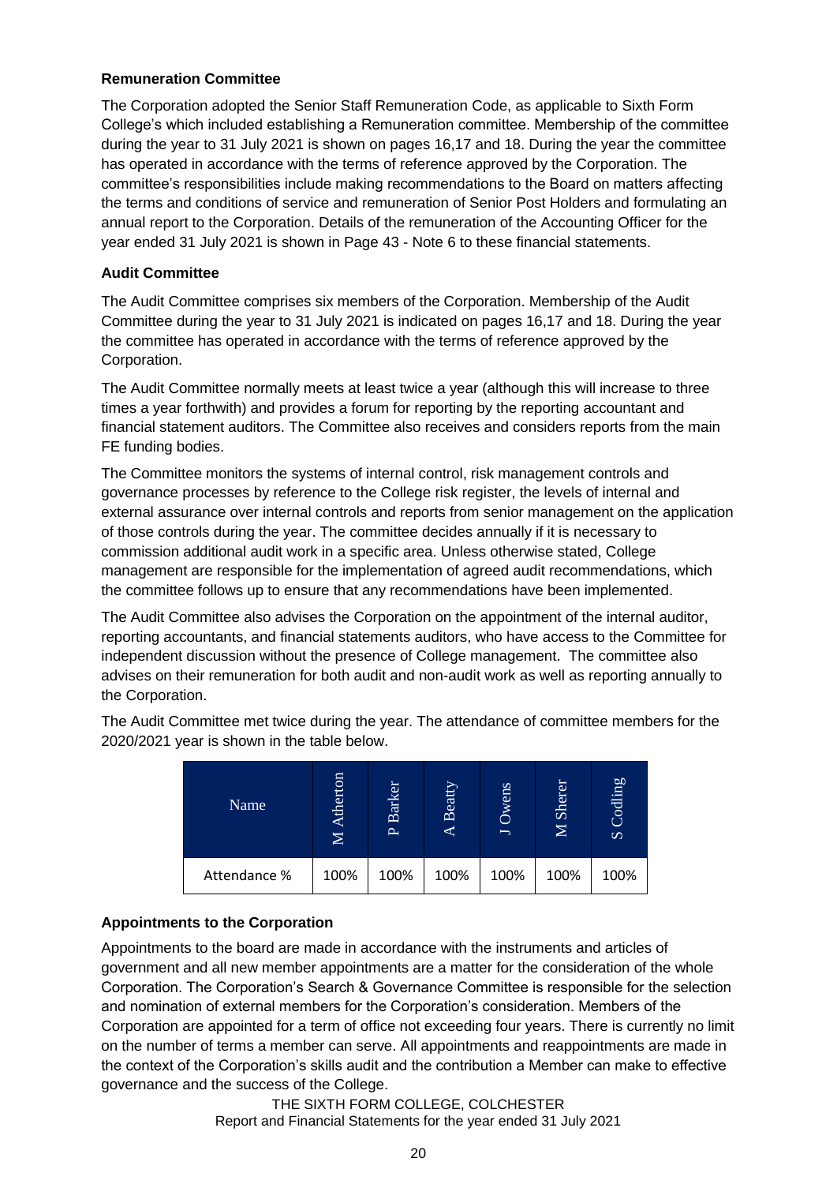### Remuneration Committee

The Corporation adopted the Senior Staff Remuneration Code, as applicable to Sixth Form College's which included establishing a Remuneration committee. Membership of the committee during the year to 31 July 2021 is shown on pages 16,17 and 18. During the year the committee has operated in accordance with the terms of reference approved by the Corporation. The committee's responsibilities include making recommendations to the Board on matters affecting the terms and conditions of service and remuneration of Senior Post Holders and formulating an annual report to the Corporation. Details of the remuneration of the Accounting Officer for the year ended 31 July 2021 is shown in Page 43 - Note 6 to these financial statements.

### Audit Committee

The Audit Committee comprises six members of the Corporation. Membership of the Audit Committee during the year to 31 July 2021 is indicated on pages 16,17 and 18. During the year the committee has operated in accordance with the terms of reference approved by the Corporation.

The Audit Committee normally meets at least twice a year (although this will increase to three times a year forthwith) and provides a forum for reporting by the reporting accountant and financial statement auditors. The Committee also receives and considers reports from the main FE funding bodies.

The Committee monitors the systems of internal control, risk management controls and governance processes by reference to the College risk register, the levels of internal and external assurance over internal controls and reports from senior management on the application of those controls during the year. The committee decides annually if it is necessary to commission additional audit work in a specific area. Unless otherwise stated, College management are responsible for the implementation of agreed audit recommendations, which the committee follows up to ensure that any recommendations have been implemented.

The Audit Committee also advises the Corporation on the appointment of the internal auditor, reporting accountants, and financial statements auditors, who have access to the Committee for independent discussion without the presence of College management. The committee also advises on their remuneration for both audit and non-audit work as well as reporting annually to the Corporation.

The Audit Committee met twice during the year. The attendance of committee members for the 2020/2021 year is shown in the table below.

| Name | M Atherton | P Barker | A Beatty | J Owens | M Sherer | S Codling |
|---|---|---|---|---|---|---|
| Attendance % | 100% | 100% | 100% | 100% | 100% | 100% |

### Appointments to the Corporation

Appointments to the board are made in accordance with the instruments and articles of government and all new member appointments are a matter for the consideration of the whole Corporation. The Corporation's Search & Governance Committee is responsible for the selection and nomination of external members for the Corporation's consideration. Members of the Corporation are appointed for a term of office not exceeding four years. There is currently no limit on the number of terms a member can serve. All appointments and reappointments are made in the context of the Corporation's skills audit and the contribution a Member can make to effective governance and the success of the College.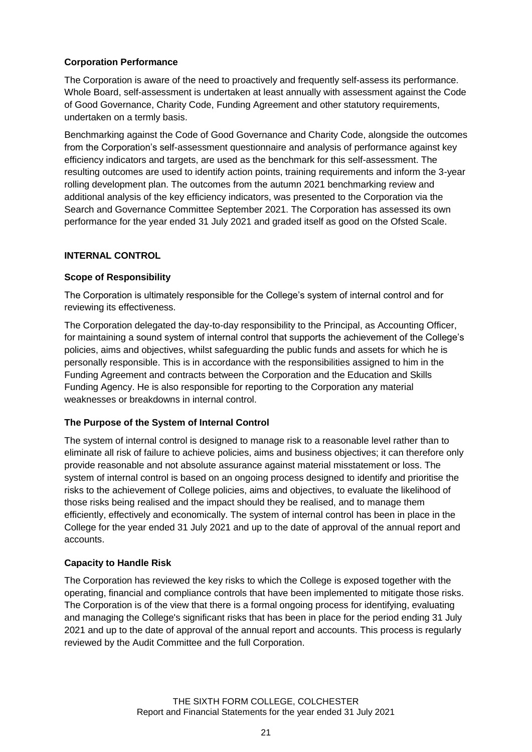**Corporation Performance**

The Corporation is aware of the need to proactively and frequently self-assess its performance. Whole Board, self-assessment is undertaken at least annually with assessment against the Code of Good Governance, Charity Code, Funding Agreement and other statutory requirements, undertaken on a termly basis.

Benchmarking against the Code of Good Governance and Charity Code, alongside the outcomes from the Corporation's self-assessment questionnaire and analysis of performance against key efficiency indicators and targets, are used as the benchmark for this self-assessment. The resulting outcomes are used to identify action points, training requirements and inform the 3-year rolling development plan. The outcomes from the autumn 2021 benchmarking review and additional analysis of the key efficiency indicators, was presented to the Corporation via the Search and Governance Committee September 2021. The Corporation has assessed its own performance for the year ended 31 July 2021 and graded itself as good on the Ofsted Scale.

**INTERNAL CONTROL**

**Scope of Responsibility**

The Corporation is ultimately responsible for the College's system of internal control and for reviewing its effectiveness.

The Corporation delegated the day-to-day responsibility to the Principal, as Accounting Officer, for maintaining a sound system of internal control that supports the achievement of the College's policies, aims and objectives, whilst safeguarding the public funds and assets for which he is personally responsible. This is in accordance with the responsibilities assigned to him in the Funding Agreement and contracts between the Corporation and the Education and Skills Funding Agency. He is also responsible for reporting to the Corporation any material weaknesses or breakdowns in internal control.

**The Purpose of the System of Internal Control**

The system of internal control is designed to manage risk to a reasonable level rather than to eliminate all risk of failure to achieve policies, aims and business objectives; it can therefore only provide reasonable and not absolute assurance against material misstatement or loss. The system of internal control is based on an ongoing process designed to identify and prioritise the risks to the achievement of College policies, aims and objectives, to evaluate the likelihood of those risks being realised and the impact should they be realised, and to manage them efficiently, effectively and economically. The system of internal control has been in place in the College for the year ended 31 July 2021 and up to the date of approval of the annual report and accounts.

**Capacity to Handle Risk**

The Corporation has reviewed the key risks to which the College is exposed together with the operating, financial and compliance controls that have been implemented to mitigate those risks. The Corporation is of the view that there is a formal ongoing process for identifying, evaluating and managing the College's significant risks that has been in place for the period ending 31 July 2021 and up to the date of approval of the annual report and accounts. This process is regularly reviewed by the Audit Committee and the full Corporation.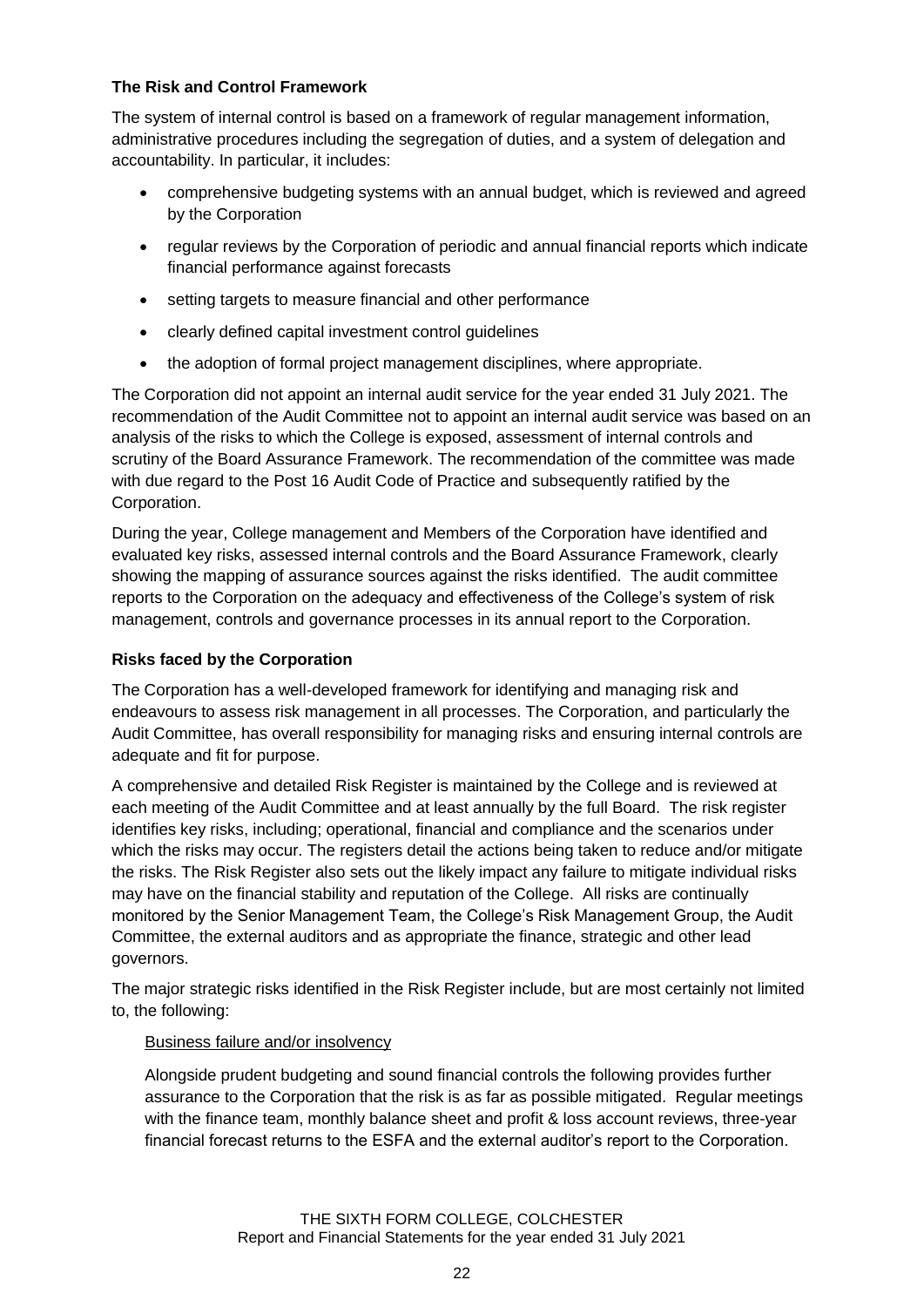### The Risk and Control Framework

The system of internal control is based on a framework of regular management information, administrative procedures including the segregation of duties, and a system of delegation and accountability. In particular, it includes:

- comprehensive budgeting systems with an annual budget, which is reviewed and agreed by the Corporation
- regular reviews by the Corporation of periodic and annual financial reports which indicate financial performance against forecasts
- setting targets to measure financial and other performance
- clearly defined capital investment control guidelines
- the adoption of formal project management disciplines, where appropriate.

The Corporation did not appoint an internal audit service for the year ended 31 July 2021. The recommendation of the Audit Committee not to appoint an internal audit service was based on an analysis of the risks to which the College is exposed, assessment of internal controls and scrutiny of the Board Assurance Framework. The recommendation of the committee was made with due regard to the Post 16 Audit Code of Practice and subsequently ratified by the Corporation.

During the year, College management and Members of the Corporation have identified and evaluated key risks, assessed internal controls and the Board Assurance Framework, clearly showing the mapping of assurance sources against the risks identified. The audit committee reports to the Corporation on the adequacy and effectiveness of the College's system of risk management, controls and governance processes in its annual report to the Corporation.

### Risks faced by the Corporation

The Corporation has a well-developed framework for identifying and managing risk and endeavours to assess risk management in all processes. The Corporation, and particularly the Audit Committee, has overall responsibility for managing risks and ensuring internal controls are adequate and fit for purpose.

A comprehensive and detailed Risk Register is maintained by the College and is reviewed at each meeting of the Audit Committee and at least annually by the full Board. The risk register identifies key risks, including; operational, financial and compliance and the scenarios under which the risks may occur. The registers detail the actions being taken to reduce and/or mitigate the risks. The Risk Register also sets out the likely impact any failure to mitigate individual risks may have on the financial stability and reputation of the College. All risks are continually monitored by the Senior Management Team, the College's Risk Management Group, the Audit Committee, the external auditors and as appropriate the finance, strategic and other lead governors.

The major strategic risks identified in the Risk Register include, but are most certainly not limited to, the following:

Business failure and/or insolvency

Alongside prudent budgeting and sound financial controls the following provides further assurance to the Corporation that the risk is as far as possible mitigated. Regular meetings with the finance team, monthly balance sheet and profit & loss account reviews, three-year financial forecast returns to the ESFA and the external auditor's report to the Corporation.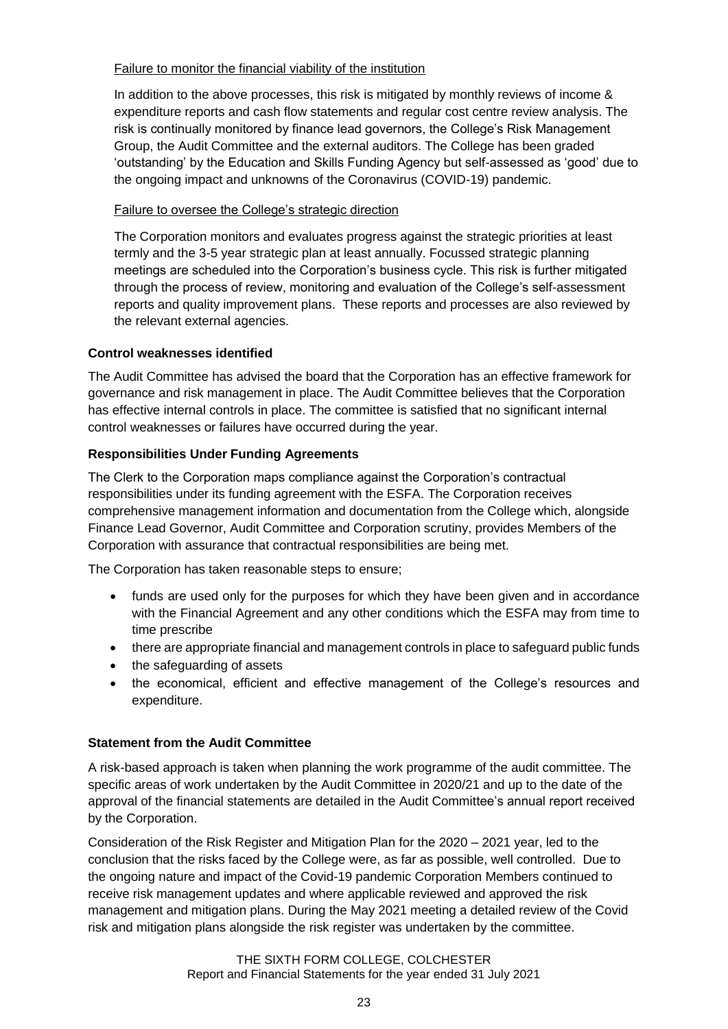Failure to monitor the financial viability of the institution

In addition to the above processes, this risk is mitigated by monthly reviews of income & expenditure reports and cash flow statements and regular cost centre review analysis. The risk is continually monitored by finance lead governors, the College's Risk Management Group, the Audit Committee and the external auditors. The College has been graded 'outstanding' by the Education and Skills Funding Agency but self-assessed as 'good' due to the ongoing impact and unknowns of the Coronavirus (COVID-19) pandemic.

Failure to oversee the College's strategic direction

The Corporation monitors and evaluates progress against the strategic priorities at least termly and the 3-5 year strategic plan at least annually. Focussed strategic planning meetings are scheduled into the Corporation's business cycle. This risk is further mitigated through the process of review, monitoring and evaluation of the College's self-assessment reports and quality improvement plans. These reports and processes are also reviewed by the relevant external agencies.

**Control weaknesses identified**

The Audit Committee has advised the board that the Corporation has an effective framework for governance and risk management in place. The Audit Committee believes that the Corporation has effective internal controls in place. The committee is satisfied that no significant internal control weaknesses or failures have occurred during the year.

**Responsibilities Under Funding Agreements**

The Clerk to the Corporation maps compliance against the Corporation's contractual responsibilities under its funding agreement with the ESFA. The Corporation receives comprehensive management information and documentation from the College which, alongside Finance Lead Governor, Audit Committee and Corporation scrutiny, provides Members of the Corporation with assurance that contractual responsibilities are being met.

The Corporation has taken reasonable steps to ensure;

- funds are used only for the purposes for which they have been given and in accordance with the Financial Agreement and any other conditions which the ESFA may from time to time prescribe
- there are appropriate financial and management controls in place to safeguard public funds
- the safeguarding of assets
- the economical, efficient and effective management of the College's resources and expenditure.

**Statement from the Audit Committee**

A risk-based approach is taken when planning the work programme of the audit committee. The specific areas of work undertaken by the Audit Committee in 2020/21 and up to the date of the approval of the financial statements are detailed in the Audit Committee's annual report received by the Corporation.

Consideration of the Risk Register and Mitigation Plan for the 2020 – 2021 year, led to the conclusion that the risks faced by the College were, as far as possible, well controlled. Due to the ongoing nature and impact of the Covid-19 pandemic Corporation Members continued to receive risk management updates and where applicable reviewed and approved the risk management and mitigation plans. During the May 2021 meeting a detailed review of the Covid risk and mitigation plans alongside the risk register was undertaken by the committee.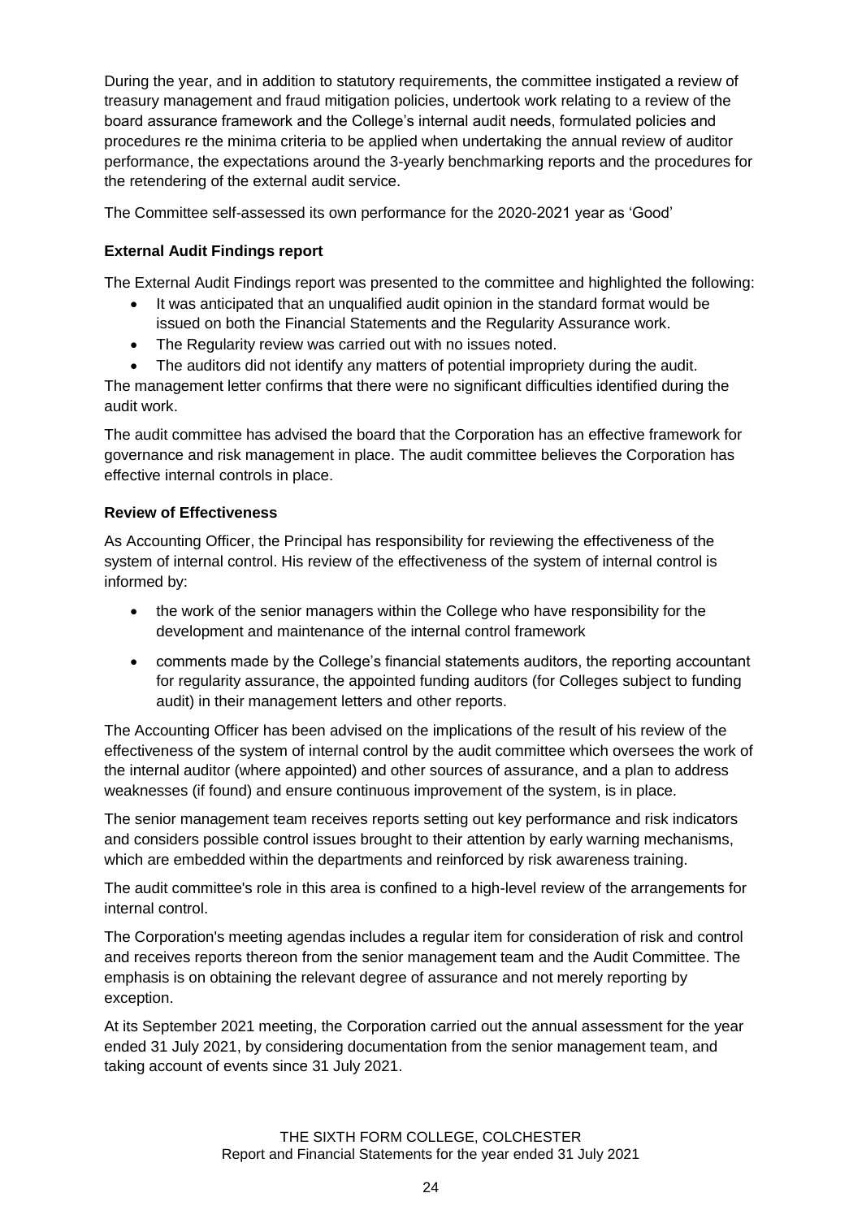During the year, and in addition to statutory requirements, the committee instigated a review of treasury management and fraud mitigation policies, undertook work relating to a review of the board assurance framework and the College's internal audit needs, formulated policies and procedures re the minima criteria to be applied when undertaking the annual review of auditor performance, the expectations around the 3-yearly benchmarking reports and the procedures for the retendering of the external audit service.

The Committee self-assessed its own performance for the 2020-2021 year as 'Good'

**External Audit Findings report**

The External Audit Findings report was presented to the committee and highlighted the following:

- It was anticipated that an unqualified audit opinion in the standard format would be issued on both the Financial Statements and the Regularity Assurance work.
- The Regularity review was carried out with no issues noted.
- The auditors did not identify any matters of potential impropriety during the audit.

The management letter confirms that there were no significant difficulties identified during the audit work.

The audit committee has advised the board that the Corporation has an effective framework for governance and risk management in place. The audit committee believes the Corporation has effective internal controls in place.

**Review of Effectiveness**

As Accounting Officer, the Principal has responsibility for reviewing the effectiveness of the system of internal control. His review of the effectiveness of the system of internal control is informed by:

- the work of the senior managers within the College who have responsibility for the development and maintenance of the internal control framework
- comments made by the College's financial statements auditors, the reporting accountant for regularity assurance, the appointed funding auditors (for Colleges subject to funding audit) in their management letters and other reports.

The Accounting Officer has been advised on the implications of the result of his review of the effectiveness of the system of internal control by the audit committee which oversees the work of the internal auditor (where appointed) and other sources of assurance, and a plan to address weaknesses (if found) and ensure continuous improvement of the system, is in place.

The senior management team receives reports setting out key performance and risk indicators and considers possible control issues brought to their attention by early warning mechanisms, which are embedded within the departments and reinforced by risk awareness training.

The audit committee's role in this area is confined to a high-level review of the arrangements for internal control.

The Corporation's meeting agendas includes a regular item for consideration of risk and control and receives reports thereon from the senior management team and the Audit Committee. The emphasis is on obtaining the relevant degree of assurance and not merely reporting by exception.

At its September 2021 meeting, the Corporation carried out the annual assessment for the year ended 31 July 2021, by considering documentation from the senior management team, and taking account of events since 31 July 2021.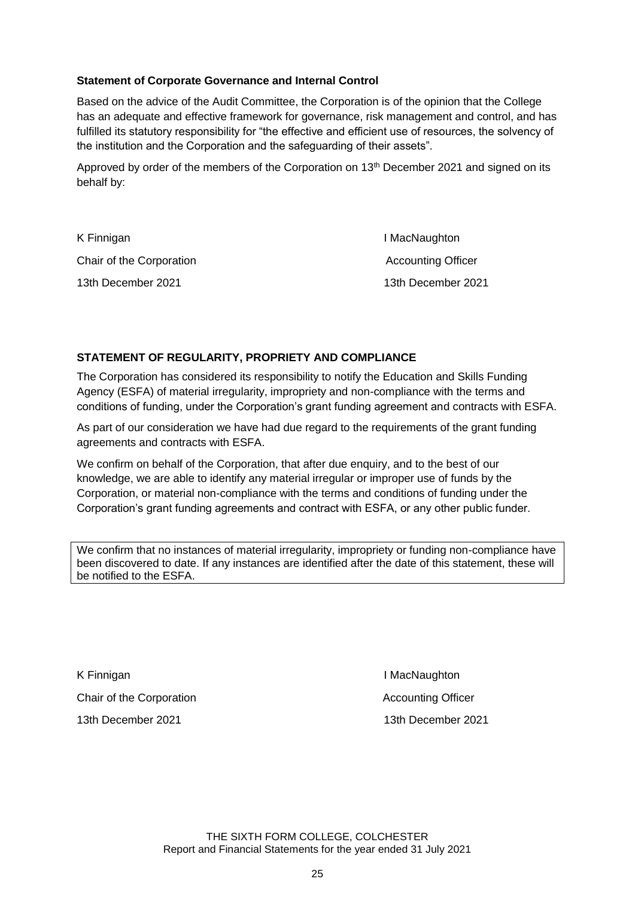**Statement of Corporate Governance and Internal Control**

Based on the advice of the Audit Committee, the Corporation is of the opinion that the College has an adequate and effective framework for governance, risk management and control, and has fulfilled its statutory responsibility for "the effective and efficient use of resources, the solvency of the institution and the Corporation and the safeguarding of their assets".

Approved by order of the members of the Corporation on 13th December 2021 and signed on its behalf by:

| | |
|---|---|
| K Finnigan | I MacNaughton |
| Chair of the Corporation | Accounting Officer |
| 13th December 2021 | 13th December 2021 |

**STATEMENT OF REGULARITY, PROPRIETY AND COMPLIANCE**

The Corporation has considered its responsibility to notify the Education and Skills Funding Agency (ESFA) of material irregularity, impropriety and non-compliance with the terms and conditions of funding, under the Corporation's grant funding agreement and contracts with ESFA.

As part of our consideration we have had due regard to the requirements of the grant funding agreements and contracts with ESFA.

We confirm on behalf of the Corporation, that after due enquiry, and to the best of our knowledge, we are able to identify any material irregular or improper use of funds by the Corporation, or material non-compliance with the terms and conditions of funding under the Corporation's grant funding agreements and contract with ESFA, or any other public funder.

We confirm that no instances of material irregularity, impropriety or funding non-compliance have been discovered to date. If any instances are identified after the date of this statement, these will be notified to the ESFA.

| | |
|---|---|
| K Finnigan | I MacNaughton |
| Chair of the Corporation | Accounting Officer |
| 13th December 2021 | 13th December 2021 |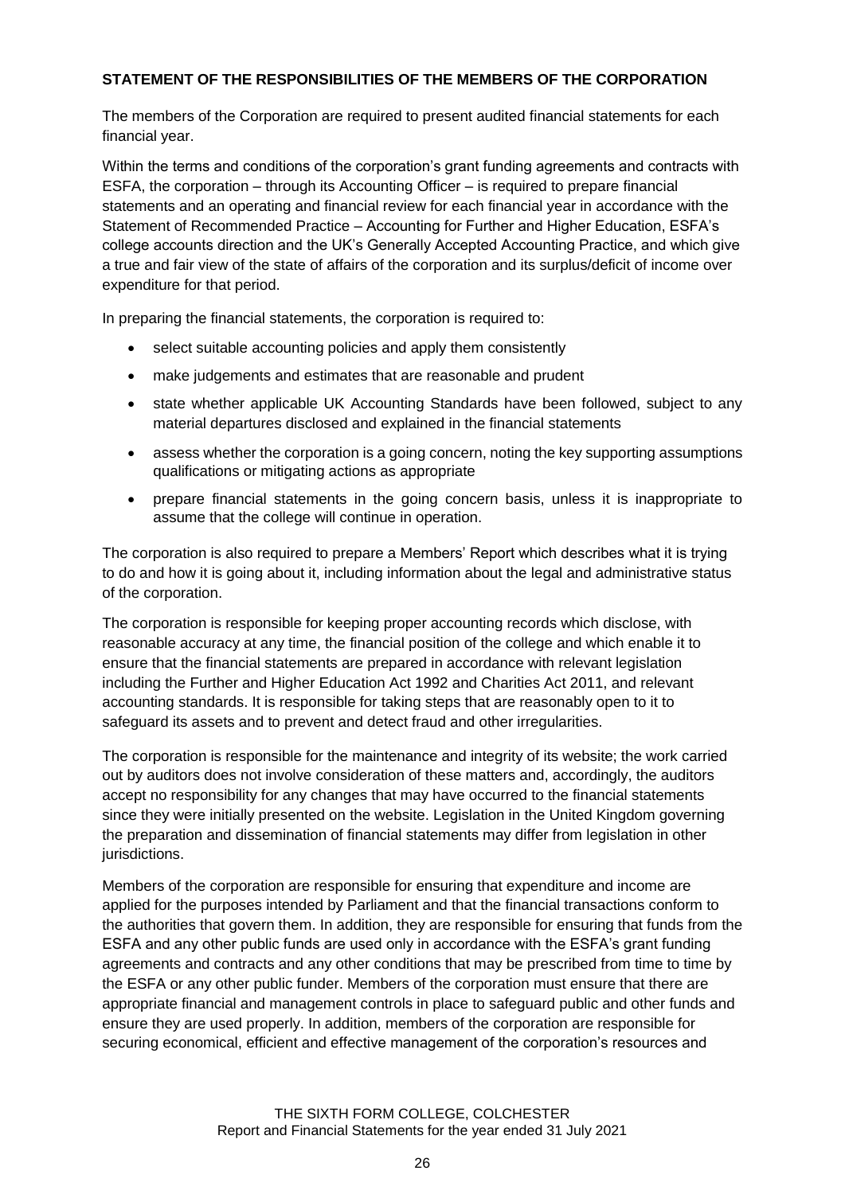**STATEMENT OF THE RESPONSIBILITIES OF THE MEMBERS OF THE CORPORATION**

The members of the Corporation are required to present audited financial statements for each financial year.

Within the terms and conditions of the corporation's grant funding agreements and contracts with ESFA, the corporation – through its Accounting Officer – is required to prepare financial statements and an operating and financial review for each financial year in accordance with the Statement of Recommended Practice – Accounting for Further and Higher Education, ESFA's college accounts direction and the UK's Generally Accepted Accounting Practice, and which give a true and fair view of the state of affairs of the corporation and its surplus/deficit of income over expenditure for that period.

In preparing the financial statements, the corporation is required to:

- select suitable accounting policies and apply them consistently
- make judgements and estimates that are reasonable and prudent
- state whether applicable UK Accounting Standards have been followed, subject to any material departures disclosed and explained in the financial statements
- assess whether the corporation is a going concern, noting the key supporting assumptions qualifications or mitigating actions as appropriate
- prepare financial statements in the going concern basis, unless it is inappropriate to assume that the college will continue in operation.

The corporation is also required to prepare a Members' Report which describes what it is trying to do and how it is going about it, including information about the legal and administrative status of the corporation.

The corporation is responsible for keeping proper accounting records which disclose, with reasonable accuracy at any time, the financial position of the college and which enable it to ensure that the financial statements are prepared in accordance with relevant legislation including the Further and Higher Education Act 1992 and Charities Act 2011, and relevant accounting standards. It is responsible for taking steps that are reasonably open to it to safeguard its assets and to prevent and detect fraud and other irregularities.

The corporation is responsible for the maintenance and integrity of its website; the work carried out by auditors does not involve consideration of these matters and, accordingly, the auditors accept no responsibility for any changes that may have occurred to the financial statements since they were initially presented on the website. Legislation in the United Kingdom governing the preparation and dissemination of financial statements may differ from legislation in other jurisdictions.

Members of the corporation are responsible for ensuring that expenditure and income are applied for the purposes intended by Parliament and that the financial transactions conform to the authorities that govern them. In addition, they are responsible for ensuring that funds from the ESFA and any other public funds are used only in accordance with the ESFA's grant funding agreements and contracts and any other conditions that may be prescribed from time to time by the ESFA or any other public funder. Members of the corporation must ensure that there are appropriate financial and management controls in place to safeguard public and other funds and ensure they are used properly. In addition, members of the corporation are responsible for securing economical, efficient and effective management of the corporation's resources and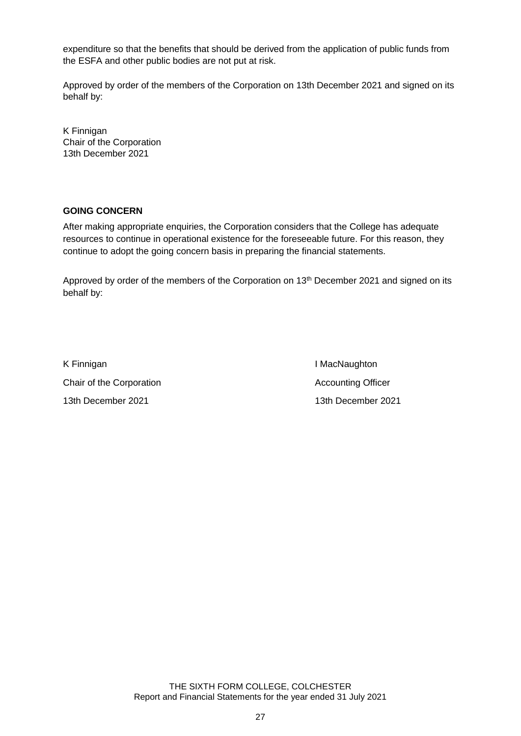expenditure so that the benefits that should be derived from the application of public funds from the ESFA and other public bodies are not put at risk.

Approved by order of the members of the Corporation on 13th December 2021 and signed on its behalf by:

K Finnigan
Chair of the Corporation
13th December 2021

**GOING CONCERN**

After making appropriate enquiries, the Corporation considers that the College has adequate resources to continue in operational existence for the foreseeable future. For this reason, they continue to adopt the going concern basis in preparing the financial statements.

Approved by order of the members of the Corporation on 13th December 2021 and signed on its behalf by:

K Finnigan
Chair of the Corporation
13th December 2021

I MacNaughton
Accounting Officer
13th December 2021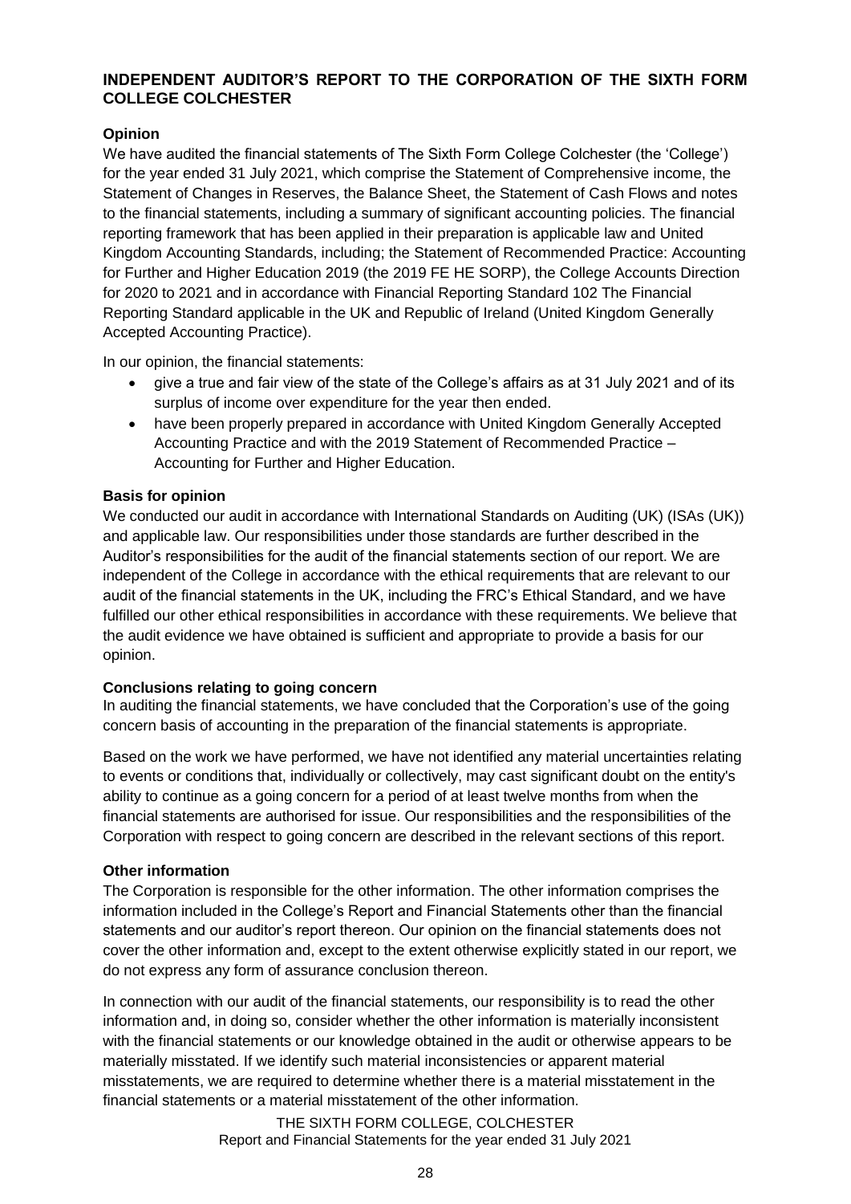## INDEPENDENT AUDITOR'S REPORT TO THE CORPORATION OF THE SIXTH FORM COLLEGE COLCHESTER

### Opinion

We have audited the financial statements of The Sixth Form College Colchester (the 'College') for the year ended 31 July 2021, which comprise the Statement of Comprehensive income, the Statement of Changes in Reserves, the Balance Sheet, the Statement of Cash Flows and notes to the financial statements, including a summary of significant accounting policies. The financial reporting framework that has been applied in their preparation is applicable law and United Kingdom Accounting Standards, including; the Statement of Recommended Practice: Accounting for Further and Higher Education 2019 (the 2019 FE HE SORP), the College Accounts Direction for 2020 to 2021 and in accordance with Financial Reporting Standard 102 The Financial Reporting Standard applicable in the UK and Republic of Ireland (United Kingdom Generally Accepted Accounting Practice).

In our opinion, the financial statements:

- give a true and fair view of the state of the College's affairs as at 31 July 2021 and of its surplus of income over expenditure for the year then ended.
- have been properly prepared in accordance with United Kingdom Generally Accepted Accounting Practice and with the 2019 Statement of Recommended Practice – Accounting for Further and Higher Education.

### Basis for opinion

We conducted our audit in accordance with International Standards on Auditing (UK) (ISAs (UK)) and applicable law. Our responsibilities under those standards are further described in the Auditor's responsibilities for the audit of the financial statements section of our report. We are independent of the College in accordance with the ethical requirements that are relevant to our audit of the financial statements in the UK, including the FRC's Ethical Standard, and we have fulfilled our other ethical responsibilities in accordance with these requirements. We believe that the audit evidence we have obtained is sufficient and appropriate to provide a basis for our opinion.

### Conclusions relating to going concern

In auditing the financial statements, we have concluded that the Corporation's use of the going concern basis of accounting in the preparation of the financial statements is appropriate.

Based on the work we have performed, we have not identified any material uncertainties relating to events or conditions that, individually or collectively, may cast significant doubt on the entity's ability to continue as a going concern for a period of at least twelve months from when the financial statements are authorised for issue. Our responsibilities and the responsibilities of the Corporation with respect to going concern are described in the relevant sections of this report.

### Other information

The Corporation is responsible for the other information. The other information comprises the information included in the College's Report and Financial Statements other than the financial statements and our auditor's report thereon. Our opinion on the financial statements does not cover the other information and, except to the extent otherwise explicitly stated in our report, we do not express any form of assurance conclusion thereon.

In connection with our audit of the financial statements, our responsibility is to read the other information and, in doing so, consider whether the other information is materially inconsistent with the financial statements or our knowledge obtained in the audit or otherwise appears to be materially misstated. If we identify such material inconsistencies or apparent material misstatements, we are required to determine whether there is a material misstatement in the financial statements or a material misstatement of the other information.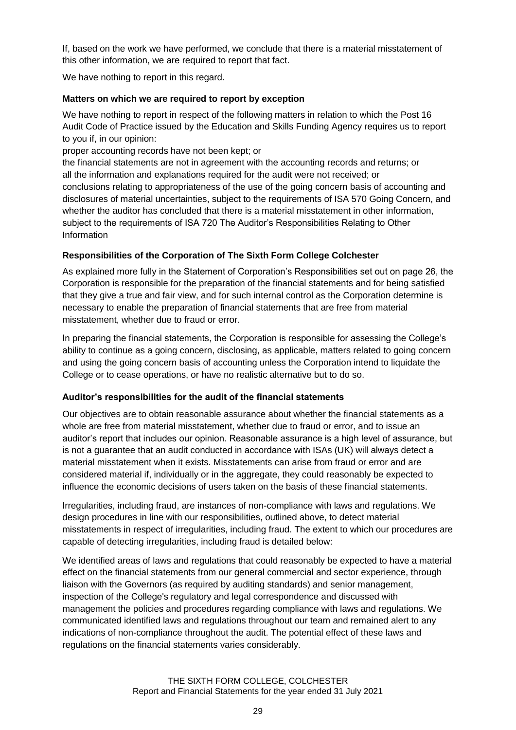If, based on the work we have performed, we conclude that there is a material misstatement of this other information, we are required to report that fact.

We have nothing to report in this regard.

**Matters on which we are required to report by exception**

We have nothing to report in respect of the following matters in relation to which the Post 16 Audit Code of Practice issued by the Education and Skills Funding Agency requires us to report to you if, in our opinion:

proper accounting records have not been kept; or

the financial statements are not in agreement with the accounting records and returns; or

all the information and explanations required for the audit were not received; or

conclusions relating to appropriateness of the use of the going concern basis of accounting and disclosures of material uncertainties, subject to the requirements of ISA 570 Going Concern, and whether the auditor has concluded that there is a material misstatement in other information, subject to the requirements of ISA 720 The Auditor's Responsibilities Relating to Other Information

**Responsibilities of the Corporation of The Sixth Form College Colchester**

As explained more fully in the Statement of Corporation's Responsibilities set out on page 26, the Corporation is responsible for the preparation of the financial statements and for being satisfied that they give a true and fair view, and for such internal control as the Corporation determine is necessary to enable the preparation of financial statements that are free from material misstatement, whether due to fraud or error.

In preparing the financial statements, the Corporation is responsible for assessing the College's ability to continue as a going concern, disclosing, as applicable, matters related to going concern and using the going concern basis of accounting unless the Corporation intend to liquidate the College or to cease operations, or have no realistic alternative but to do so.

**Auditor's responsibilities for the audit of the financial statements**

Our objectives are to obtain reasonable assurance about whether the financial statements as a whole are free from material misstatement, whether due to fraud or error, and to issue an auditor's report that includes our opinion. Reasonable assurance is a high level of assurance, but is not a guarantee that an audit conducted in accordance with ISAs (UK) will always detect a material misstatement when it exists. Misstatements can arise from fraud or error and are considered material if, individually or in the aggregate, they could reasonably be expected to influence the economic decisions of users taken on the basis of these financial statements.

Irregularities, including fraud, are instances of non-compliance with laws and regulations. We design procedures in line with our responsibilities, outlined above, to detect material misstatements in respect of irregularities, including fraud. The extent to which our procedures are capable of detecting irregularities, including fraud is detailed below:

We identified areas of laws and regulations that could reasonably be expected to have a material effect on the financial statements from our general commercial and sector experience, through liaison with the Governors (as required by auditing standards) and senior management, inspection of the College's regulatory and legal correspondence and discussed with management the policies and procedures regarding compliance with laws and regulations. We communicated identified laws and regulations throughout our team and remained alert to any indications of non-compliance throughout the audit. The potential effect of these laws and regulations on the financial statements varies considerably.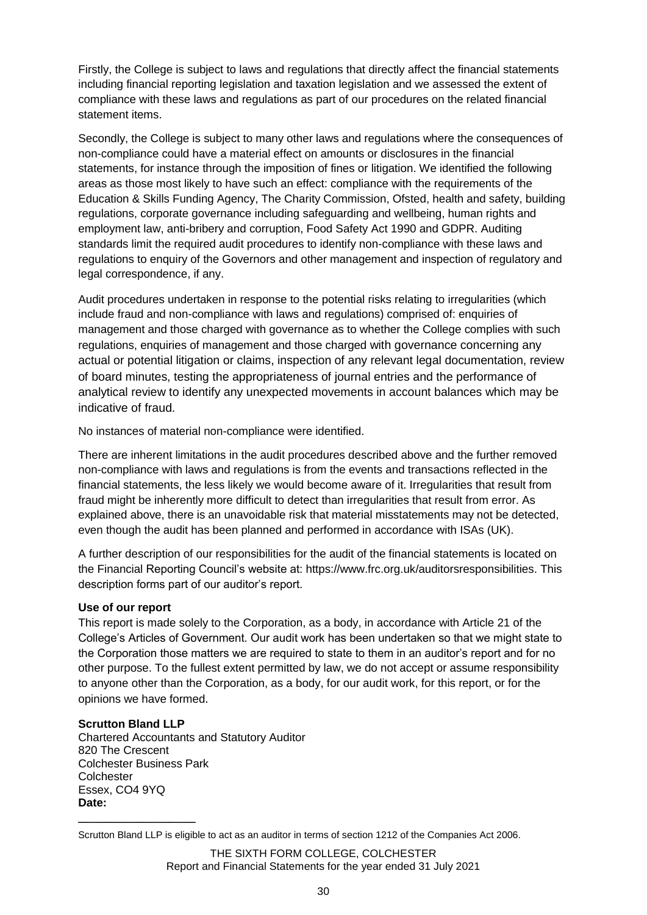Firstly, the College is subject to laws and regulations that directly affect the financial statements including financial reporting legislation and taxation legislation and we assessed the extent of compliance with these laws and regulations as part of our procedures on the related financial statement items.

Secondly, the College is subject to many other laws and regulations where the consequences of non-compliance could have a material effect on amounts or disclosures in the financial statements, for instance through the imposition of fines or litigation. We identified the following areas as those most likely to have such an effect: compliance with the requirements of the Education & Skills Funding Agency, The Charity Commission, Ofsted, health and safety, building regulations, corporate governance including safeguarding and wellbeing, human rights and employment law, anti-bribery and corruption, Food Safety Act 1990 and GDPR. Auditing standards limit the required audit procedures to identify non-compliance with these laws and regulations to enquiry of the Governors and other management and inspection of regulatory and legal correspondence, if any.

Audit procedures undertaken in response to the potential risks relating to irregularities (which include fraud and non-compliance with laws and regulations) comprised of: enquiries of management and those charged with governance as to whether the College complies with such regulations, enquiries of management and those charged with governance concerning any actual or potential litigation or claims, inspection of any relevant legal documentation, review of board minutes, testing the appropriateness of journal entries and the performance of analytical review to identify any unexpected movements in account balances which may be indicative of fraud.

No instances of material non-compliance were identified.

There are inherent limitations in the audit procedures described above and the further removed non-compliance with laws and regulations is from the events and transactions reflected in the financial statements, the less likely we would become aware of it. Irregularities that result from fraud might be inherently more difficult to detect than irregularities that result from error. As explained above, there is an unavoidable risk that material misstatements may not be detected, even though the audit has been planned and performed in accordance with ISAs (UK).

A further description of our responsibilities for the audit of the financial statements is located on the Financial Reporting Council's website at: https://www.frc.org.uk/auditorsresponsibilities. This description forms part of our auditor's report.

**Use of our report**

This report is made solely to the Corporation, as a body, in accordance with Article 21 of the College's Articles of Government. Our audit work has been undertaken so that we might state to the Corporation those matters we are required to state to them in an auditor's report and for no other purpose. To the fullest extent permitted by law, we do not accept or assume responsibility to anyone other than the Corporation, as a body, for our audit work, for this report, or for the opinions we have formed.

**Scrutton Bland LLP**
Chartered Accountants and Statutory Auditor
820 The Crescent
Colchester Business Park
Colchester
Essex, CO4 9YQ
**Date:**

Scrutton Bland LLP is eligible to act as an auditor in terms of section 1212 of the Companies Act 2006.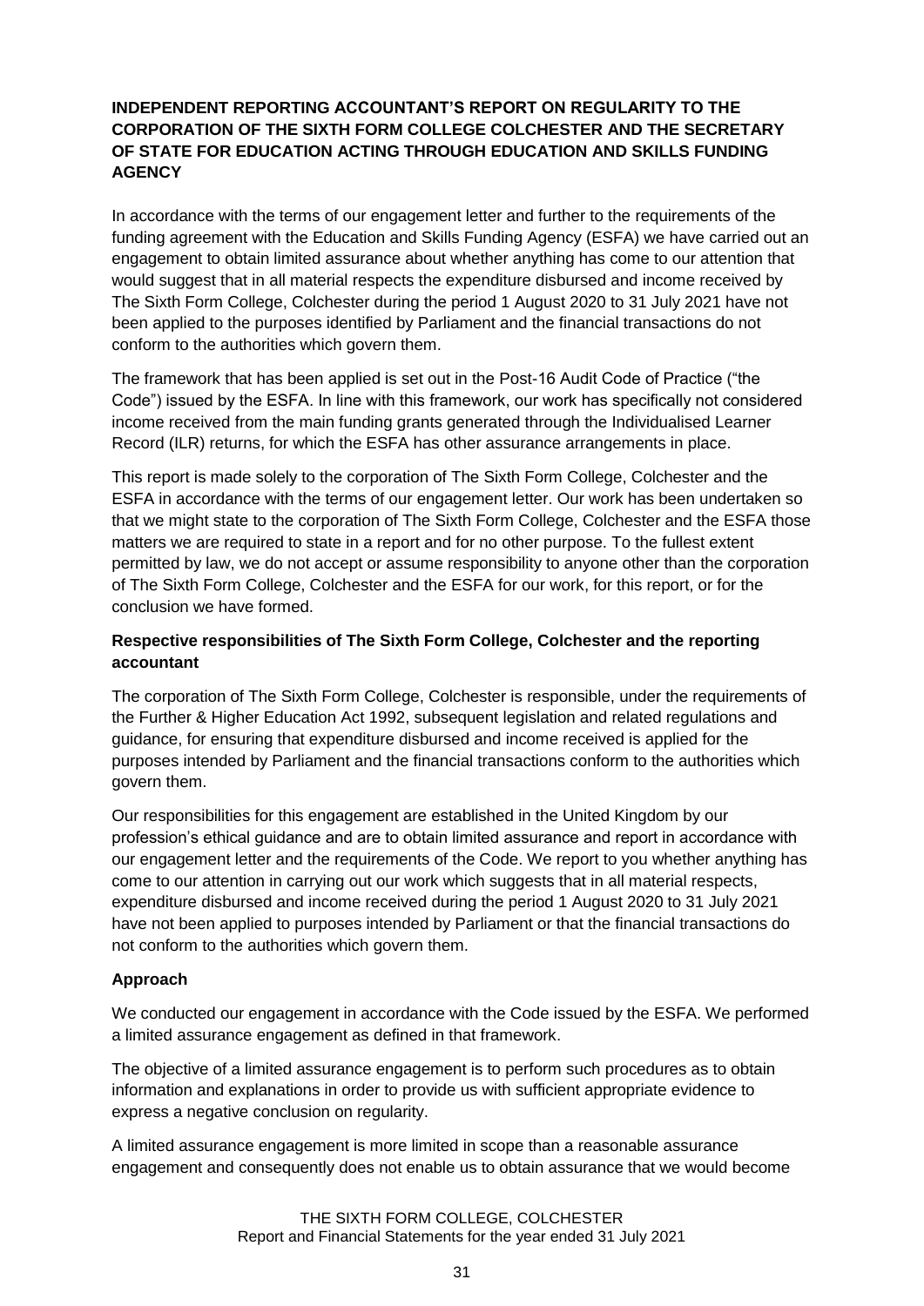## INDEPENDENT REPORTING ACCOUNTANT'S REPORT ON REGULARITY TO THE CORPORATION OF THE SIXTH FORM COLLEGE COLCHESTER AND THE SECRETARY OF STATE FOR EDUCATION ACTING THROUGH EDUCATION AND SKILLS FUNDING AGENCY

In accordance with the terms of our engagement letter and further to the requirements of the funding agreement with the Education and Skills Funding Agency (ESFA) we have carried out an engagement to obtain limited assurance about whether anything has come to our attention that would suggest that in all material respects the expenditure disbursed and income received by The Sixth Form College, Colchester during the period 1 August 2020 to 31 July 2021 have not been applied to the purposes identified by Parliament and the financial transactions do not conform to the authorities which govern them.

The framework that has been applied is set out in the Post-16 Audit Code of Practice ("the Code") issued by the ESFA. In line with this framework, our work has specifically not considered income received from the main funding grants generated through the Individualised Learner Record (ILR) returns, for which the ESFA has other assurance arrangements in place.

This report is made solely to the corporation of The Sixth Form College, Colchester and the ESFA in accordance with the terms of our engagement letter. Our work has been undertaken so that we might state to the corporation of The Sixth Form College, Colchester and the ESFA those matters we are required to state in a report and for no other purpose. To the fullest extent permitted by law, we do not accept or assume responsibility to anyone other than the corporation of The Sixth Form College, Colchester and the ESFA for our work, for this report, or for the conclusion we have formed.

### Respective responsibilities of The Sixth Form College, Colchester and the reporting accountant

The corporation of The Sixth Form College, Colchester is responsible, under the requirements of the Further & Higher Education Act 1992, subsequent legislation and related regulations and guidance, for ensuring that expenditure disbursed and income received is applied for the purposes intended by Parliament and the financial transactions conform to the authorities which govern them.

Our responsibilities for this engagement are established in the United Kingdom by our profession's ethical guidance and are to obtain limited assurance and report in accordance with our engagement letter and the requirements of the Code. We report to you whether anything has come to our attention in carrying out our work which suggests that in all material respects, expenditure disbursed and income received during the period 1 August 2020 to 31 July 2021 have not been applied to purposes intended by Parliament or that the financial transactions do not conform to the authorities which govern them.

### Approach

We conducted our engagement in accordance with the Code issued by the ESFA. We performed a limited assurance engagement as defined in that framework.

The objective of a limited assurance engagement is to perform such procedures as to obtain information and explanations in order to provide us with sufficient appropriate evidence to express a negative conclusion on regularity.

A limited assurance engagement is more limited in scope than a reasonable assurance engagement and consequently does not enable us to obtain assurance that we would become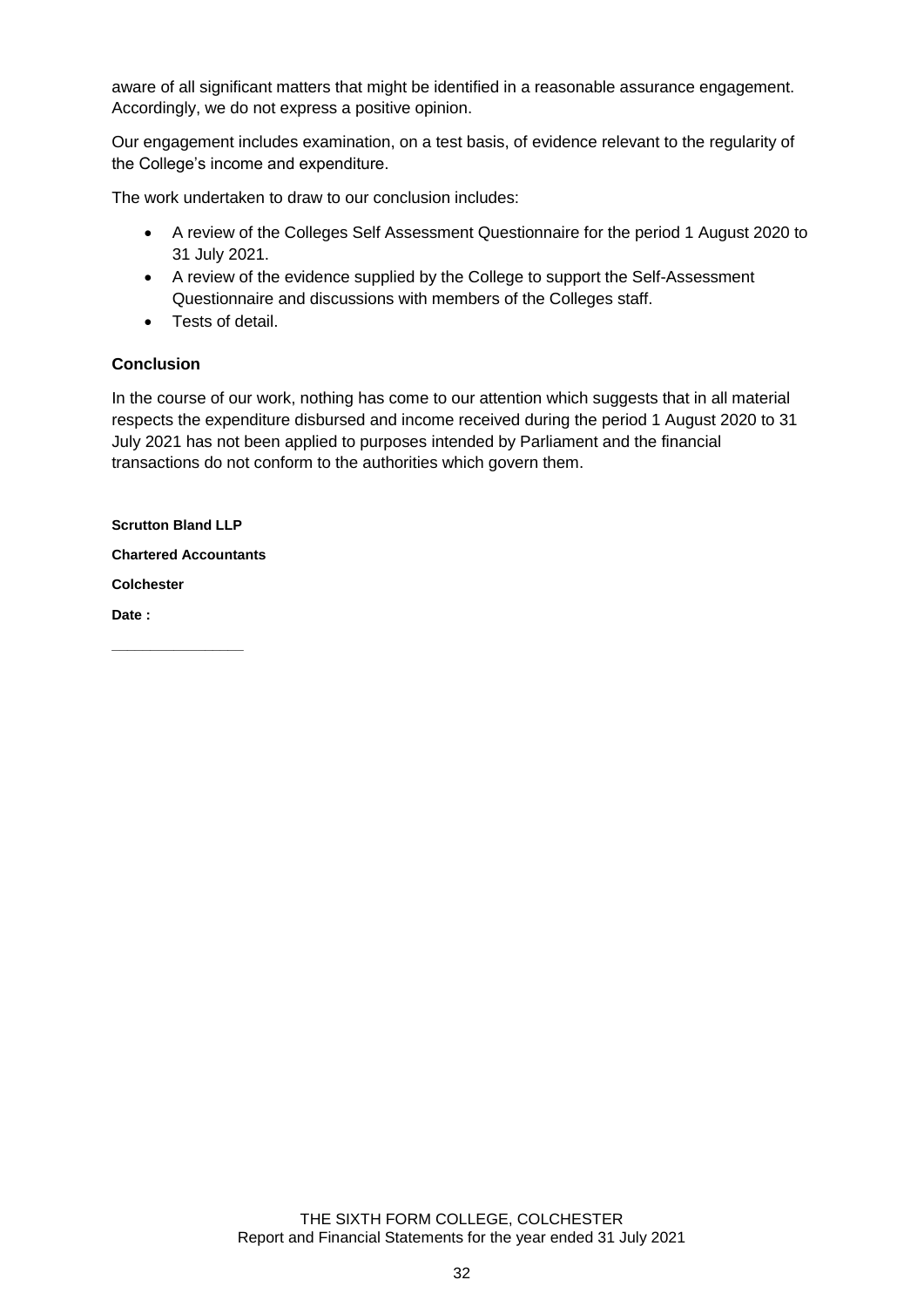aware of all significant matters that might be identified in a reasonable assurance engagement. Accordingly, we do not express a positive opinion.

Our engagement includes examination, on a test basis, of evidence relevant to the regularity of the College's income and expenditure.

The work undertaken to draw to our conclusion includes:

- A review of the Colleges Self Assessment Questionnaire for the period 1 August 2020 to 31 July 2021.
- A review of the evidence supplied by the College to support the Self-Assessment Questionnaire and discussions with members of the Colleges staff.
- Tests of detail.

### Conclusion

In the course of our work, nothing has come to our attention which suggests that in all material respects the expenditure disbursed and income received during the period 1 August 2020 to 31 July 2021 has not been applied to purposes intended by Parliament and the financial transactions do not conform to the authorities which govern them.

**Scrutton Bland LLP**

**Chartered Accountants**

**Colchester**

**Date :**

\_\_\_\_\_\_\_\_\_\_\_\_\_\_\_\_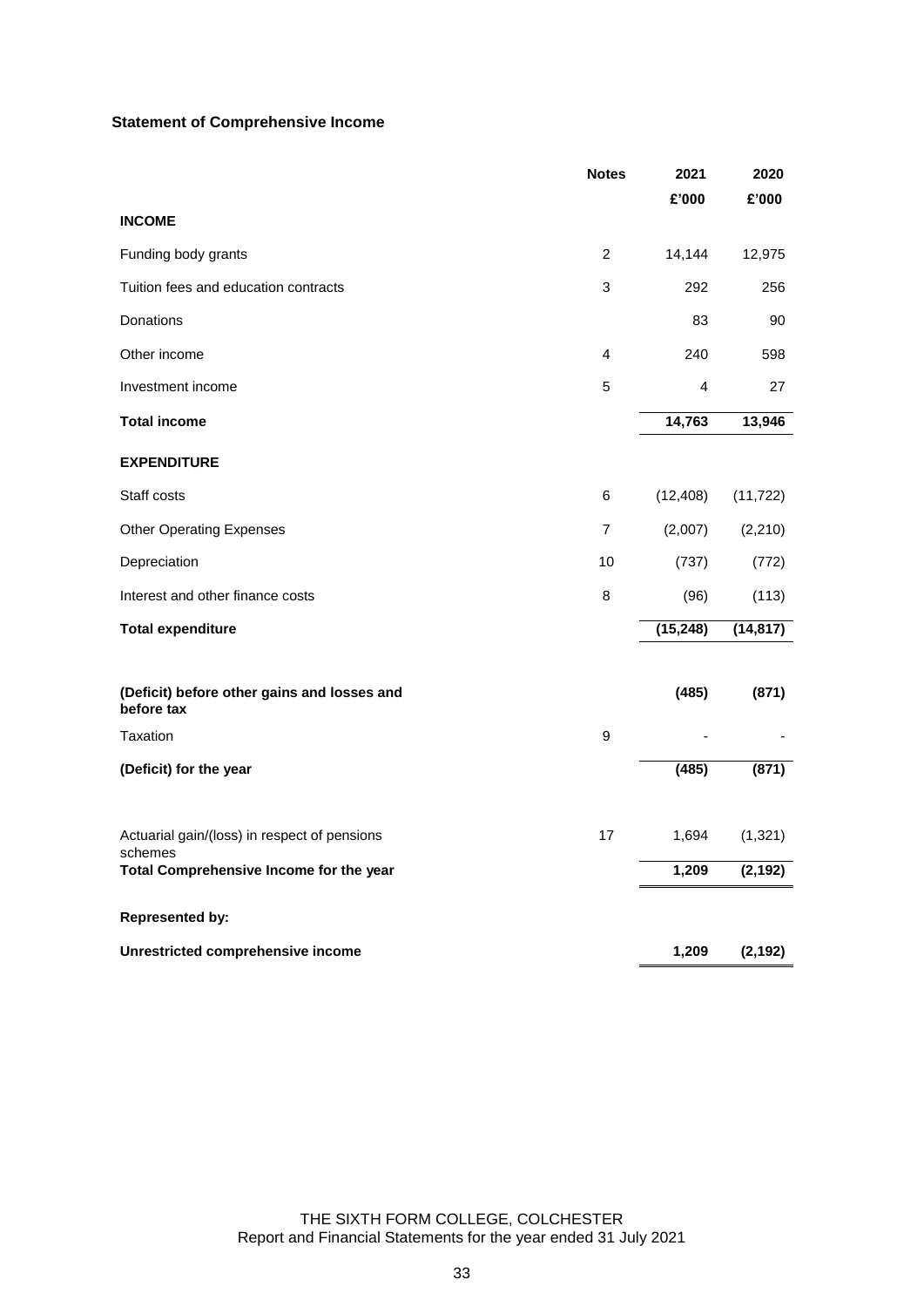**Statement of Comprehensive Income**

| | Notes | 2021 | 2020 |
|---|---|---|---|
| | | £'000 | £'000 |
| **INCOME** | | | |
| Funding body grants | 2 | 14,144 | 12,975 |
| Tuition fees and education contracts | 3 | 292 | 256 |
| Donations | | 83 | 90 |
| Other income | 4 | 240 | 598 |
| Investment income | 5 | 4 | 27 |
| **Total income** | | **14,763** | **13,946** |
| **EXPENDITURE** | | | |
| Staff costs | 6 | (12,408) | (11,722) |
| Other Operating Expenses | 7 | (2,007) | (2,210) |
| Depreciation | 10 | (737) | (772) |
| Interest and other finance costs | 8 | (96) | (113) |
| **Total expenditure** | | **(15,248)** | **(14,817)** |
| **(Deficit) before other gains and losses and before tax** | | **(485)** | **(871)** |
| Taxation | 9 | - | - |
| **(Deficit) for the year** | | **(485)** | **(871)** |
| Actuarial gain/(loss) in respect of pensions schemes | 17 | 1,694 | (1,321) |
| **Total Comprehensive Income for the year** | | **1,209** | **(2,192)** |
| **Represented by:** | | | |
| **Unrestricted comprehensive income** | | **1,209** | **(2,192)** |

THE SIXTH FORM COLLEGE, COLCHESTER
Report and Financial Statements for the year ended 31 July 2021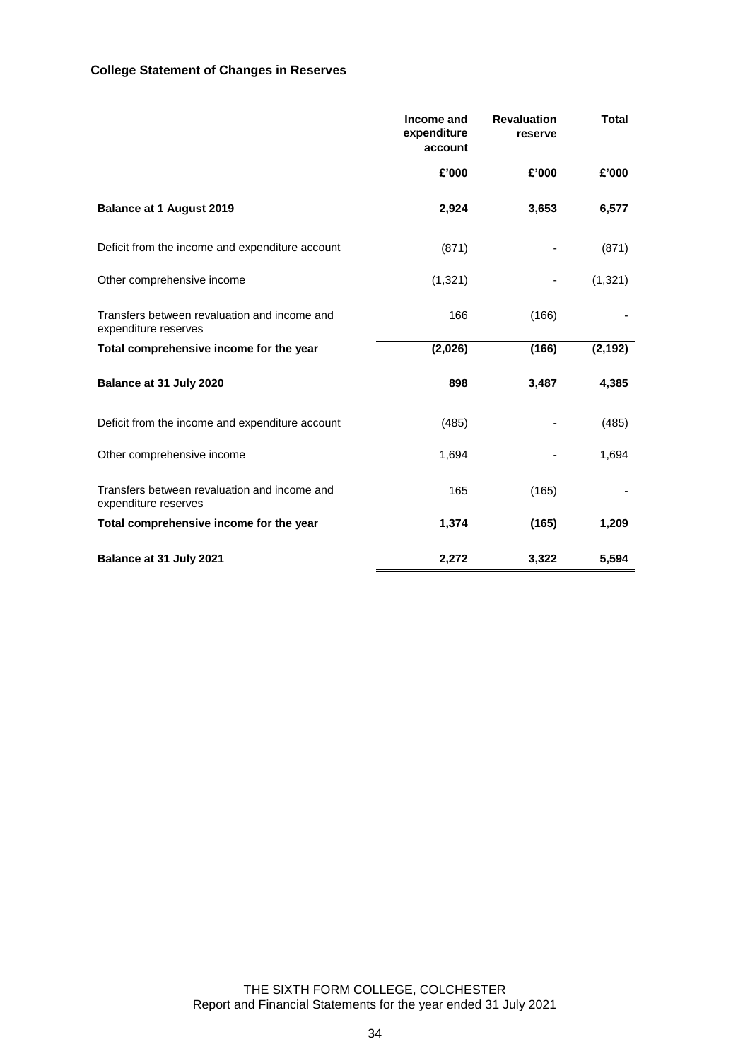**College Statement of Changes in Reserves**

| | Income and expenditure account | Revaluation reserve | Total |
|---|---|---|---|
| | £'000 | £'000 | £'000 |
| **Balance at 1 August 2019** | **2,924** | **3,653** | **6,577** |
| Deficit from the income and expenditure account | (871) | - | (871) |
| Other comprehensive income | (1,321) | - | (1,321) |
| Transfers between revaluation and income and expenditure reserves | 166 | (166) | - |
| **Total comprehensive income for the year** | **(2,026)** | **(166)** | **(2,192)** |
| **Balance at 31 July 2020** | **898** | **3,487** | **4,385** |
| Deficit from the income and expenditure account | (485) | - | (485) |
| Other comprehensive income | 1,694 | - | 1,694 |
| Transfers between revaluation and income and expenditure reserves | 165 | (165) | - |
| **Total comprehensive income for the year** | **1,374** | **(165)** | **1,209** |
| **Balance at 31 July 2021** | **2,272** | **3,322** | **5,594** |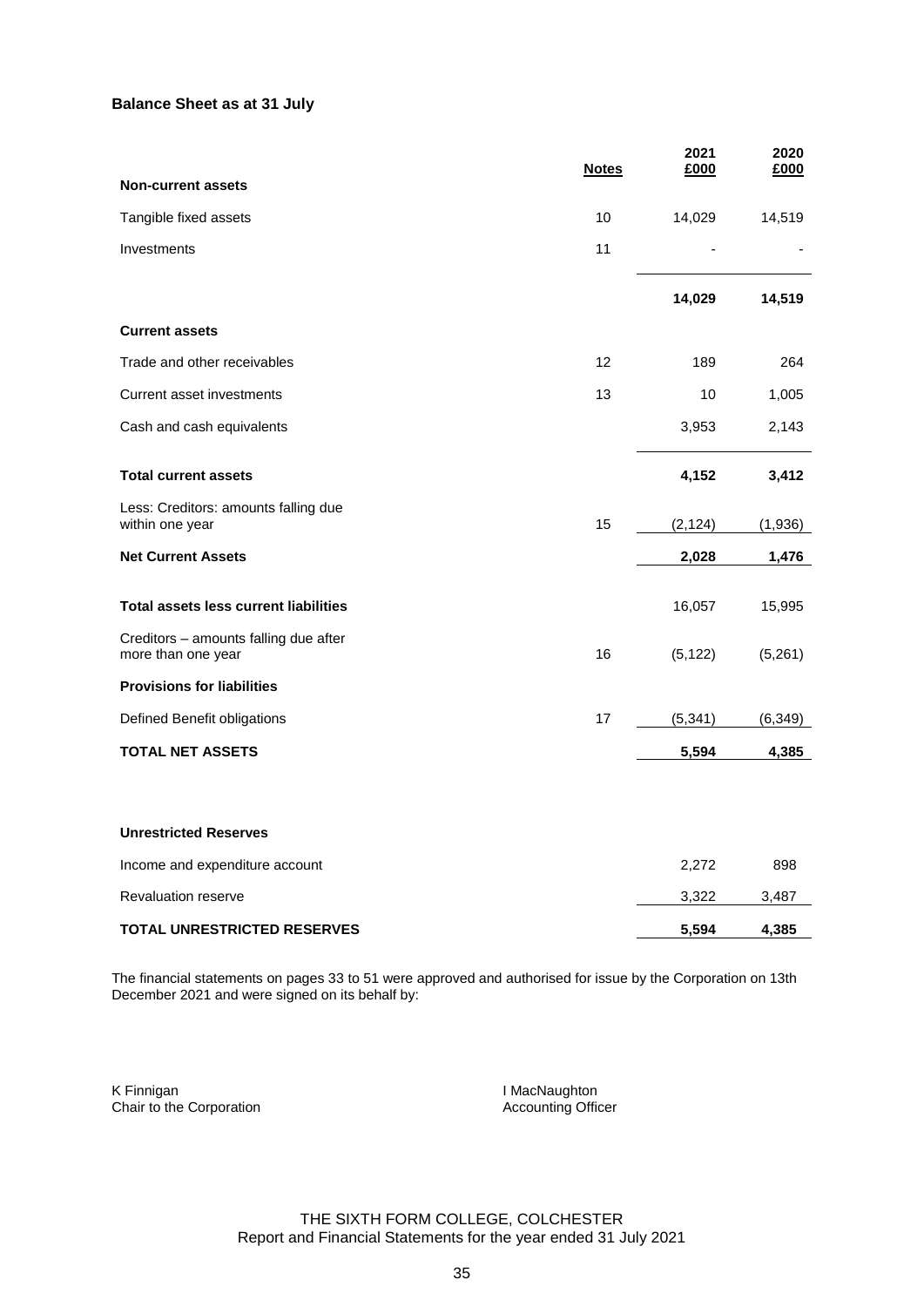### Balance Sheet as at 31 July

| | Notes | 2021 £000 | 2020 £000 |
|---|---|---|---|
| **Non-current assets** | | | |
| Tangible fixed assets | 10 | 14,029 | 14,519 |
| Investments | 11 | - | - |
| | | **14,029** | **14,519** |
| **Current assets** | | | |
| Trade and other receivables | 12 | 189 | 264 |
| Current asset investments | 13 | 10 | 1,005 |
| Cash and cash equivalents | | 3,953 | 2,143 |
| **Total current assets** | | **4,152** | **3,412** |
| Less: Creditors: amounts falling due within one year | 15 | (2,124) | (1,936) |
| **Net Current Assets** | | **2,028** | **1,476** |
| **Total assets less current liabilities** | | 16,057 | 15,995 |
| Creditors – amounts falling due after more than one year | 16 | (5,122) | (5,261) |
| **Provisions for liabilities** | | | |
| Defined Benefit obligations | 17 | (5,341) | (6,349) |
| **TOTAL NET ASSETS** | | **5,594** | **4,385** |
| | | | |
| **Unrestricted Reserves** | | | |
| Income and expenditure account | | 2,272 | 898 |
| Revaluation reserve | | 3,322 | 3,487 |
| **TOTAL UNRESTRICTED RESERVES** | | **5,594** | **4,385** |

The financial statements on pages 33 to 51 were approved and authorised for issue by the Corporation on 13th December 2021 and were signed on its behalf by:

K Finnigan
Chair to the Corporation

I MacNaughton
Accounting Officer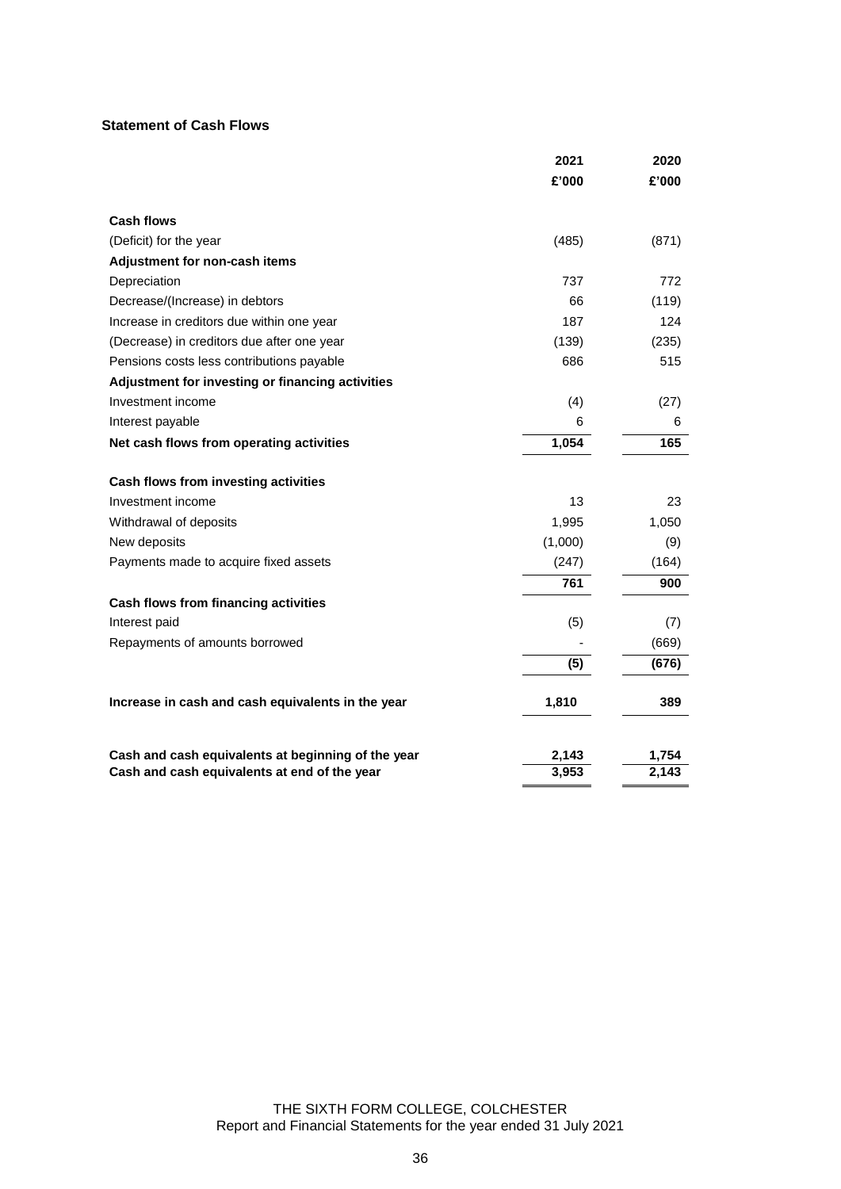## Statement of Cash Flows

| | 2021 | 2020 |
|---|---|---|
| | £'000 | £'000 |
| **Cash flows** | | |
| (Deficit) for the year | (485) | (871) |
| **Adjustment for non-cash items** | | |
| Depreciation | 737 | 772 |
| Decrease/(Increase) in debtors | 66 | (119) |
| Increase in creditors due within one year | 187 | 124 |
| (Decrease) in creditors due after one year | (139) | (235) |
| Pensions costs less contributions payable | 686 | 515 |
| **Adjustment for investing or financing activities** | | |
| Investment income | (4) | (27) |
| Interest payable | 6 | 6 |
| **Net cash flows from operating activities** | **1,054** | **165** |
| **Cash flows from investing activities** | | |
| Investment income | 13 | 23 |
| Withdrawal of deposits | 1,995 | 1,050 |
| New deposits | (1,000) | (9) |
| Payments made to acquire fixed assets | (247) | (164) |
| | **761** | **900** |
| **Cash flows from financing activities** | | |
| Interest paid | (5) | (7) |
| Repayments of amounts borrowed | - | (669) |
| | **(5)** | **(676)** |
| **Increase in cash and cash equivalents in the year** | **1,810** | **389** |
| **Cash and cash equivalents at beginning of the year** | **2,143** | **1,754** |
| **Cash and cash equivalents at end of the year** | **3,953** | **2,143** |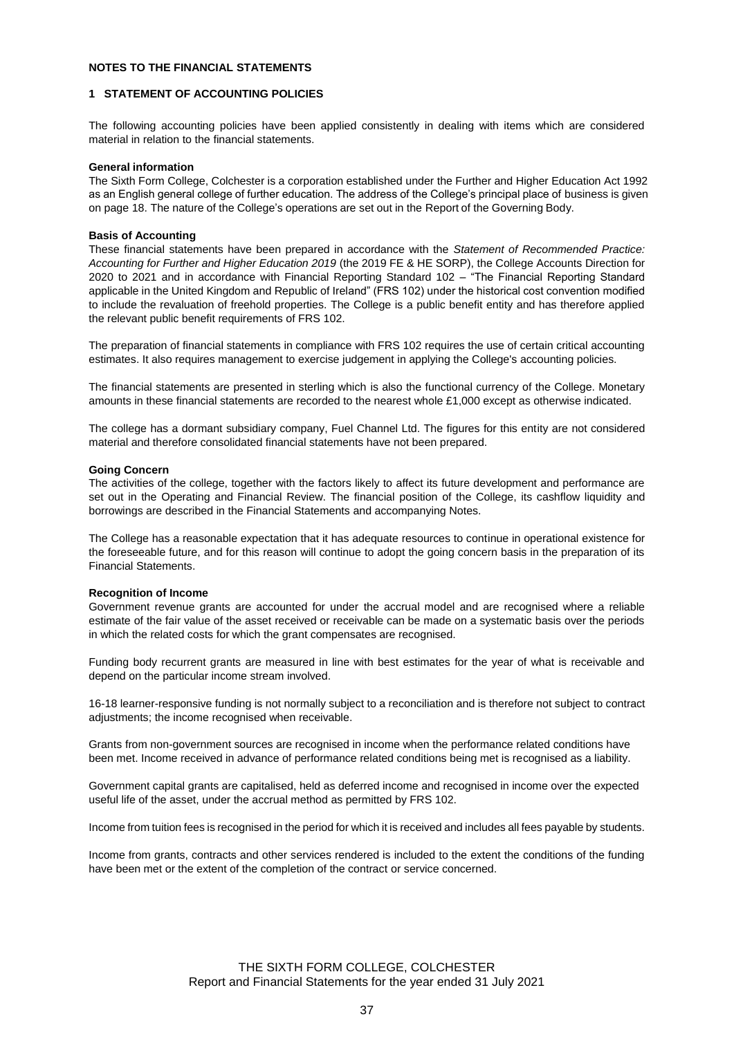**NOTES TO THE FINANCIAL STATEMENTS**

**1 STATEMENT OF ACCOUNTING POLICIES**

The following accounting policies have been applied consistently in dealing with items which are considered material in relation to the financial statements.

**General information**

The Sixth Form College, Colchester is a corporation established under the Further and Higher Education Act 1992 as an English general college of further education. The address of the College's principal place of business is given on page 18. The nature of the College's operations are set out in the Report of the Governing Body.

**Basis of Accounting**

These financial statements have been prepared in accordance with the *Statement of Recommended Practice: Accounting for Further and Higher Education 2019* (the 2019 FE & HE SORP), the College Accounts Direction for 2020 to 2021 and in accordance with Financial Reporting Standard 102 – "The Financial Reporting Standard applicable in the United Kingdom and Republic of Ireland" (FRS 102) under the historical cost convention modified to include the revaluation of freehold properties. The College is a public benefit entity and has therefore applied the relevant public benefit requirements of FRS 102.

The preparation of financial statements in compliance with FRS 102 requires the use of certain critical accounting estimates. It also requires management to exercise judgement in applying the College's accounting policies.

The financial statements are presented in sterling which is also the functional currency of the College. Monetary amounts in these financial statements are recorded to the nearest whole £1,000 except as otherwise indicated.

The college has a dormant subsidiary company, Fuel Channel Ltd. The figures for this entity are not considered material and therefore consolidated financial statements have not been prepared.

**Going Concern**

The activities of the college, together with the factors likely to affect its future development and performance are set out in the Operating and Financial Review. The financial position of the College, its cashflow liquidity and borrowings are described in the Financial Statements and accompanying Notes.

The College has a reasonable expectation that it has adequate resources to continue in operational existence for the foreseeable future, and for this reason will continue to adopt the going concern basis in the preparation of its Financial Statements.

**Recognition of Income**

Government revenue grants are accounted for under the accrual model and are recognised where a reliable estimate of the fair value of the asset received or receivable can be made on a systematic basis over the periods in which the related costs for which the grant compensates are recognised.

Funding body recurrent grants are measured in line with best estimates for the year of what is receivable and depend on the particular income stream involved.

16-18 learner-responsive funding is not normally subject to a reconciliation and is therefore not subject to contract adjustments; the income recognised when receivable.

Grants from non-government sources are recognised in income when the performance related conditions have been met. Income received in advance of performance related conditions being met is recognised as a liability.

Government capital grants are capitalised, held as deferred income and recognised in income over the expected useful life of the asset, under the accrual method as permitted by FRS 102.

Income from tuition fees is recognised in the period for which it is received and includes all fees payable by students.

Income from grants, contracts and other services rendered is included to the extent the conditions of the funding have been met or the extent of the completion of the contract or service concerned.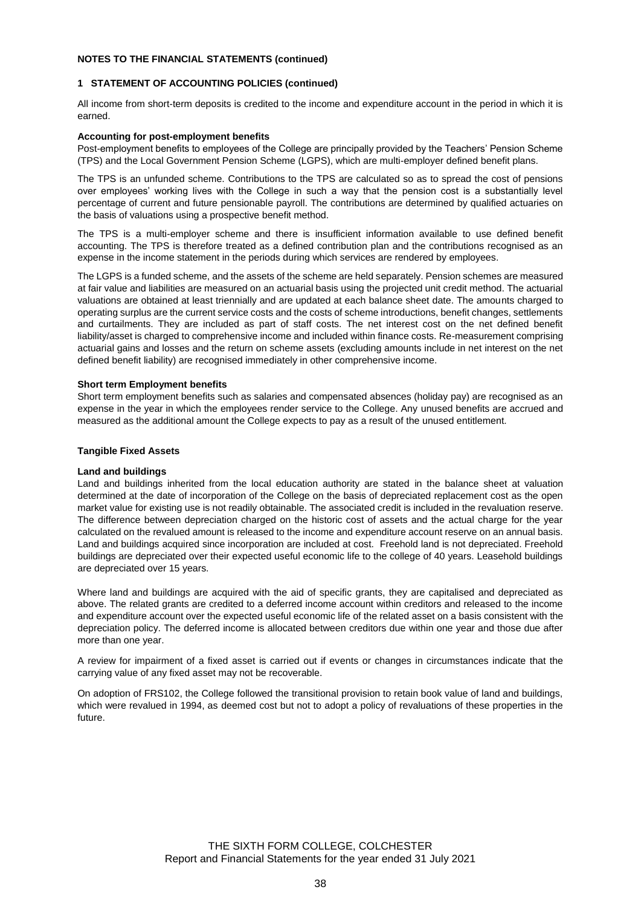**NOTES TO THE FINANCIAL STATEMENTS (continued)**

**1 STATEMENT OF ACCOUNTING POLICIES (continued)**

All income from short-term deposits is credited to the income and expenditure account in the period in which it is earned.

**Accounting for post-employment benefits**

Post-employment benefits to employees of the College are principally provided by the Teachers' Pension Scheme (TPS) and the Local Government Pension Scheme (LGPS), which are multi-employer defined benefit plans.

The TPS is an unfunded scheme. Contributions to the TPS are calculated so as to spread the cost of pensions over employees' working lives with the College in such a way that the pension cost is a substantially level percentage of current and future pensionable payroll. The contributions are determined by qualified actuaries on the basis of valuations using a prospective benefit method.

The TPS is a multi-employer scheme and there is insufficient information available to use defined benefit accounting. The TPS is therefore treated as a defined contribution plan and the contributions recognised as an expense in the income statement in the periods during which services are rendered by employees.

The LGPS is a funded scheme, and the assets of the scheme are held separately. Pension schemes are measured at fair value and liabilities are measured on an actuarial basis using the projected unit credit method. The actuarial valuations are obtained at least triennially and are updated at each balance sheet date. The amounts charged to operating surplus are the current service costs and the costs of scheme introductions, benefit changes, settlements and curtailments. They are included as part of staff costs. The net interest cost on the net defined benefit liability/asset is charged to comprehensive income and included within finance costs. Re-measurement comprising actuarial gains and losses and the return on scheme assets (excluding amounts include in net interest on the net defined benefit liability) are recognised immediately in other comprehensive income.

**Short term Employment benefits**

Short term employment benefits such as salaries and compensated absences (holiday pay) are recognised as an expense in the year in which the employees render service to the College. Any unused benefits are accrued and measured as the additional amount the College expects to pay as a result of the unused entitlement.

**Tangible Fixed Assets**

**Land and buildings**

Land and buildings inherited from the local education authority are stated in the balance sheet at valuation determined at the date of incorporation of the College on the basis of depreciated replacement cost as the open market value for existing use is not readily obtainable. The associated credit is included in the revaluation reserve. The difference between depreciation charged on the historic cost of assets and the actual charge for the year calculated on the revalued amount is released to the income and expenditure account reserve on an annual basis. Land and buildings acquired since incorporation are included at cost. Freehold land is not depreciated. Freehold buildings are depreciated over their expected useful economic life to the college of 40 years. Leasehold buildings are depreciated over 15 years.

Where land and buildings are acquired with the aid of specific grants, they are capitalised and depreciated as above. The related grants are credited to a deferred income account within creditors and released to the income and expenditure account over the expected useful economic life of the related asset on a basis consistent with the depreciation policy. The deferred income is allocated between creditors due within one year and those due after more than one year.

A review for impairment of a fixed asset is carried out if events or changes in circumstances indicate that the carrying value of any fixed asset may not be recoverable.

On adoption of FRS102, the College followed the transitional provision to retain book value of land and buildings, which were revalued in 1994, as deemed cost but not to adopt a policy of revaluations of these properties in the future.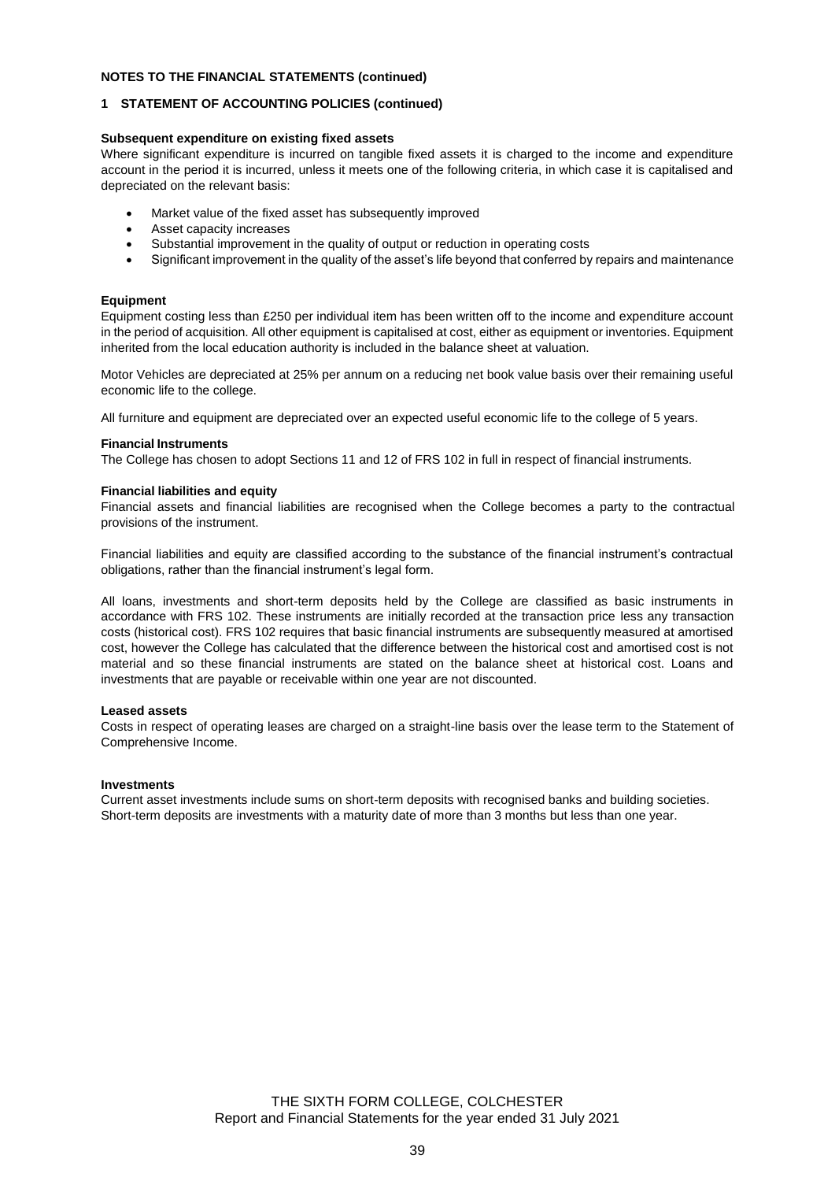**NOTES TO THE FINANCIAL STATEMENTS (continued)**

**1 STATEMENT OF ACCOUNTING POLICIES (continued)**

**Subsequent expenditure on existing fixed assets**

Where significant expenditure is incurred on tangible fixed assets it is charged to the income and expenditure account in the period it is incurred, unless it meets one of the following criteria, in which case it is capitalised and depreciated on the relevant basis:

- Market value of the fixed asset has subsequently improved
- Asset capacity increases
- Substantial improvement in the quality of output or reduction in operating costs
- Significant improvement in the quality of the asset's life beyond that conferred by repairs and maintenance

**Equipment**

Equipment costing less than £250 per individual item has been written off to the income and expenditure account in the period of acquisition. All other equipment is capitalised at cost, either as equipment or inventories. Equipment inherited from the local education authority is included in the balance sheet at valuation.

Motor Vehicles are depreciated at 25% per annum on a reducing net book value basis over their remaining useful economic life to the college.

All furniture and equipment are depreciated over an expected useful economic life to the college of 5 years.

**Financial Instruments**

The College has chosen to adopt Sections 11 and 12 of FRS 102 in full in respect of financial instruments.

**Financial liabilities and equity**

Financial assets and financial liabilities are recognised when the College becomes a party to the contractual provisions of the instrument.

Financial liabilities and equity are classified according to the substance of the financial instrument's contractual obligations, rather than the financial instrument's legal form.

All loans, investments and short-term deposits held by the College are classified as basic instruments in accordance with FRS 102. These instruments are initially recorded at the transaction price less any transaction costs (historical cost). FRS 102 requires that basic financial instruments are subsequently measured at amortised cost, however the College has calculated that the difference between the historical cost and amortised cost is not material and so these financial instruments are stated on the balance sheet at historical cost. Loans and investments that are payable or receivable within one year are not discounted.

**Leased assets**

Costs in respect of operating leases are charged on a straight-line basis over the lease term to the Statement of Comprehensive Income.

**Investments**

Current asset investments include sums on short-term deposits with recognised banks and building societies. Short-term deposits are investments with a maturity date of more than 3 months but less than one year.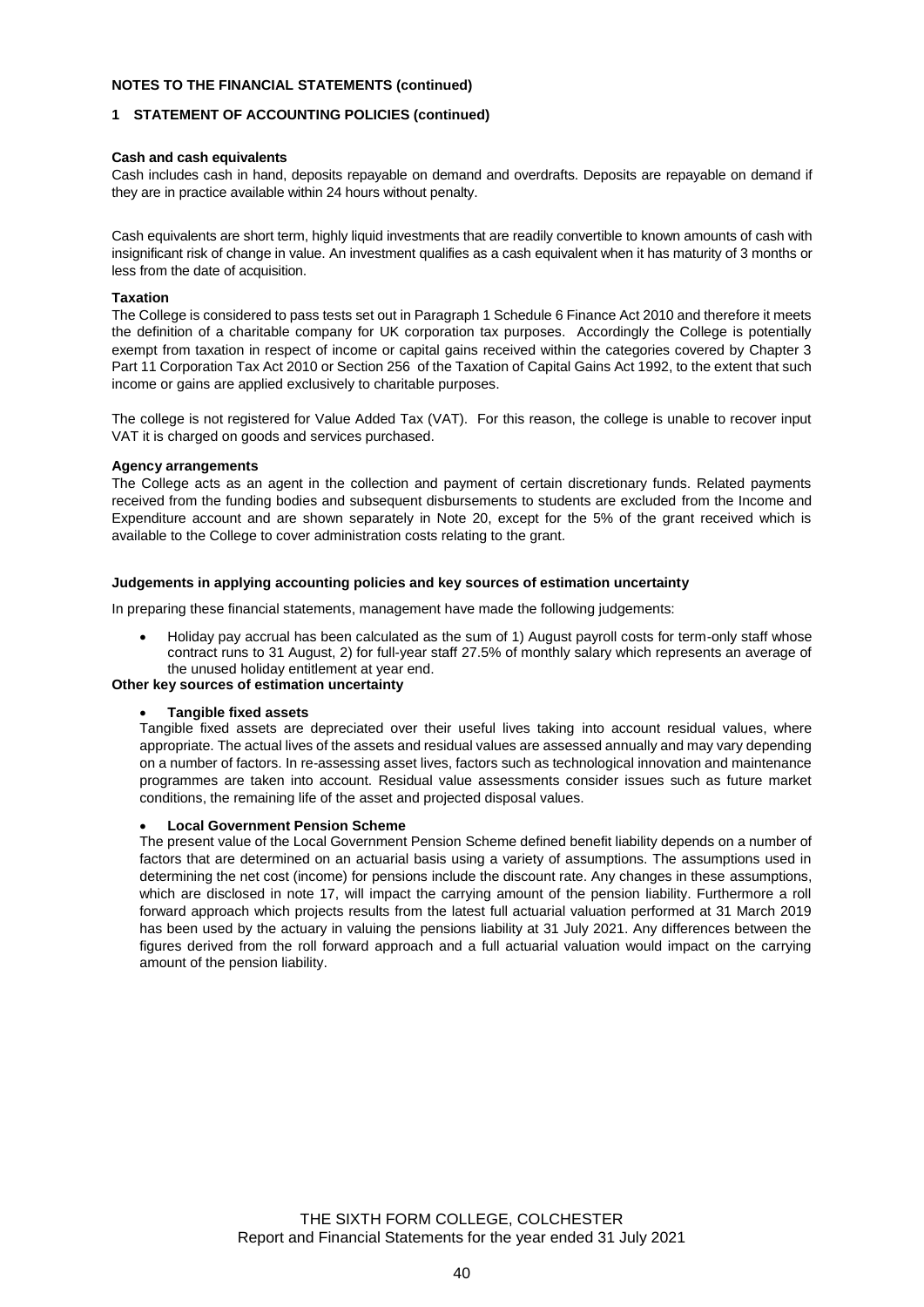**NOTES TO THE FINANCIAL STATEMENTS (continued)**

**1 STATEMENT OF ACCOUNTING POLICIES (continued)**

**Cash and cash equivalents**

Cash includes cash in hand, deposits repayable on demand and overdrafts. Deposits are repayable on demand if they are in practice available within 24 hours without penalty.

Cash equivalents are short term, highly liquid investments that are readily convertible to known amounts of cash with insignificant risk of change in value. An investment qualifies as a cash equivalent when it has maturity of 3 months or less from the date of acquisition.

**Taxation**

The College is considered to pass tests set out in Paragraph 1 Schedule 6 Finance Act 2010 and therefore it meets the definition of a charitable company for UK corporation tax purposes. Accordingly the College is potentially exempt from taxation in respect of income or capital gains received within the categories covered by Chapter 3 Part 11 Corporation Tax Act 2010 or Section 256 of the Taxation of Capital Gains Act 1992, to the extent that such income or gains are applied exclusively to charitable purposes.

The college is not registered for Value Added Tax (VAT). For this reason, the college is unable to recover input VAT it is charged on goods and services purchased.

**Agency arrangements**

The College acts as an agent in the collection and payment of certain discretionary funds. Related payments received from the funding bodies and subsequent disbursements to students are excluded from the Income and Expenditure account and are shown separately in Note 20, except for the 5% of the grant received which is available to the College to cover administration costs relating to the grant.

**Judgements in applying accounting policies and key sources of estimation uncertainty**

In preparing these financial statements, management have made the following judgements:

- Holiday pay accrual has been calculated as the sum of 1) August payroll costs for term-only staff whose contract runs to 31 August, 2) for full-year staff 27.5% of monthly salary which represents an average of the unused holiday entitlement at year end.

**Other key sources of estimation uncertainty**

- **Tangible fixed assets**

  Tangible fixed assets are depreciated over their useful lives taking into account residual values, where appropriate. The actual lives of the assets and residual values are assessed annually and may vary depending on a number of factors. In re-assessing asset lives, factors such as technological innovation and maintenance programmes are taken into account. Residual value assessments consider issues such as future market conditions, the remaining life of the asset and projected disposal values.

- **Local Government Pension Scheme**

  The present value of the Local Government Pension Scheme defined benefit liability depends on a number of factors that are determined on an actuarial basis using a variety of assumptions. The assumptions used in determining the net cost (income) for pensions include the discount rate. Any changes in these assumptions, which are disclosed in note 17, will impact the carrying amount of the pension liability. Furthermore a roll forward approach which projects results from the latest full actuarial valuation performed at 31 March 2019 has been used by the actuary in valuing the pensions liability at 31 July 2021. Any differences between the figures derived from the roll forward approach and a full actuarial valuation would impact on the carrying amount of the pension liability.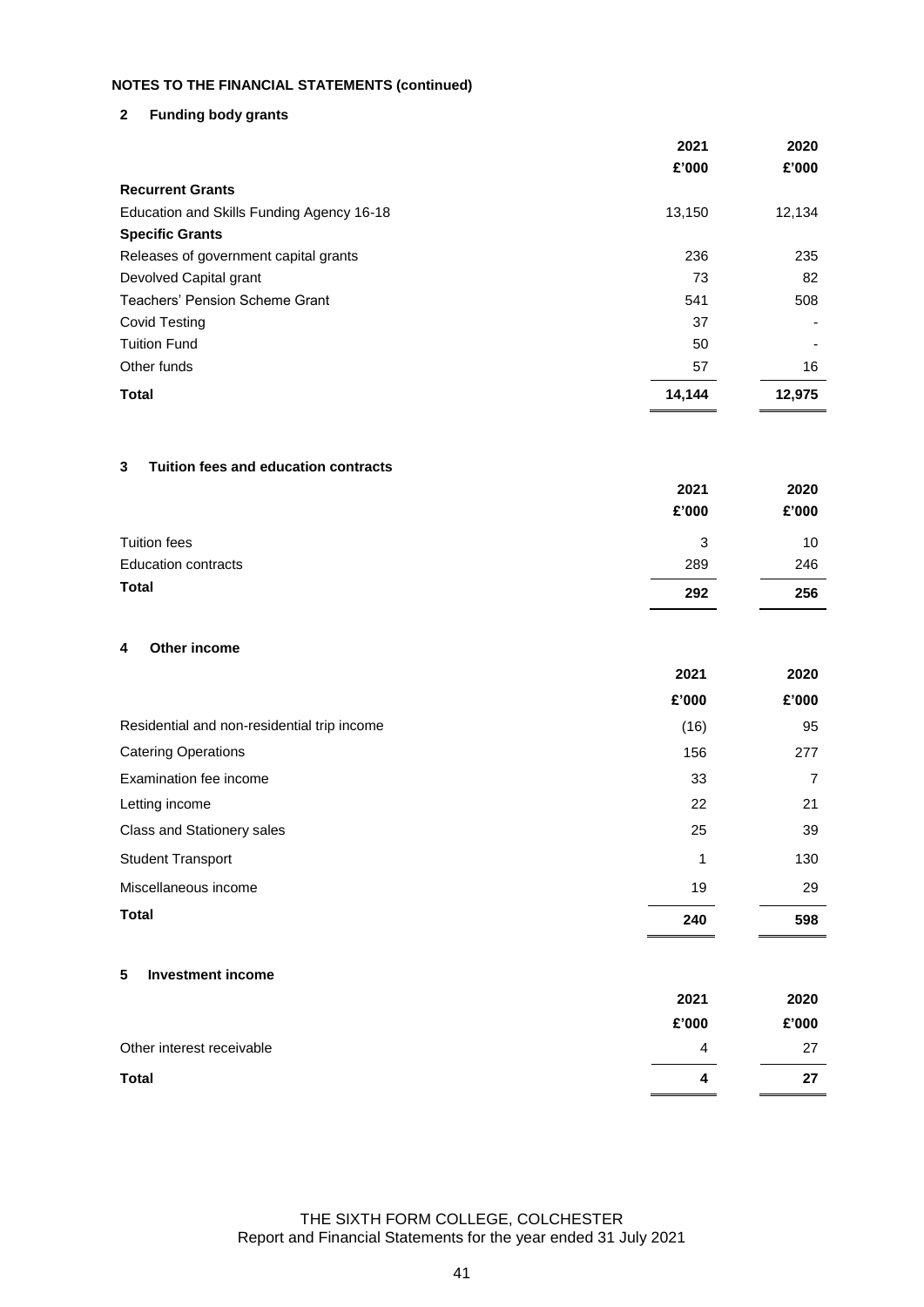**NOTES TO THE FINANCIAL STATEMENTS (continued)**

## 2 Funding body grants

| | 2021 | 2020 |
|---|---|---|
| | £'000 | £'000 |
| **Recurrent Grants** | | |
| Education and Skills Funding Agency 16-18 | 13,150 | 12,134 |
| **Specific Grants** | | |
| Releases of government capital grants | 236 | 235 |
| Devolved Capital grant | 73 | 82 |
| Teachers' Pension Scheme Grant | 541 | 508 |
| Covid Testing | 37 | - |
| Tuition Fund | 50 | - |
| Other funds | 57 | 16 |
| **Total** | **14,144** | **12,975** |

## 3 Tuition fees and education contracts

| | 2021 | 2020 |
|---|---|---|
| | £'000 | £'000 |
| Tuition fees | 3 | 10 |
| Education contracts | 289 | 246 |
| **Total** | **292** | **256** |

## 4 Other income

| | 2021 | 2020 |
|---|---|---|
| | £'000 | £'000 |
| Residential and non-residential trip income | (16) | 95 |
| Catering Operations | 156 | 277 |
| Examination fee income | 33 | 7 |
| Letting income | 22 | 21 |
| Class and Stationery sales | 25 | 39 |
| Student Transport | 1 | 130 |
| Miscellaneous income | 19 | 29 |
| **Total** | **240** | **598** |

## 5 Investment income

| | 2021 | 2020 |
|---|---|---|
| | £'000 | £'000 |
| Other interest receivable | 4 | 27 |
| **Total** | **4** | **27** |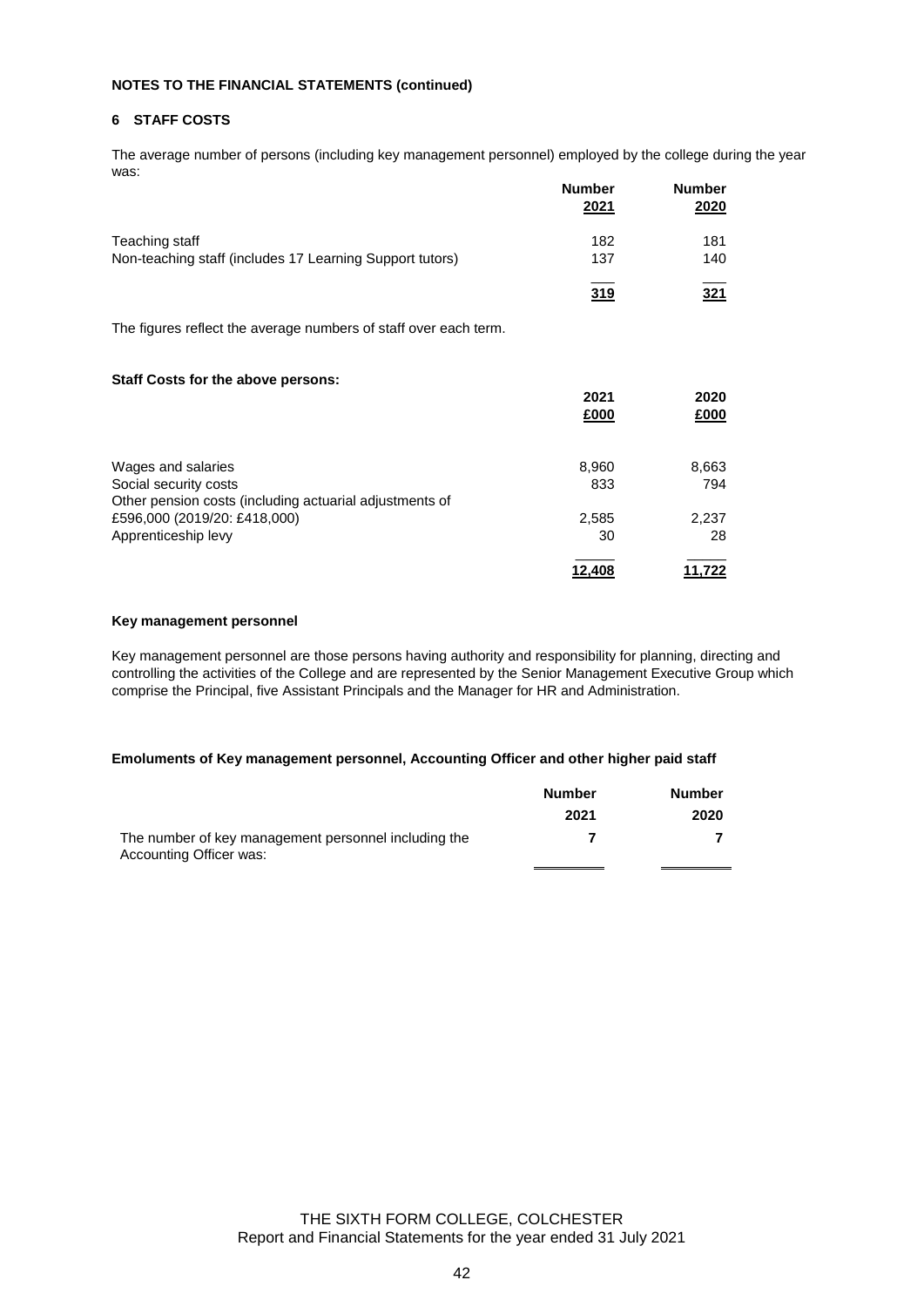**NOTES TO THE FINANCIAL STATEMENTS (continued)**

## 6 STAFF COSTS

The average number of persons (including key management personnel) employed by the college during the year was:

| | Number 2021 | Number 2020 |
|---|---|---|
| Teaching staff | 182 | 181 |
| Non-teaching staff (includes 17 Learning Support tutors) | 137 | 140 |
| | **319** | **321** |

The figures reflect the average numbers of staff over each term.

**Staff Costs for the above persons:**

| | 2021 £000 | 2020 £000 |
|---|---|---|
| Wages and salaries | 8,960 | 8,663 |
| Social security costs | 833 | 794 |
| Other pension costs (including actuarial adjustments of £596,000 (2019/20: £418,000) | 2,585 | 2,237 |
| Apprenticeship levy | 30 | 28 |
| | **12,408** | **11,722** |

**Key management personnel**

Key management personnel are those persons having authority and responsibility for planning, directing and controlling the activities of the College and are represented by the Senior Management Executive Group which comprise the Principal, five Assistant Principals and the Manager for HR and Administration.

**Emoluments of Key management personnel, Accounting Officer and other higher paid staff**

| | Number 2021 | Number 2020 |
|---|---|---|
| The number of key management personnel including the Accounting Officer was: | **7** | **7** |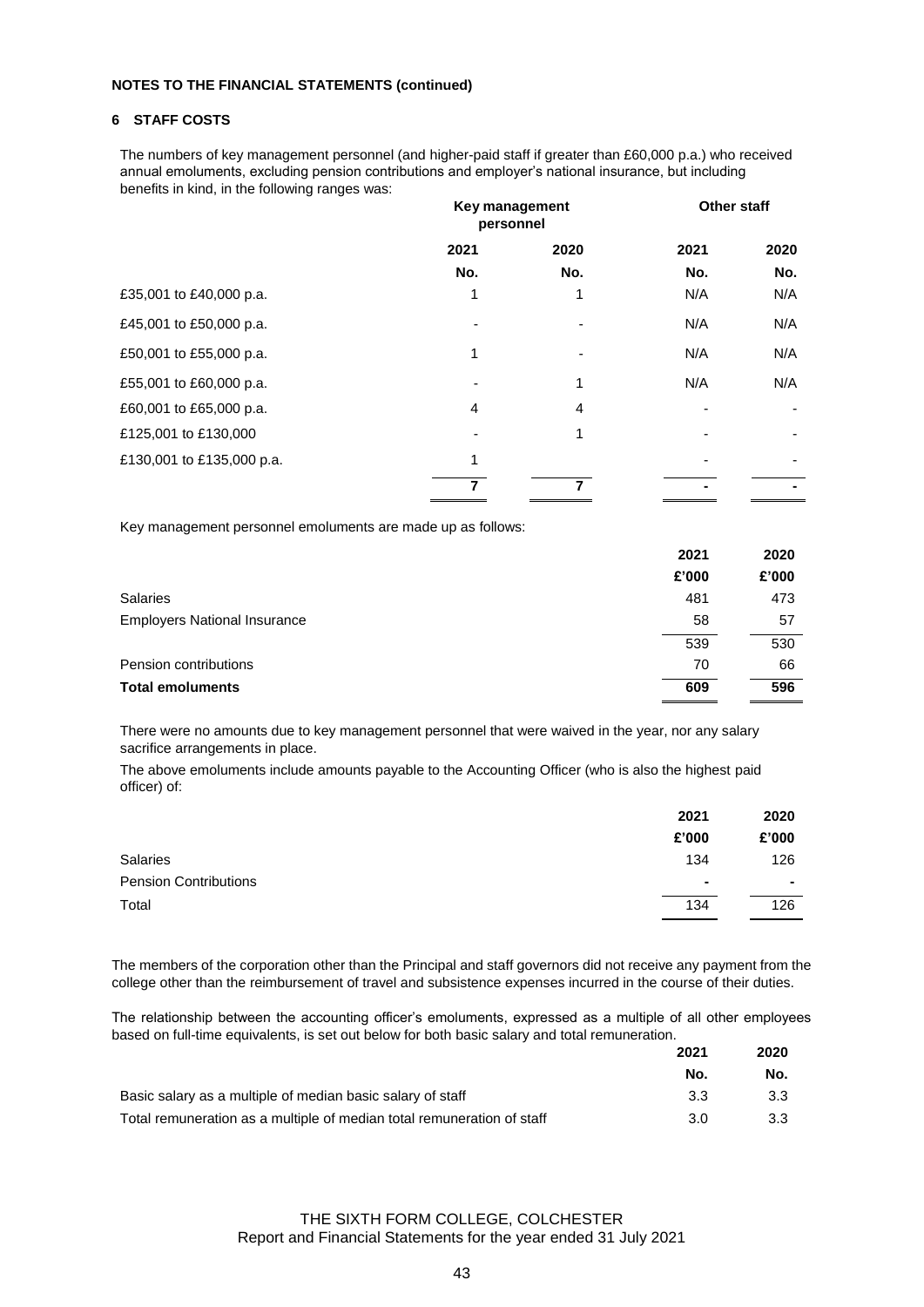**NOTES TO THE FINANCIAL STATEMENTS (continued)**

## 6 STAFF COSTS

The numbers of key management personnel (and higher-paid staff if greater than £60,000 p.a.) who received annual emoluments, excluding pension contributions and employer's national insurance, but including benefits in kind, in the following ranges was:

| | Key management personnel | | Other staff | |
|---|---|---|---|---|
| | 2021 | 2020 | 2021 | 2020 |
| | No. | No. | No. | No. |
| £35,001 to £40,000 p.a. | 1 | 1 | N/A | N/A |
| £45,001 to £50,000 p.a. | - | - | N/A | N/A |
| £50,001 to £55,000 p.a. | 1 | - | N/A | N/A |
| £55,001 to £60,000 p.a. | - | 1 | N/A | N/A |
| £60,001 to £65,000 p.a. | 4 | 4 | - | - |
| £125,001 to £130,000 | - | 1 | - | - |
| £130,001 to £135,000 p.a. | 1 | | - | - |
| | **7** | **7** | **-** | **-** |

Key management personnel emoluments are made up as follows:

| | 2021 | 2020 |
|---|---|---|
| | £'000 | £'000 |
| Salaries | 481 | 473 |
| Employers National Insurance | 58 | 57 |
| | 539 | 530 |
| Pension contributions | 70 | 66 |
| **Total emoluments** | **609** | **596** |

There were no amounts due to key management personnel that were waived in the year, nor any salary sacrifice arrangements in place.

The above emoluments include amounts payable to the Accounting Officer (who is also the highest paid officer) of:

| | 2021 | 2020 |
|---|---|---|
| | £'000 | £'000 |
| Salaries | 134 | 126 |
| Pension Contributions | - | - |
| Total | 134 | 126 |

The members of the corporation other than the Principal and staff governors did not receive any payment from the college other than the reimbursement of travel and subsistence expenses incurred in the course of their duties.

The relationship between the accounting officer's emoluments, expressed as a multiple of all other employees based on full-time equivalents, is set out below for both basic salary and total remuneration.

| | 2021 | 2020 |
|---|---|---|
| | No. | No. |
| Basic salary as a multiple of median basic salary of staff | 3.3 | 3.3 |
| Total remuneration as a multiple of median total remuneration of staff | 3.0 | 3.3 |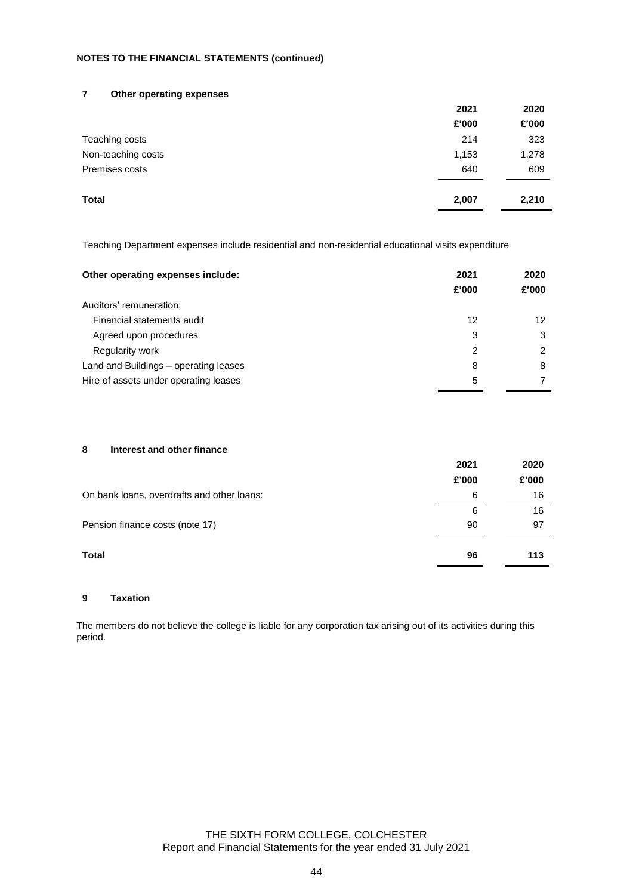**NOTES TO THE FINANCIAL STATEMENTS (continued)**

## 7 Other operating expenses

| | 2021 | 2020 |
|---|---|---|
| | £'000 | £'000 |
| Teaching costs | 214 | 323 |
| Non-teaching costs | 1,153 | 1,278 |
| Premises costs | 640 | 609 |
| **Total** | **2,007** | **2,210** |

Teaching Department expenses include residential and non-residential educational visits expenditure

| **Other operating expenses include:** | 2021 | 2020 |
|---|---|---|
| | £'000 | £'000 |
| Auditors' remuneration: | | |
| Financial statements audit | 12 | 12 |
| Agreed upon procedures | 3 | 3 |
| Regularity work | 2 | 2 |
| Land and Buildings – operating leases | 8 | 8 |
| Hire of assets under operating leases | 5 | 7 |

## 8 Interest and other finance

| | 2021 | 2020 |
|---|---|---|
| | £'000 | £'000 |
| On bank loans, overdrafts and other loans: | 6 | 16 |
| | 6 | 16 |
| Pension finance costs (note 17) | 90 | 97 |
| **Total** | **96** | **113** |

## 9 Taxation

The members do not believe the college is liable for any corporation tax arising out of its activities during this period.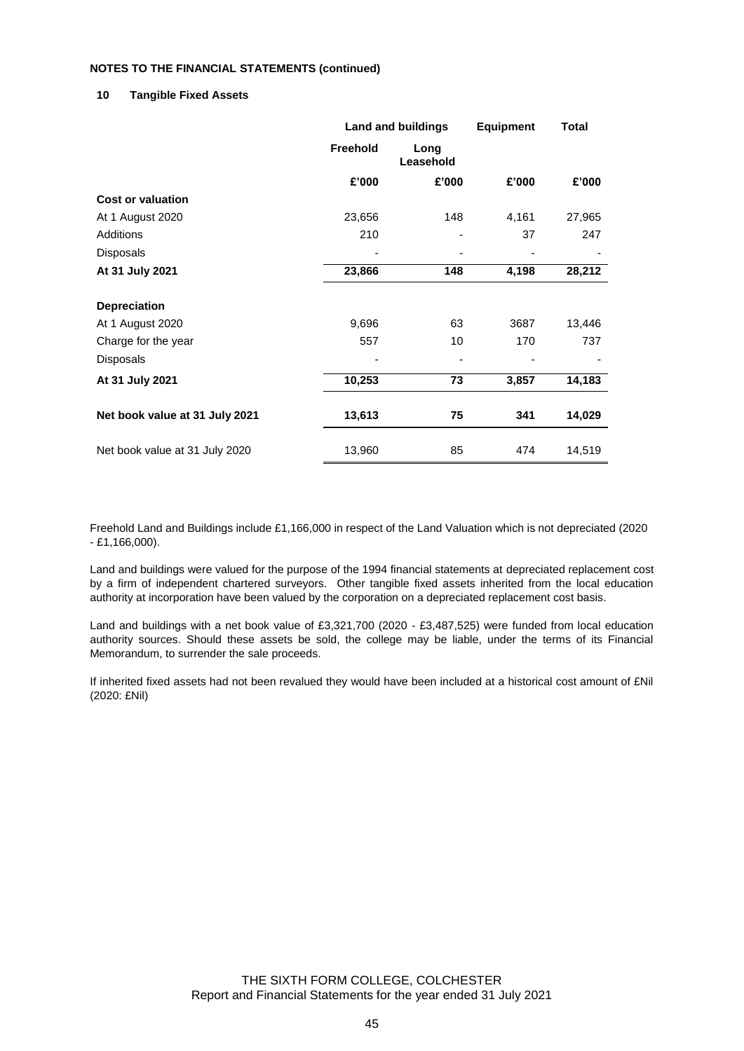**NOTES TO THE FINANCIAL STATEMENTS (continued)**

**10 Tangible Fixed Assets**

| | Land and buildings | | Equipment | Total |
|---|---|---|---|---|
| | Freehold | Long Leasehold | | |
| | £'000 | £'000 | £'000 | £'000 |
| **Cost or valuation** | | | | |
| At 1 August 2020 | 23,656 | 148 | 4,161 | 27,965 |
| Additions | 210 | - | 37 | 247 |
| Disposals | - | - | - | - |
| **At 31 July 2021** | **23,866** | **148** | **4,198** | **28,212** |
| **Depreciation** | | | | |
| At 1 August 2020 | 9,696 | 63 | 3687 | 13,446 |
| Charge for the year | 557 | 10 | 170 | 737 |
| Disposals | - | - | - | - |
| **At 31 July 2021** | **10,253** | **73** | **3,857** | **14,183** |
| **Net book value at 31 July 2021** | **13,613** | **75** | **341** | **14,029** |
| Net book value at 31 July 2020 | 13,960 | 85 | 474 | 14,519 |

Freehold Land and Buildings include £1,166,000 in respect of the Land Valuation which is not depreciated (2020 - £1,166,000).

Land and buildings were valued for the purpose of the 1994 financial statements at depreciated replacement cost by a firm of independent chartered surveyors. Other tangible fixed assets inherited from the local education authority at incorporation have been valued by the corporation on a depreciated replacement cost basis.

Land and buildings with a net book value of £3,321,700 (2020 - £3,487,525) were funded from local education authority sources. Should these assets be sold, the college may be liable, under the terms of its Financial Memorandum, to surrender the sale proceeds.

If inherited fixed assets had not been revalued they would have been included at a historical cost amount of £Nil (2020: £Nil)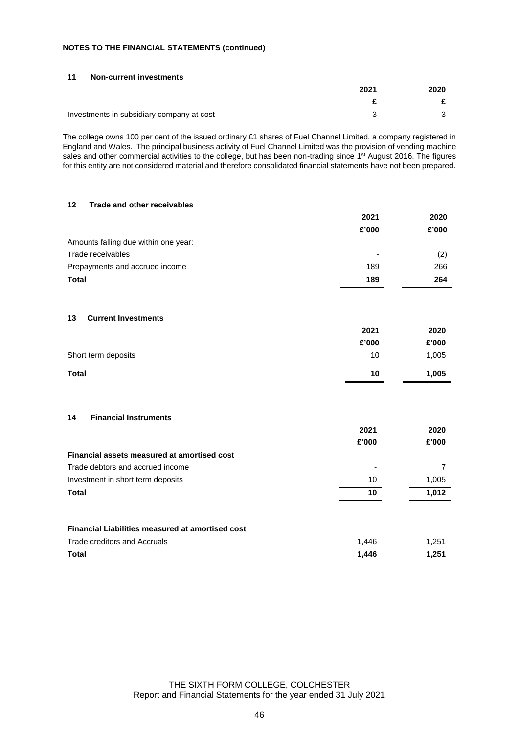**NOTES TO THE FINANCIAL STATEMENTS (continued)**

### 11 Non-current investments

| | 2021 | 2020 |
|---|---|---|
| | £ | £ |
| Investments in subsidiary company at cost | 3 | 3 |

The college owns 100 per cent of the issued ordinary £1 shares of Fuel Channel Limited, a company registered in England and Wales. The principal business activity of Fuel Channel Limited was the provision of vending machine sales and other commercial activities to the college, but has been non-trading since 1st August 2016. The figures for this entity are not considered material and therefore consolidated financial statements have not been prepared.

### 12 Trade and other receivables

| | 2021 | 2020 |
|---|---|---|
| | £'000 | £'000 |
| Amounts falling due within one year: | | |
| Trade receivables | - | (2) |
| Prepayments and accrued income | 189 | 266 |
| **Total** | **189** | **264** |

### 13 Current Investments

| | 2021 | 2020 |
|---|---|---|
| | £'000 | £'000 |
| Short term deposits | 10 | 1,005 |
| **Total** | **10** | **1,005** |

### 14 Financial Instruments

| | 2021 | 2020 |
|---|---|---|
| | £'000 | £'000 |
| **Financial assets measured at amortised cost** | | |
| Trade debtors and accrued income | - | 7 |
| Investment in short term deposits | 10 | 1,005 |
| **Total** | **10** | **1,012** |
| | | |
| **Financial Liabilities measured at amortised cost** | | |
| Trade creditors and Accruals | 1,446 | 1,251 |
| **Total** | **1,446** | **1,251** |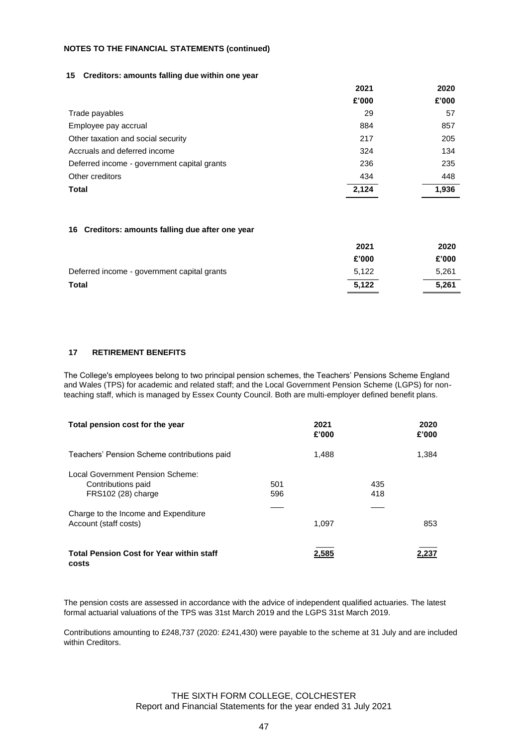**NOTES TO THE FINANCIAL STATEMENTS (continued)**

## 15 Creditors: amounts falling due within one year

| | 2021 | 2020 |
|---|---|---|
| | £'000 | £'000 |
| Trade payables | 29 | 57 |
| Employee pay accrual | 884 | 857 |
| Other taxation and social security | 217 | 205 |
| Accruals and deferred income | 324 | 134 |
| Deferred income - government capital grants | 236 | 235 |
| Other creditors | 434 | 448 |
| **Total** | **2,124** | **1,936** |

## 16 Creditors: amounts falling due after one year

| | 2021 | 2020 |
|---|---|---|
| | £'000 | £'000 |
| Deferred income - government capital grants | 5,122 | 5,261 |
| **Total** | **5,122** | **5,261** |

## 17 RETIREMENT BENEFITS

The College's employees belong to two principal pension schemes, the Teachers' Pensions Scheme England and Wales (TPS) for academic and related staff; and the Local Government Pension Scheme (LGPS) for non-teaching staff, which is managed by Essex County Council. Both are multi-employer defined benefit plans.

| **Total pension cost for the year** | | 2021 £'000 | | 2020 £'000 |
|---|---|---|---|---|
| Teachers' Pension Scheme contributions paid | | 1,488 | | 1,384 |
| Local Government Pension Scheme: | | | | |
| Contributions paid | 501 | | 435 | |
| FRS102 (28) charge | 596 | | 418 | |
| Charge to the Income and Expenditure Account (staff costs) | | 1,097 | | 853 |
| **Total Pension Cost for Year within staff costs** | | **2,585** | | **2,237** |

The pension costs are assessed in accordance with the advice of independent qualified actuaries. The latest formal actuarial valuations of the TPS was 31st March 2019 and the LGPS 31st March 2019.

Contributions amounting to £248,737 (2020: £241,430) were payable to the scheme at 31 July and are included within Creditors.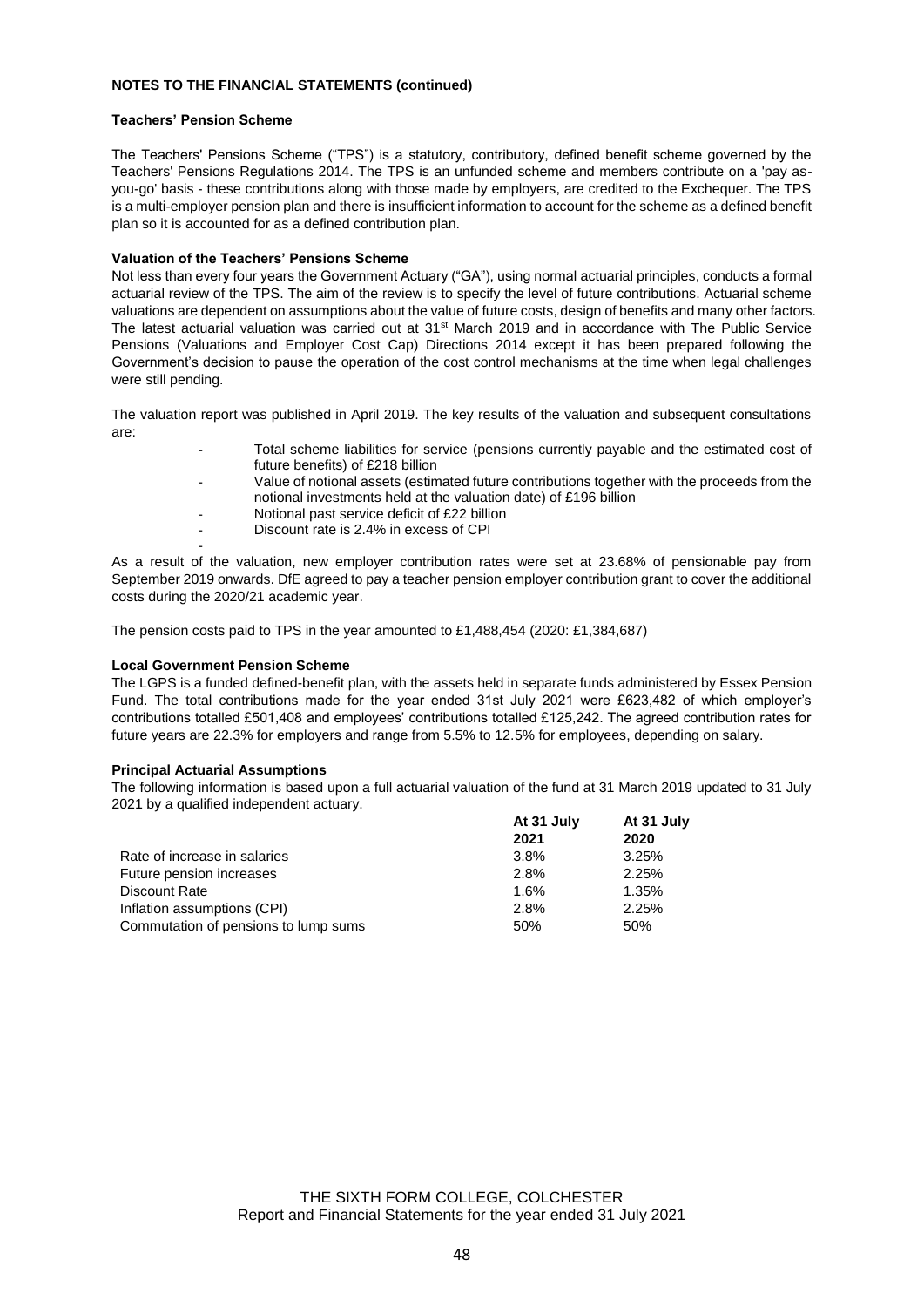**NOTES TO THE FINANCIAL STATEMENTS (continued)**

**Teachers' Pension Scheme**

The Teachers' Pensions Scheme ("TPS") is a statutory, contributory, defined benefit scheme governed by the Teachers' Pensions Regulations 2014. The TPS is an unfunded scheme and members contribute on a 'pay as-you-go' basis - these contributions along with those made by employers, are credited to the Exchequer. The TPS is a multi-employer pension plan and there is insufficient information to account for the scheme as a defined benefit plan so it is accounted for as a defined contribution plan.

**Valuation of the Teachers' Pensions Scheme**

Not less than every four years the Government Actuary ("GA"), using normal actuarial principles, conducts a formal actuarial review of the TPS. The aim of the review is to specify the level of future contributions. Actuarial scheme valuations are dependent on assumptions about the value of future costs, design of benefits and many other factors. The latest actuarial valuation was carried out at 31st March 2019 and in accordance with The Public Service Pensions (Valuations and Employer Cost Cap) Directions 2014 except it has been prepared following the Government's decision to pause the operation of the cost control mechanisms at the time when legal challenges were still pending.

The valuation report was published in April 2019. The key results of the valuation and subsequent consultations are:

- Total scheme liabilities for service (pensions currently payable and the estimated cost of future benefits) of £218 billion
- Value of notional assets (estimated future contributions together with the proceeds from the notional investments held at the valuation date) of £196 billion
- Notional past service deficit of £22 billion
- Discount rate is 2.4% in excess of CPI
-

As a result of the valuation, new employer contribution rates were set at 23.68% of pensionable pay from September 2019 onwards. DfE agreed to pay a teacher pension employer contribution grant to cover the additional costs during the 2020/21 academic year.

The pension costs paid to TPS in the year amounted to £1,488,454 (2020: £1,384,687)

**Local Government Pension Scheme**

The LGPS is a funded defined-benefit plan, with the assets held in separate funds administered by Essex Pension Fund. The total contributions made for the year ended 31st July 2021 were £623,482 of which employer's contributions totalled £501,408 and employees' contributions totalled £125,242. The agreed contribution rates for future years are 22.3% for employers and range from 5.5% to 12.5% for employees, depending on salary.

**Principal Actuarial Assumptions**

The following information is based upon a full actuarial valuation of the fund at 31 March 2019 updated to 31 July 2021 by a qualified independent actuary.

| | At 31 July 2021 | At 31 July 2020 |
|---|---|---|
| Rate of increase in salaries | 3.8% | 3.25% |
| Future pension increases | 2.8% | 2.25% |
| Discount Rate | 1.6% | 1.35% |
| Inflation assumptions (CPI) | 2.8% | 2.25% |
| Commutation of pensions to lump sums | 50% | 50% |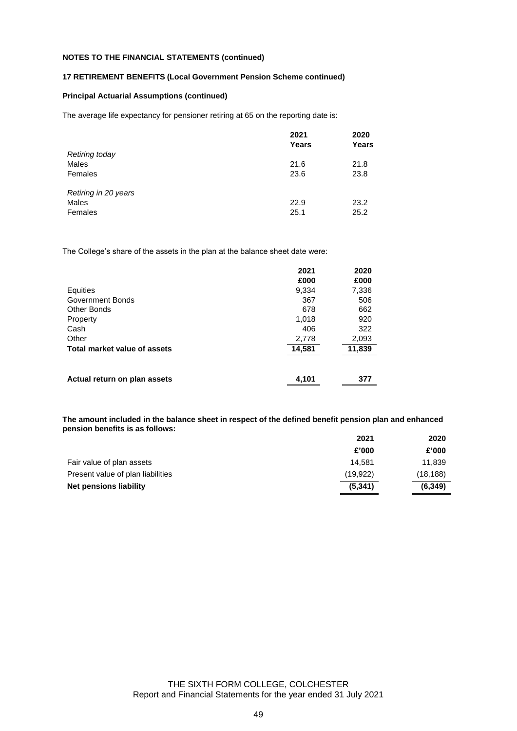**NOTES TO THE FINANCIAL STATEMENTS (continued)**

**17 RETIREMENT BENEFITS (Local Government Pension Scheme continued)**

**Principal Actuarial Assumptions (continued)**

The average life expectancy for pensioner retiring at 65 on the reporting date is:

| | 2021 Years | 2020 Years |
|---|---|---|
| *Retiring today* | | |
| Males | 21.6 | 21.8 |
| Females | 23.6 | 23.8 |
| *Retiring in 20 years* | | |
| Males | 22.9 | 23.2 |
| Females | 25.1 | 25.2 |

The College's share of the assets in the plan at the balance sheet date were:

| | 2021 £000 | 2020 £000 |
|---|---|---|
| Equities | 9,334 | 7,336 |
| Government Bonds | 367 | 506 |
| Other Bonds | 678 | 662 |
| Property | 1,018 | 920 |
| Cash | 406 | 322 |
| Other | 2,778 | 2,093 |
| **Total market value of assets** | **14,581** | **11,839** |
| | | |
| **Actual return on plan assets** | **4,101** | **377** |

**The amount included in the balance sheet in respect of the defined benefit pension plan and enhanced pension benefits is as follows:**

| | 2021 £'000 | 2020 £'000 |
|---|---|---|
| Fair value of plan assets | 14,581 | 11,839 |
| Present value of plan liabilities | (19,922) | (18,188) |
| **Net pensions liability** | **(5,341)** | **(6,349)** |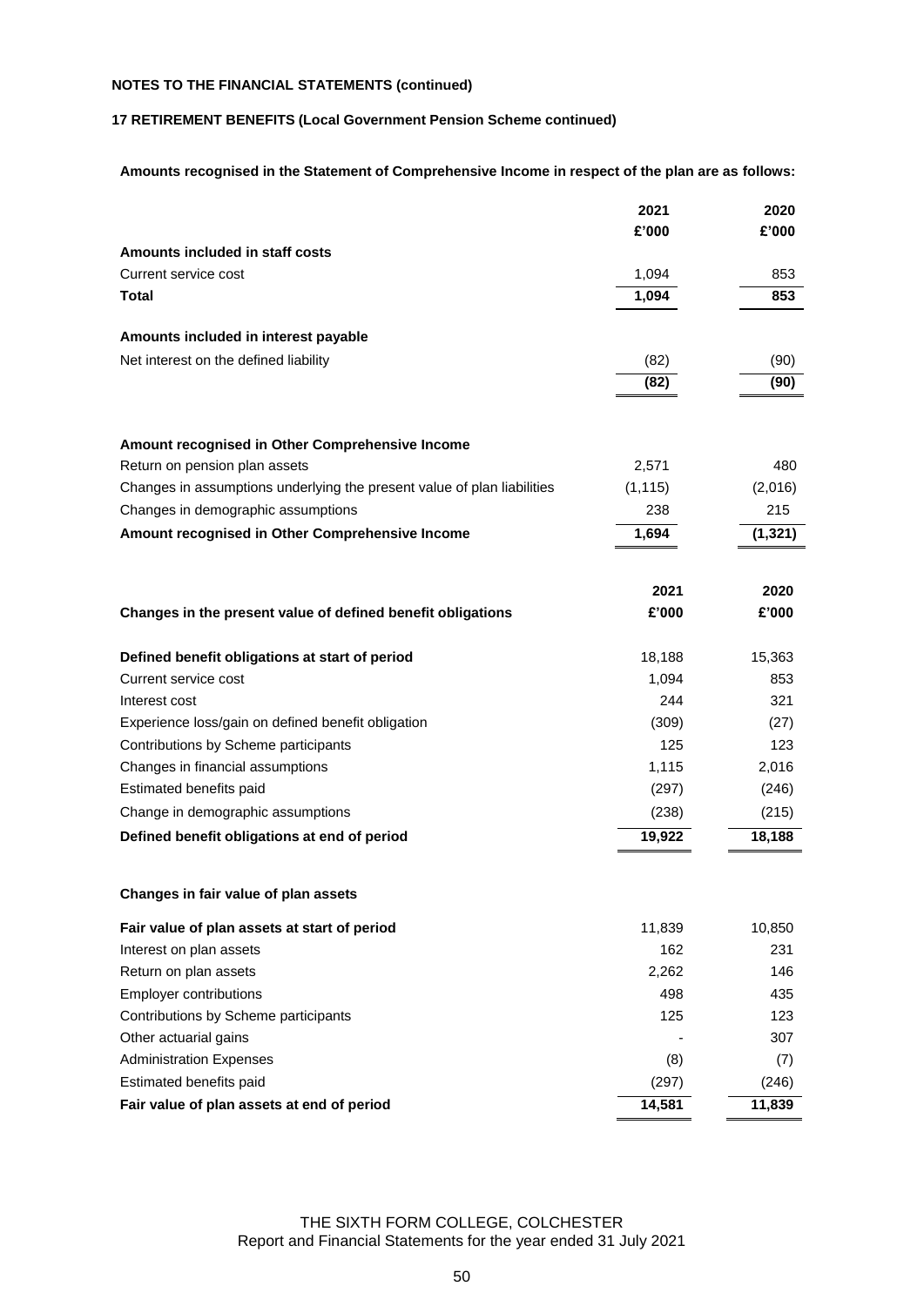**NOTES TO THE FINANCIAL STATEMENTS (continued)**

**17 RETIREMENT BENEFITS (Local Government Pension Scheme continued)**

**Amounts recognised in the Statement of Comprehensive Income in respect of the plan are as follows:**

| | 2021 | 2020 |
|---|---|---|
| | £'000 | £'000 |
| **Amounts included in staff costs** | | |
| Current service cost | 1,094 | 853 |
| **Total** | **1,094** | **853** |
| | | |
| **Amounts included in interest payable** | | |
| Net interest on the defined liability | (82) | (90) |
| | **(82)** | **(90)** |
| | | |
| **Amount recognised in Other Comprehensive Income** | | |
| Return on pension plan assets | 2,571 | 480 |
| Changes in assumptions underlying the present value of plan liabilities | (1,115) | (2,016) |
| Changes in demographic assumptions | 238 | 215 |
| **Amount recognised in Other Comprehensive Income** | **1,694** | **(1,321)** |

| | 2021 | 2020 |
|---|---|---|
| **Changes in the present value of defined benefit obligations** | **£'000** | **£'000** |
| | | |
| **Defined benefit obligations at start of period** | 18,188 | 15,363 |
| Current service cost | 1,094 | 853 |
| Interest cost | 244 | 321 |
| Experience loss/gain on defined benefit obligation | (309) | (27) |
| Contributions by Scheme participants | 125 | 123 |
| Changes in financial assumptions | 1,115 | 2,016 |
| Estimated benefits paid | (297) | (246) |
| Change in demographic assumptions | (238) | (215) |
| **Defined benefit obligations at end of period** | **19,922** | **18,188** |
| | | |
| **Changes in fair value of plan assets** | | |
| | | |
| **Fair value of plan assets at start of period** | 11,839 | 10,850 |
| Interest on plan assets | 162 | 231 |
| Return on plan assets | 2,262 | 146 |
| Employer contributions | 498 | 435 |
| Contributions by Scheme participants | 125 | 123 |
| Other actuarial gains | - | 307 |
| Administration Expenses | (8) | (7) |
| Estimated benefits paid | (297) | (246) |
| **Fair value of plan assets at end of period** | **14,581** | **11,839** |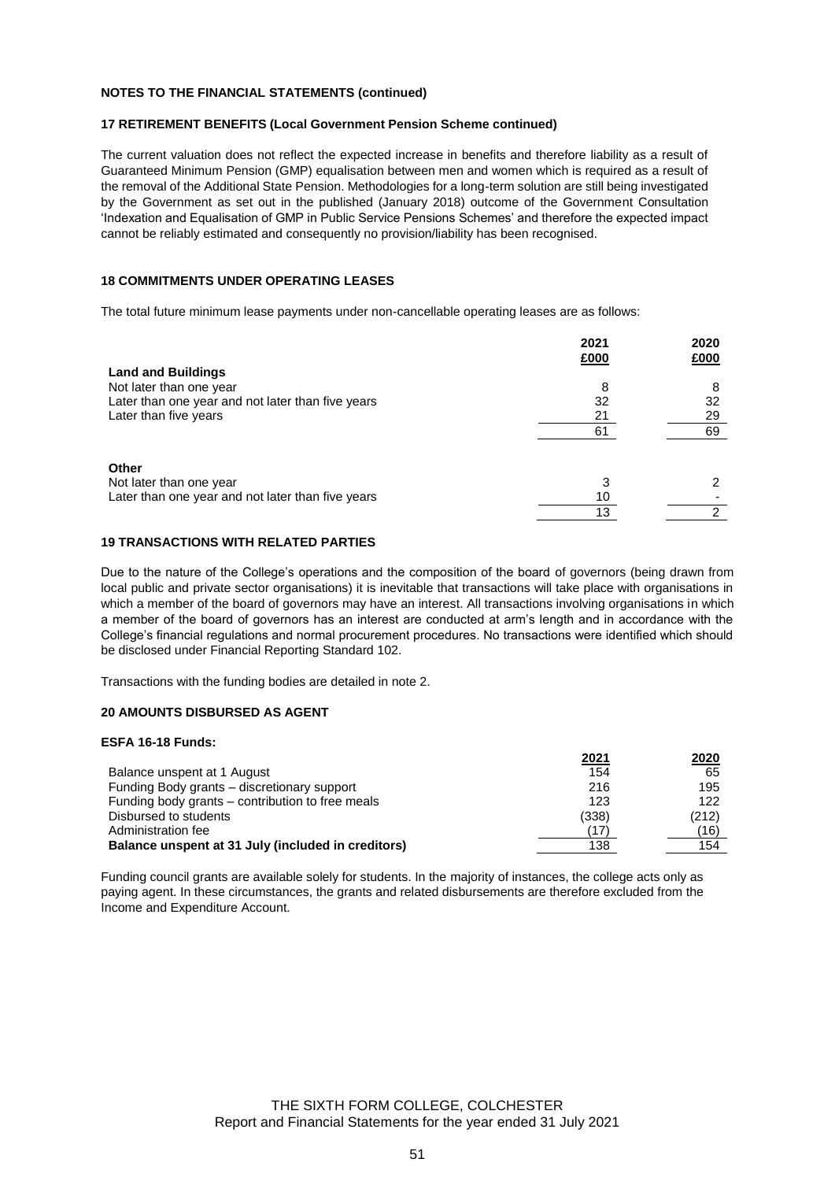**NOTES TO THE FINANCIAL STATEMENTS (continued)**

**17 RETIREMENT BENEFITS (Local Government Pension Scheme continued)**

The current valuation does not reflect the expected increase in benefits and therefore liability as a result of Guaranteed Minimum Pension (GMP) equalisation between men and women which is required as a result of the removal of the Additional State Pension. Methodologies for a long-term solution are still being investigated by the Government as set out in the published (January 2018) outcome of the Government Consultation 'Indexation and Equalisation of GMP in Public Service Pensions Schemes' and therefore the expected impact cannot be reliably estimated and consequently no provision/liability has been recognised.

**18 COMMITMENTS UNDER OPERATING LEASES**

The total future minimum lease payments under non-cancellable operating leases are as follows:

| | 2021 £000 | 2020 £000 |
|---|---|---|
| **Land and Buildings** | | |
| Not later than one year | 8 | 8 |
| Later than one year and not later than five years | 32 | 32 |
| Later than five years | 21 | 29 |
| | 61 | 69 |
| **Other** | | |
| Not later than one year | 3 | 2 |
| Later than one year and not later than five years | 10 | - |
| | 13 | 2 |

**19 TRANSACTIONS WITH RELATED PARTIES**

Due to the nature of the College's operations and the composition of the board of governors (being drawn from local public and private sector organisations) it is inevitable that transactions will take place with organisations in which a member of the board of governors may have an interest. All transactions involving organisations in which a member of the board of governors has an interest are conducted at arm's length and in accordance with the College's financial regulations and normal procurement procedures. No transactions were identified which should be disclosed under Financial Reporting Standard 102.

Transactions with the funding bodies are detailed in note 2.

**20 AMOUNTS DISBURSED AS AGENT**

**ESFA 16-18 Funds:**

| | 2021 | 2020 |
|---|---|---|
| Balance unspent at 1 August | 154 | 65 |
| Funding Body grants – discretionary support | 216 | 195 |
| Funding body grants – contribution to free meals | 123 | 122 |
| Disbursed to students | (338) | (212) |
| Administration fee | (17) | (16) |
| **Balance unspent at 31 July (included in creditors)** | 138 | 154 |

Funding council grants are available solely for students. In the majority of instances, the college acts only as paying agent. In these circumstances, the grants and related disbursements are therefore excluded from the Income and Expenditure Account.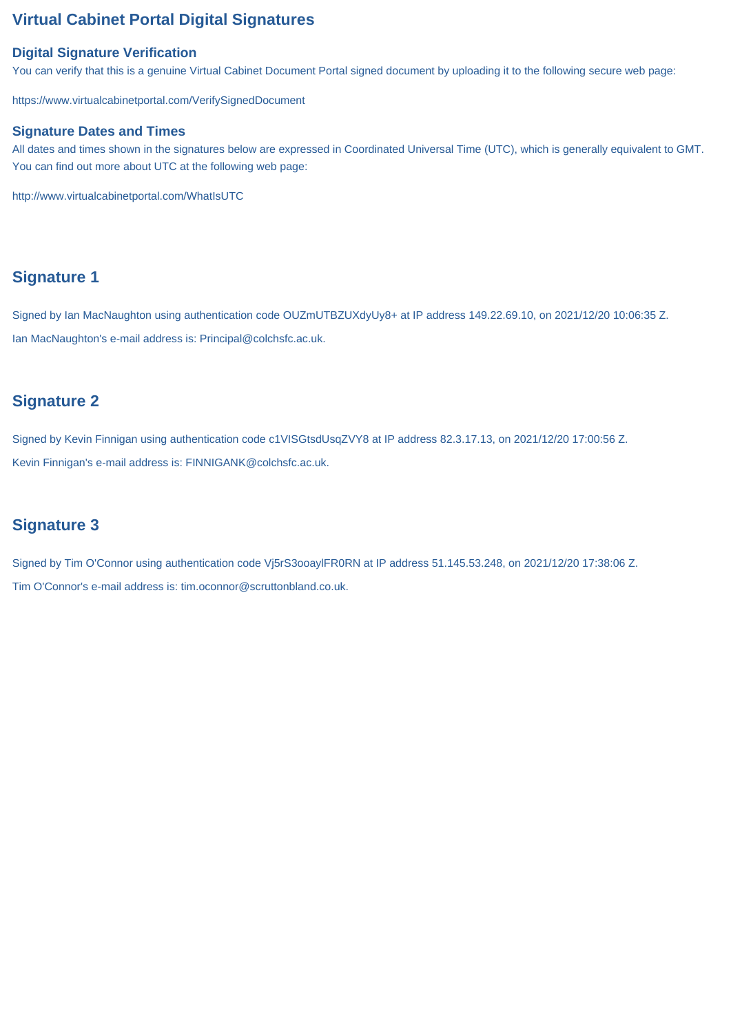# Virtual Cabinet Portal Digital Signatures

### Digital Signature Verification

You can verify that this is a genuine Virtual Cabinet Document Portal signed document by uploading it to the following secure web page:

https://www.virtualcabinetportal.com/VerifySignedDocument

### Signature Dates and Times

All dates and times shown in the signatures below are expressed in Coordinated Universal Time (UTC), which is generally equivalent to GMT. You can find out more about UTC at the following web page:

http://www.virtualcabinetportal.com/WhatIsUTC

## Signature 1

Signed by Ian MacNaughton using authentication code OUZmUTBZUXdyUy8+ at IP address 149.22.69.10, on 2021/12/20 10:06:35 Z.

Ian MacNaughton's e-mail address is: Principal@colchsfc.ac.uk.

## Signature 2

Signed by Kevin Finnigan using authentication code c1VISGtsdUsqZVY8 at IP address 82.3.17.13, on 2021/12/20 17:00:56 Z.

Kevin Finnigan's e-mail address is: FINNIGANK@colchsfc.ac.uk.

## Signature 3

Signed by Tim O'Connor using authentication code Vj5rS3ooaylFR0RN at IP address 51.145.53.248, on 2021/12/20 17:38:06 Z.

Tim O'Connor's e-mail address is: tim.oconnor@scruttonbland.co.uk.